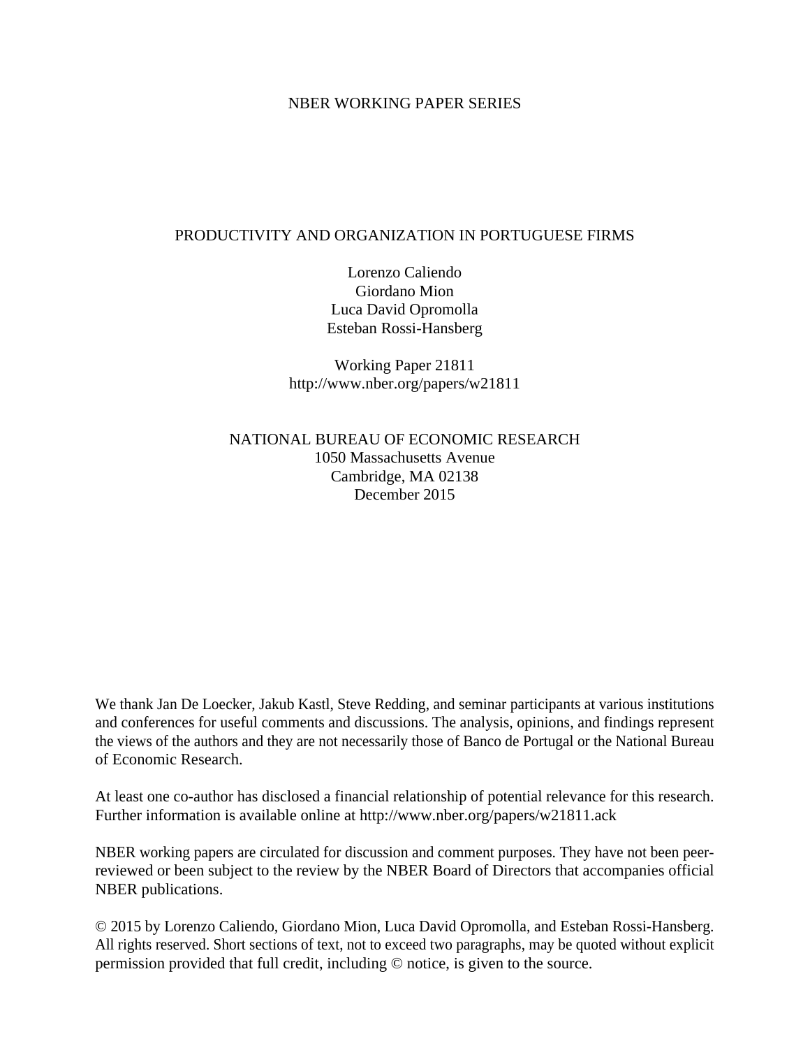NBER WORKING PAPER SERIES

# PRODUCTIVITY AND ORGANIZATION IN PORTUGUESE FIRMS

Lorenzo Caliendo
Giordano Mion
Luca David Opromolla
Esteban Rossi-Hansberg

Working Paper 21811
http://www.nber.org/papers/w21811

NATIONAL BUREAU OF ECONOMIC RESEARCH
1050 Massachusetts Avenue
Cambridge, MA 02138
December 2015

We thank Jan De Loecker, Jakub Kastl, Steve Redding, and seminar participants at various institutions and conferences for useful comments and discussions. The analysis, opinions, and findings represent the views of the authors and they are not necessarily those of Banco de Portugal or the National Bureau of Economic Research.

At least one co-author has disclosed a financial relationship of potential relevance for this research. Further information is available online at http://www.nber.org/papers/w21811.ack

NBER working papers are circulated for discussion and comment purposes. They have not been peer-reviewed or been subject to the review by the NBER Board of Directors that accompanies official NBER publications.

© 2015 by Lorenzo Caliendo, Giordano Mion, Luca David Opromolla, and Esteban Rossi-Hansberg. All rights reserved. Short sections of text, not to exceed two paragraphs, may be quoted without explicit permission provided that full credit, including © notice, is given to the source.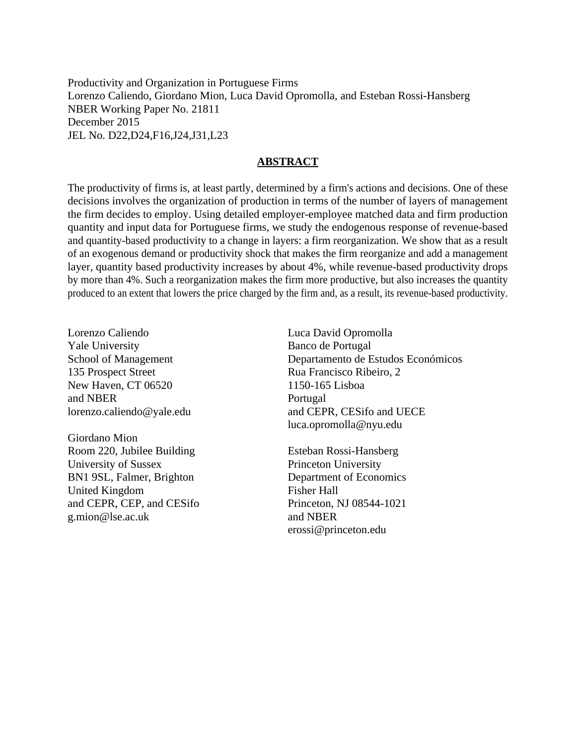Productivity and Organization in Portuguese Firms
Lorenzo Caliendo, Giordano Mion, Luca David Opromolla, and Esteban Rossi-Hansberg
NBER Working Paper No. 21811
December 2015
JEL No. D22,D24,F16,J24,J31,L23

## ABSTRACT

The productivity of firms is, at least partly, determined by a firm's actions and decisions. One of these decisions involves the organization of production in terms of the number of layers of management the firm decides to employ. Using detailed employer-employee matched data and firm production quantity and input data for Portuguese firms, we study the endogenous response of revenue-based and quantity-based productivity to a change in layers: a firm reorganization. We show that as a result of an exogenous demand or productivity shock that makes the firm reorganize and add a management layer, quantity based productivity increases by about 4%, while revenue-based productivity drops by more than 4%. Such a reorganization makes the firm more productive, but also increases the quantity produced to an extent that lowers the price charged by the firm and, as a result, its revenue-based productivity.

Lorenzo Caliendo
Yale University
School of Management
135 Prospect Street
New Haven, CT 06520
and NBER
lorenzo.caliendo@yale.edu

Giordano Mion
Room 220, Jubilee Building
University of Sussex
BN1 9SL, Falmer, Brighton
United Kingdom
and CEPR, CEP, and CESifo
g.mion@lse.ac.uk

Luca David Opromolla
Banco de Portugal
Departamento de Estudos Económicos
Rua Francisco Ribeiro, 2
1150-165 Lisboa
Portugal
and CEPR, CESifo and UECE
luca.opromolla@nyu.edu

Esteban Rossi-Hansberg
Princeton University
Department of Economics
Fisher Hall
Princeton, NJ 08544-1021
and NBER
erossi@princeton.edu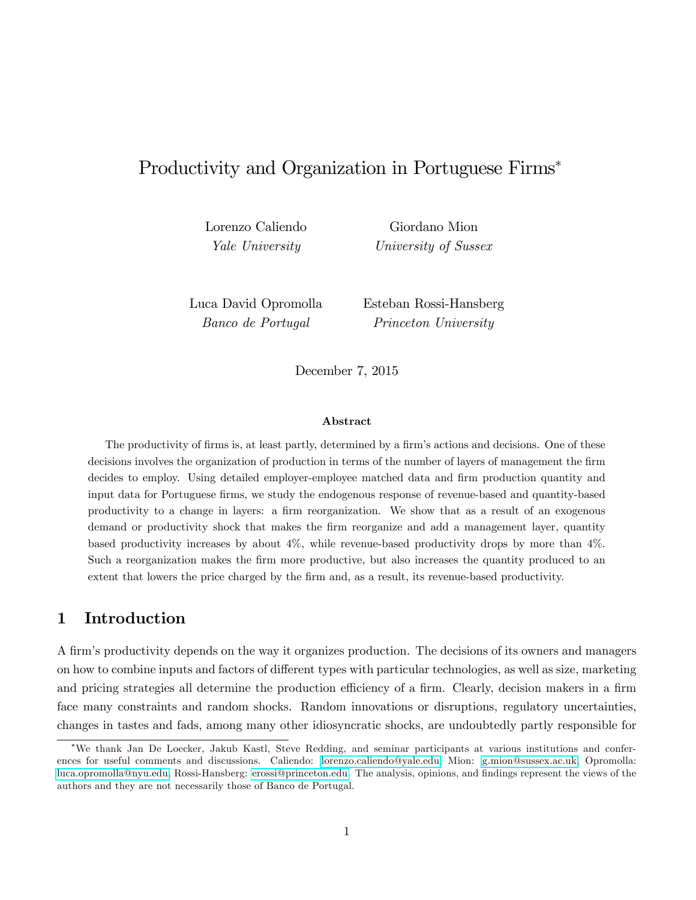# Productivity and Organization in Portuguese Firms*

Lorenzo Caliendo
*Yale University*

Giordano Mion
*University of Sussex*

Luca David Opromolla
*Banco de Portugal*

Esteban Rossi-Hansberg
*Princeton University*

December 7, 2015

### Abstract

The productivity of firms is, at least partly, determined by a firm's actions and decisions. One of these decisions involves the organization of production in terms of the number of layers of management the firm decides to employ. Using detailed employer-employee matched data and firm production quantity and input data for Portuguese firms, we study the endogenous response of revenue-based and quantity-based productivity to a change in layers: a firm reorganization. We show that as a result of an exogenous demand or productivity shock that makes the firm reorganize and add a management layer, quantity based productivity increases by about 4%, while revenue-based productivity drops by more than 4%. Such a reorganization makes the firm more productive, but also increases the quantity produced to an extent that lowers the price charged by the firm and, as a result, its revenue-based productivity.

## 1 Introduction

A firm's productivity depends on the way it organizes production. The decisions of its owners and managers on how to combine inputs and factors of different types with particular technologies, as well as size, marketing and pricing strategies all determine the production efficiency of a firm. Clearly, decision makers in a firm face many constraints and random shocks. Random innovations or disruptions, regulatory uncertainties, changes in tastes and fads, among many other idiosyncratic shocks, are undoubtedly partly responsible for

*We thank Jan De Loecker, Jakub Kastl, Steve Redding, and seminar participants at various institutions and conferences for useful comments and discussions. Caliendo: lorenzo.caliendo@yale.edu, Mion: g.mion@sussex.ac.uk, Opromolla: luca.opromolla@nyu.edu, Rossi-Hansberg: erossi@princeton.edu. The analysis, opinions, and findings represent the views of the authors and they are not necessarily those of Banco de Portugal.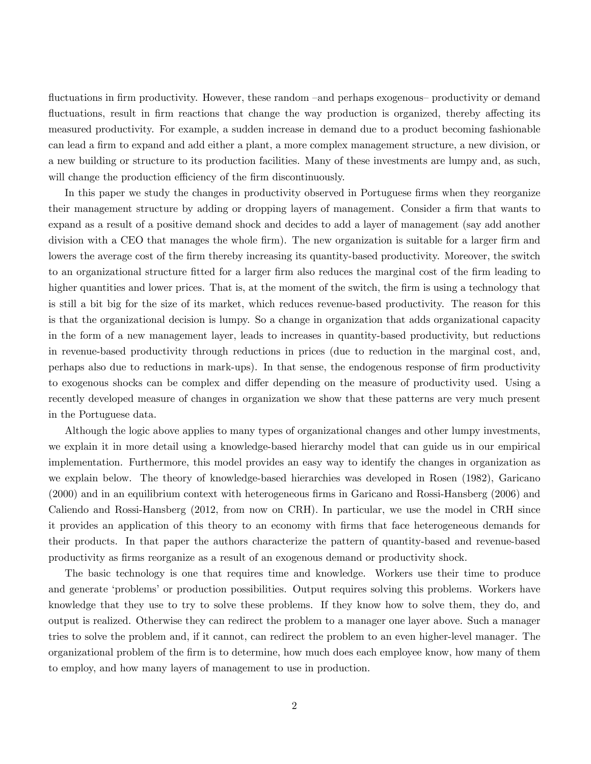fluctuations in firm productivity. However, these random –and perhaps exogenous– productivity or demand fluctuations, result in firm reactions that change the way production is organized, thereby affecting its measured productivity. For example, a sudden increase in demand due to a product becoming fashionable can lead a firm to expand and add either a plant, a more complex management structure, a new division, or a new building or structure to its production facilities. Many of these investments are lumpy and, as such, will change the production efficiency of the firm discontinuously.

In this paper we study the changes in productivity observed in Portuguese firms when they reorganize their management structure by adding or dropping layers of management. Consider a firm that wants to expand as a result of a positive demand shock and decides to add a layer of management (say add another division with a CEO that manages the whole firm). The new organization is suitable for a larger firm and lowers the average cost of the firm thereby increasing its quantity-based productivity. Moreover, the switch to an organizational structure fitted for a larger firm also reduces the marginal cost of the firm leading to higher quantities and lower prices. That is, at the moment of the switch, the firm is using a technology that is still a bit big for the size of its market, which reduces revenue-based productivity. The reason for this is that the organizational decision is lumpy. So a change in organization that adds organizational capacity in the form of a new management layer, leads to increases in quantity-based productivity, but reductions in revenue-based productivity through reductions in prices (due to reduction in the marginal cost, and, perhaps also due to reductions in mark-ups). In that sense, the endogenous response of firm productivity to exogenous shocks can be complex and differ depending on the measure of productivity used. Using a recently developed measure of changes in organization we show that these patterns are very much present in the Portuguese data.

Although the logic above applies to many types of organizational changes and other lumpy investments, we explain it in more detail using a knowledge-based hierarchy model that can guide us in our empirical implementation. Furthermore, this model provides an easy way to identify the changes in organization as we explain below. The theory of knowledge-based hierarchies was developed in Rosen (1982), Garicano (2000) and in an equilibrium context with heterogeneous firms in Garicano and Rossi-Hansberg (2006) and Caliendo and Rossi-Hansberg (2012, from now on CRH). In particular, we use the model in CRH since it provides an application of this theory to an economy with firms that face heterogeneous demands for their products. In that paper the authors characterize the pattern of quantity-based and revenue-based productivity as firms reorganize as a result of an exogenous demand or productivity shock.

The basic technology is one that requires time and knowledge. Workers use their time to produce and generate 'problems' or production possibilities. Output requires solving this problems. Workers have knowledge that they use to try to solve these problems. If they know how to solve them, they do, and output is realized. Otherwise they can redirect the problem to a manager one layer above. Such a manager tries to solve the problem and, if it cannot, can redirect the problem to an even higher-level manager. The organizational problem of the firm is to determine, how much does each employee know, how many of them to employ, and how many layers of management to use in production.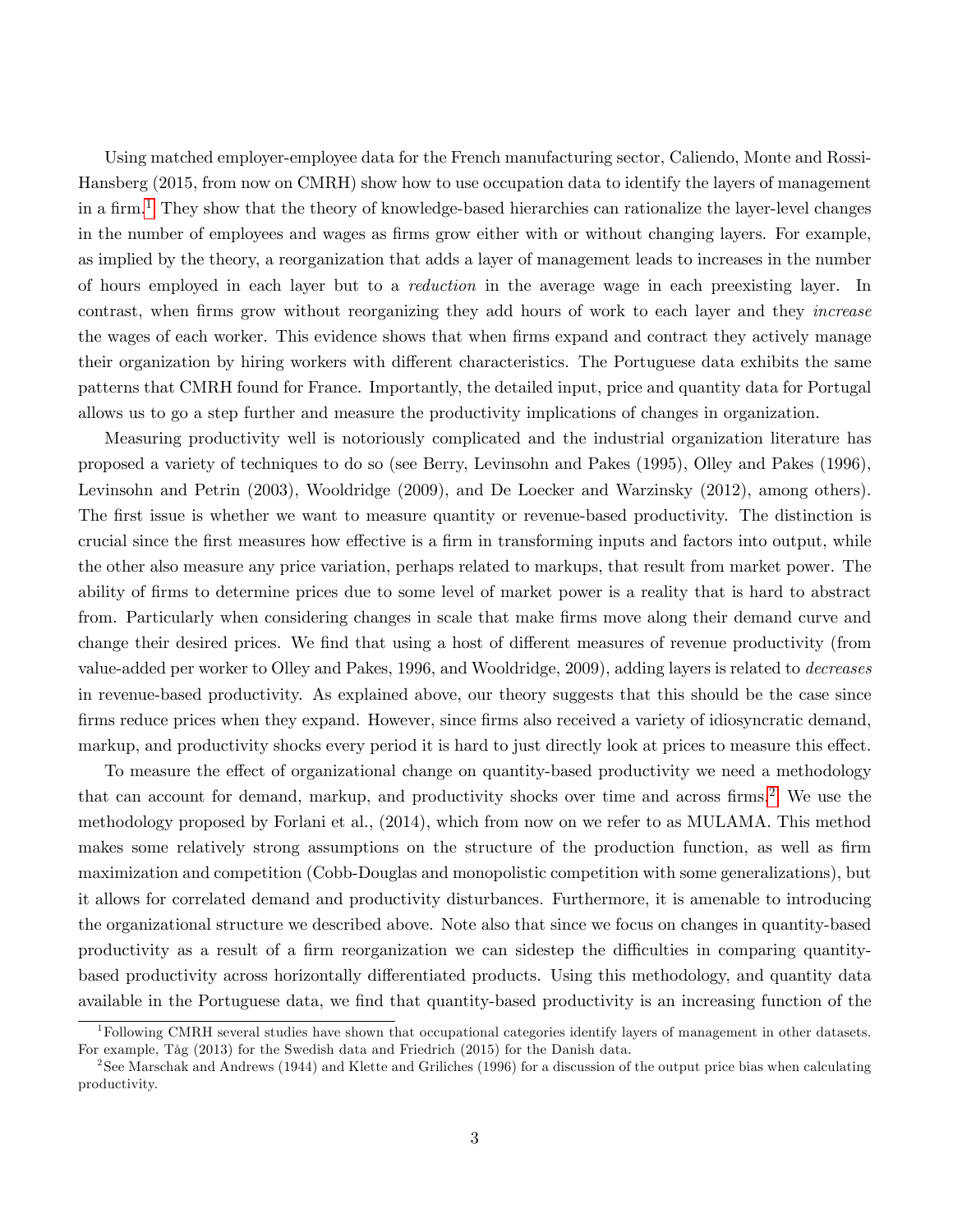Using matched employer-employee data for the French manufacturing sector, Caliendo, Monte and Rossi-Hansberg (2015, from now on CMRH) show how to use occupation data to identify the layers of management in a firm.[1] They show that the theory of knowledge-based hierarchies can rationalize the layer-level changes in the number of employees and wages as firms grow either with or without changing layers. For example, as implied by the theory, a reorganization that adds a layer of management leads to increases in the number of hours employed in each layer but to a *reduction* in the average wage in each preexisting layer. In contrast, when firms grow without reorganizing they add hours of work to each layer and they *increase* the wages of each worker. This evidence shows that when firms expand and contract they actively manage their organization by hiring workers with different characteristics. The Portuguese data exhibits the same patterns that CMRH found for France. Importantly, the detailed input, price and quantity data for Portugal allows us to go a step further and measure the productivity implications of changes in organization.

Measuring productivity well is notoriously complicated and the industrial organization literature has proposed a variety of techniques to do so (see Berry, Levinsohn and Pakes (1995), Olley and Pakes (1996), Levinsohn and Petrin (2003), Wooldridge (2009), and De Loecker and Warzinsky (2012), among others). The first issue is whether we want to measure quantity or revenue-based productivity. The distinction is crucial since the first measures how effective is a firm in transforming inputs and factors into output, while the other also measure any price variation, perhaps related to markups, that result from market power. The ability of firms to determine prices due to some level of market power is a reality that is hard to abstract from. Particularly when considering changes in scale that make firms move along their demand curve and change their desired prices. We find that using a host of different measures of revenue productivity (from value-added per worker to Olley and Pakes, 1996, and Wooldridge, 2009), adding layers is related to *decreases* in revenue-based productivity. As explained above, our theory suggests that this should be the case since firms reduce prices when they expand. However, since firms also received a variety of idiosyncratic demand, markup, and productivity shocks every period it is hard to just directly look at prices to measure this effect.

To measure the effect of organizational change on quantity-based productivity we need a methodology that can account for demand, markup, and productivity shocks over time and across firms.[2] We use the methodology proposed by Forlani et al., (2014), which from now on we refer to as MULAMA. This method makes some relatively strong assumptions on the structure of the production function, as well as firm maximization and competition (Cobb-Douglas and monopolistic competition with some generalizations), but it allows for correlated demand and productivity disturbances. Furthermore, it is amenable to introducing the organizational structure we described above. Note also that since we focus on changes in quantity-based productivity as a result of a firm reorganization we can sidestep the difficulties in comparing quantity-based productivity across horizontally differentiated products. Using this methodology, and quantity data available in the Portuguese data, we find that quantity-based productivity is an increasing function of the

[1] Following CMRH several studies have shown that occupational categories identify layers of management in other datasets. For example, Tåg (2013) for the Swedish data and Friedrich (2015) for the Danish data.

[2] See Marschak and Andrews (1944) and Klette and Griliches (1996) for a discussion of the output price bias when calculating productivity.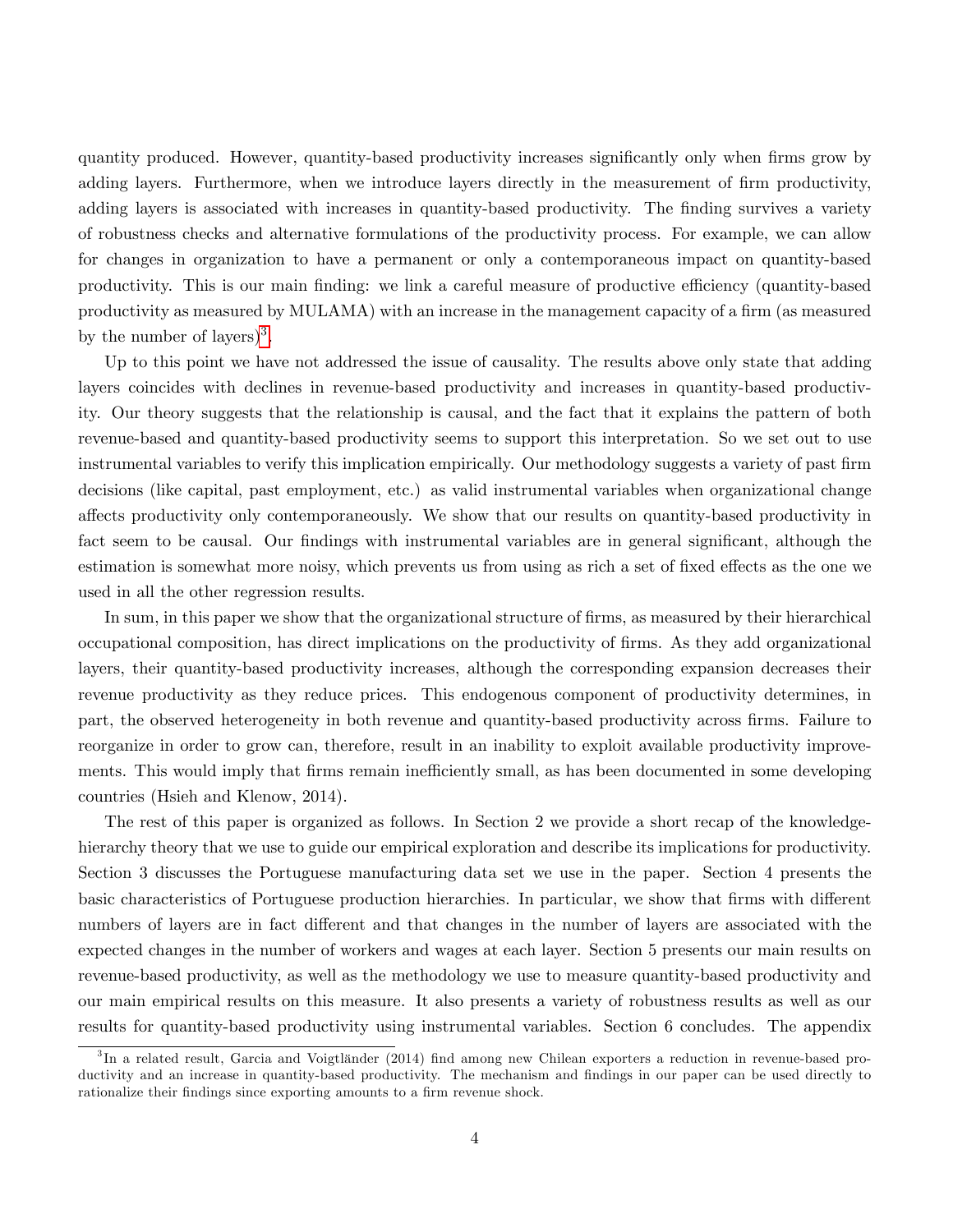quantity produced. However, quantity-based productivity increases significantly only when firms grow by adding layers. Furthermore, when we introduce layers directly in the measurement of firm productivity, adding layers is associated with increases in quantity-based productivity. The finding survives a variety of robustness checks and alternative formulations of the productivity process. For example, we can allow for changes in organization to have a permanent or only a contemporaneous impact on quantity-based productivity. This is our main finding: we link a careful measure of productive efficiency (quantity-based productivity as measured by MULAMA) with an increase in the management capacity of a firm (as measured by the number of layers)[3].

Up to this point we have not addressed the issue of causality. The results above only state that adding layers coincides with declines in revenue-based productivity and increases in quantity-based productivity. Our theory suggests that the relationship is causal, and the fact that it explains the pattern of both revenue-based and quantity-based productivity seems to support this interpretation. So we set out to use instrumental variables to verify this implication empirically. Our methodology suggests a variety of past firm decisions (like capital, past employment, etc.) as valid instrumental variables when organizational change affects productivity only contemporaneously. We show that our results on quantity-based productivity in fact seem to be causal. Our findings with instrumental variables are in general significant, although the estimation is somewhat more noisy, which prevents us from using as rich a set of fixed effects as the one we used in all the other regression results.

In sum, in this paper we show that the organizational structure of firms, as measured by their hierarchical occupational composition, has direct implications on the productivity of firms. As they add organizational layers, their quantity-based productivity increases, although the corresponding expansion decreases their revenue productivity as they reduce prices. This endogenous component of productivity determines, in part, the observed heterogeneity in both revenue and quantity-based productivity across firms. Failure to reorganize in order to grow can, therefore, result in an inability to exploit available productivity improvements. This would imply that firms remain inefficiently small, as has been documented in some developing countries (Hsieh and Klenow, 2014).

The rest of this paper is organized as follows. In Section 2 we provide a short recap of the knowledge-hierarchy theory that we use to guide our empirical exploration and describe its implications for productivity. Section 3 discusses the Portuguese manufacturing data set we use in the paper. Section 4 presents the basic characteristics of Portuguese production hierarchies. In particular, we show that firms with different numbers of layers are in fact different and that changes in the number of layers are associated with the expected changes in the number of workers and wages at each layer. Section 5 presents our main results on revenue-based productivity, as well as the methodology we use to measure quantity-based productivity and our main empirical results on this measure. It also presents a variety of robustness results as well as our results for quantity-based productivity using instrumental variables. Section 6 concludes. The appendix

[3] In a related result, Garcia and Voigtländer (2014) find among new Chilean exporters a reduction in revenue-based productivity and an increase in quantity-based productivity. The mechanism and findings in our paper can be used directly to rationalize their findings since exporting amounts to a firm revenue shock.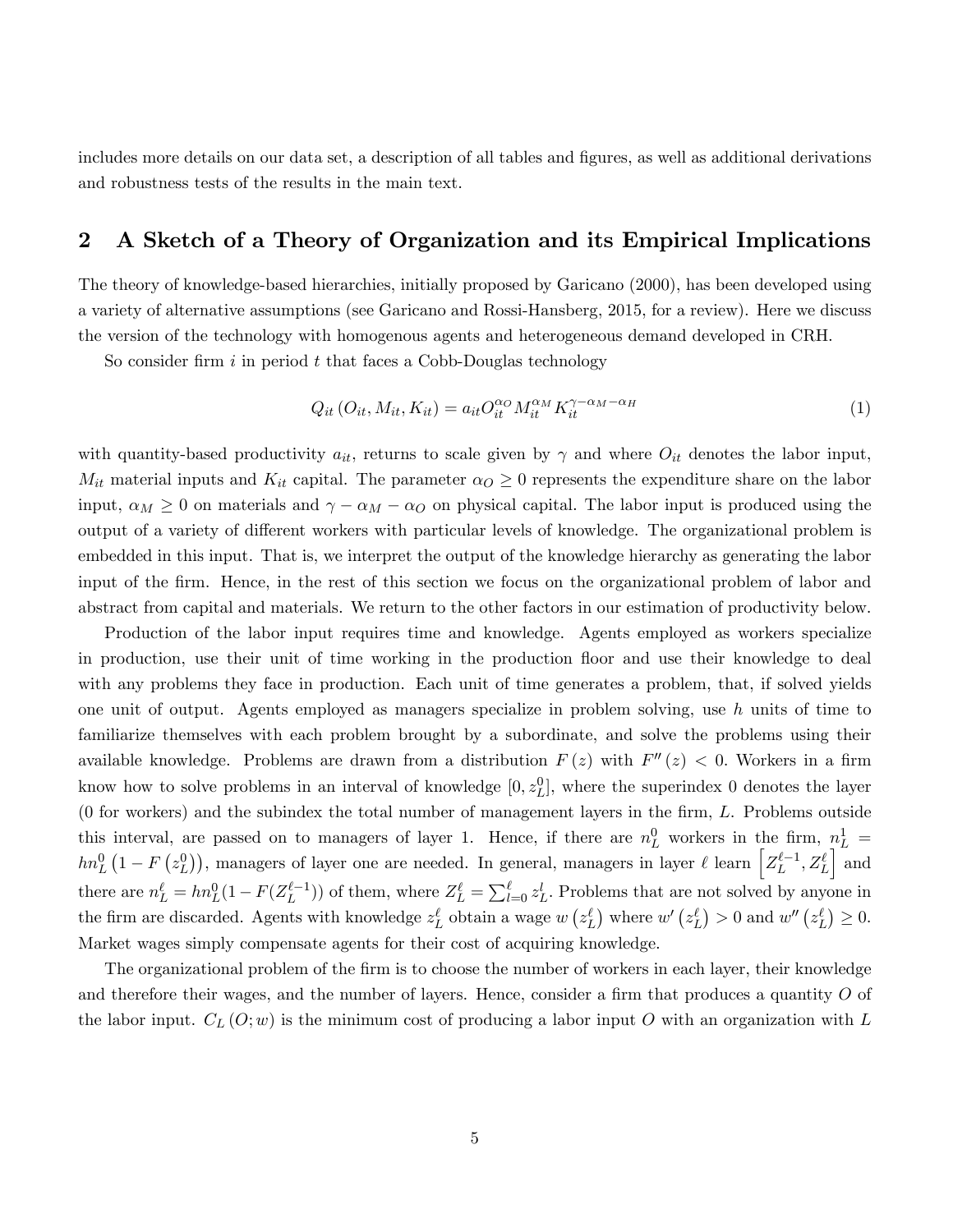includes more details on our data set, a description of all tables and figures, as well as additional derivations and robustness tests of the results in the main text.

## 2 A Sketch of a Theory of Organization and its Empirical Implications

The theory of knowledge-based hierarchies, initially proposed by Garicano (2000), has been developed using a variety of alternative assumptions (see Garicano and Rossi-Hansberg, 2015, for a review). Here we discuss the version of the technology with homogenous agents and heterogeneous demand developed in CRH.

So consider firm $i$ in period $t$ that faces a Cobb-Douglas technology

$$Q_{it}(O_{it}, M_{it}, K_{it}) = a_{it} O_{it}^{\alpha_O} M_{it}^{\alpha_M} K_{it}^{\gamma - \alpha_M - \alpha_H} \tag{1}$$

with quantity-based productivity $a_{it}$, returns to scale given by $\gamma$ and where $O_{it}$ denotes the labor input, $M_{it}$ material inputs and $K_{it}$ capital. The parameter $\alpha_O \geq 0$ represents the expenditure share on the labor input, $\alpha_M \geq 0$ on materials and $\gamma - \alpha_M - \alpha_O$ on physical capital. The labor input is produced using the output of a variety of different workers with particular levels of knowledge. The organizational problem is embedded in this input. That is, we interpret the output of the knowledge hierarchy as generating the labor input of the firm. Hence, in the rest of this section we focus on the organizational problem of labor and abstract from capital and materials. We return to the other factors in our estimation of productivity below.

Production of the labor input requires time and knowledge. Agents employed as workers specialize in production, use their unit of time working in the production floor and use their knowledge to deal with any problems they face in production. Each unit of time generates a problem, that, if solved yields one unit of output. Agents employed as managers specialize in problem solving, use $h$ units of time to familiarize themselves with each problem brought by a subordinate, and solve the problems using their available knowledge. Problems are drawn from a distribution $F(z)$ with $F''(z) < 0$. Workers in a firm know how to solve problems in an interval of knowledge $[0, z_L^0]$, where the superindex 0 denotes the layer (0 for workers) and the subindex the total number of management layers in the firm, $L$. Problems outside this interval, are passed on to managers of layer 1. Hence, if there are $n_L^0$ workers in the firm, $n_L^1 = hn_L^0\left(1 - F\left(z_L^0\right)\right)$, managers of layer one are needed. In general, managers in layer $\ell$ learn $\left[Z_L^{\ell-1}, Z_L^\ell\right]$ and there are $n_L^\ell = hn_L^0(1 - F(Z_L^{\ell-1}))$ of them, where $Z_L^\ell = \sum_{l=0}^{\ell} z_L^l$. Problems that are not solved by anyone in the firm are discarded. Agents with knowledge $z_L^\ell$ obtain a wage $w\left(z_L^\ell\right)$ where $w'\left(z_L^\ell\right) > 0$ and $w''\left(z_L^\ell\right) \geq 0$. Market wages simply compensate agents for their cost of acquiring knowledge.

The organizational problem of the firm is to choose the number of workers in each layer, their knowledge and therefore their wages, and the number of layers. Hence, consider a firm that produces a quantity $O$ of the labor input. $C_L(O; w)$ is the minimum cost of producing a labor input $O$ with an organization with $L$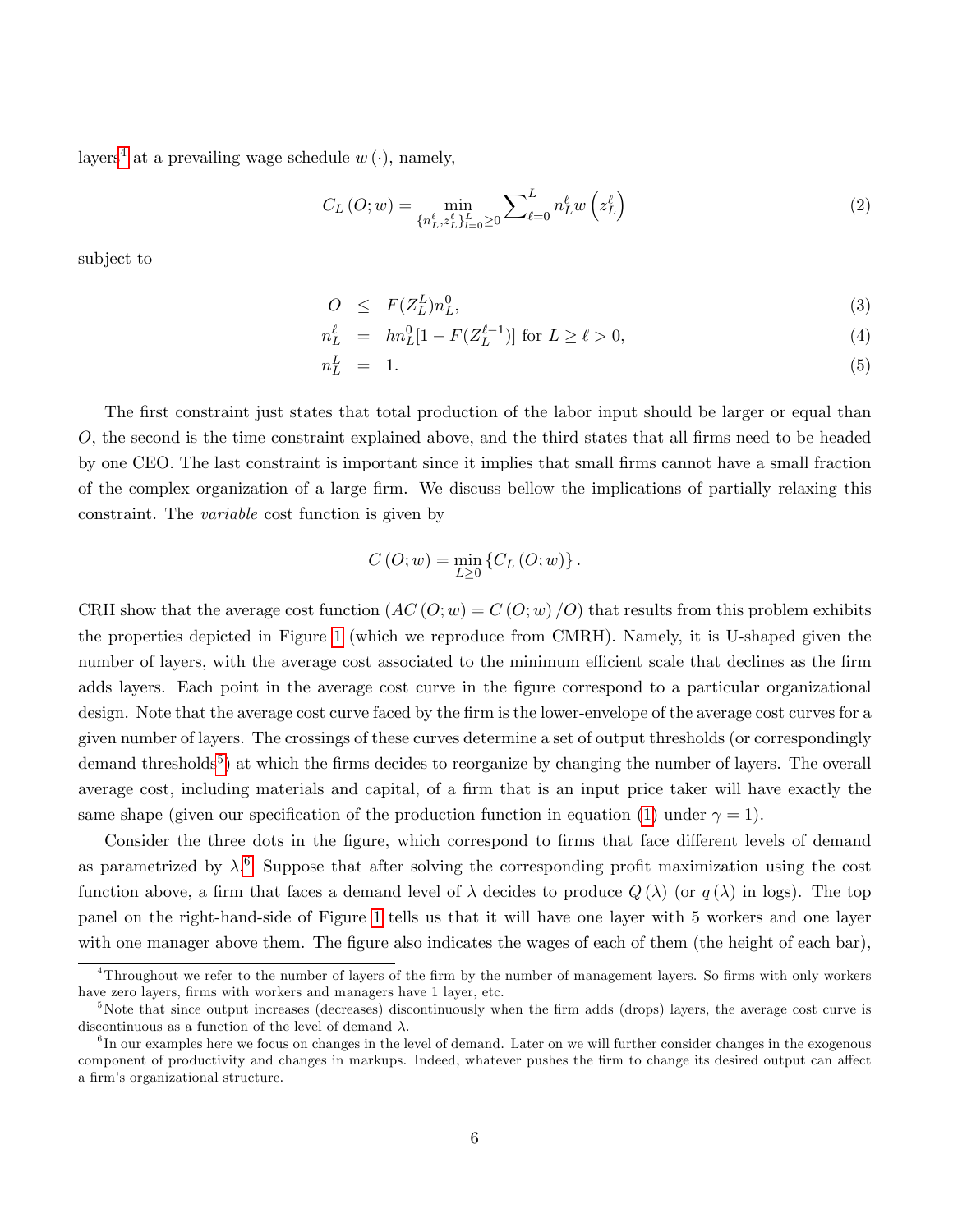layers[4] at a prevailing wage schedule $w(\cdot)$, namely,

$$C_L(O;w) = \min_{\{n_L^\ell, z_L^\ell\}_{l=0}^L \geq 0} \sum\nolimits_{\ell=0}^{L} n_L^\ell w\left(z_L^\ell\right) \tag{2}$$

subject to

$$\begin{aligned} O &\leq F(Z_L^L) n_L^0, & (3)\\ n_L^\ell &= h n_L^0 [1 - F(Z_L^{\ell-1})] \text{ for } L \geq \ell > 0, & (4)\\ n_L^L &= 1. & (5) \end{aligned}$$

The first constraint just states that total production of the labor input should be larger or equal than $O$, the second is the time constraint explained above, and the third states that all firms need to be headed by one CEO. The last constraint is important since it implies that small firms cannot have a small fraction of the complex organization of a large firm. We discuss bellow the implications of partially relaxing this constraint. The *variable* cost function is given by

$$C(O;w) = \min_{L \geq 0} \{C_L(O;w)\}.$$

CRH show that the average cost function ($AC(O;w) = C(O;w)/O$) that results from this problem exhibits the properties depicted in Figure 1 (which we reproduce from CMRH). Namely, it is U-shaped given the number of layers, with the average cost associated to the minimum efficient scale that declines as the firm adds layers. Each point in the average cost curve in the figure correspond to a particular organizational design. Note that the average cost curve faced by the firm is the lower-envelope of the average cost curves for a given number of layers. The crossings of these curves determine a set of output thresholds (or correspondingly demand thresholds[5]) at which the firms decides to reorganize by changing the number of layers. The overall average cost, including materials and capital, of a firm that is an input price taker will have exactly the same shape (given our specification of the production function in equation (1) under $\gamma = 1$).

Consider the three dots in the figure, which correspond to firms that face different levels of demand as parametrized by $\lambda$.[6] Suppose that after solving the corresponding profit maximization using the cost function above, a firm that faces a demand level of $\lambda$ decides to produce $Q(\lambda)$ (or $q(\lambda)$ in logs). The top panel on the right-hand-side of Figure 1 tells us that it will have one layer with 5 workers and one layer with one manager above them. The figure also indicates the wages of each of them (the height of each bar),

[4] Throughout we refer to the number of layers of the firm by the number of management layers. So firms with only workers have zero layers, firms with workers and managers have 1 layer, etc.

[5] Note that since output increases (decreases) discontinuously when the firm adds (drops) layers, the average cost curve is discontinuous as a function of the level of demand $\lambda$.

[6] In our examples here we focus on changes in the level of demand. Later on we will further consider changes in the exogenous component of productivity and changes in markups. Indeed, whatever pushes the firm to change its desired output can affect a firm's organizational structure.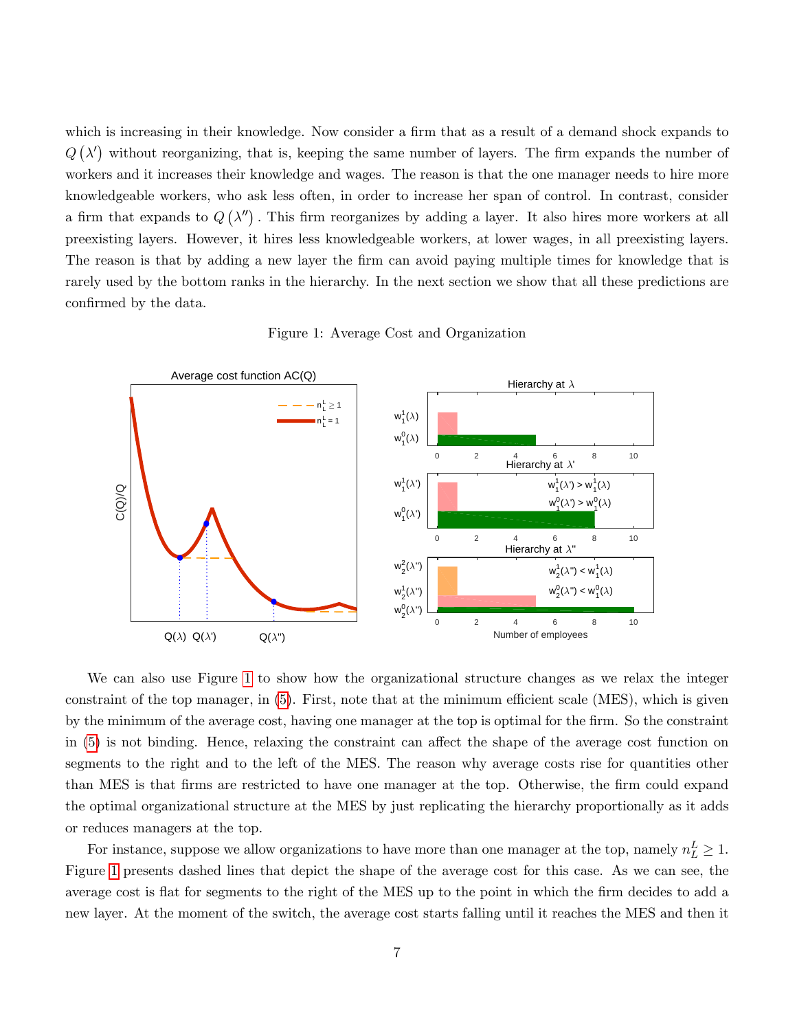which is increasing in their knowledge. Now consider a firm that as a result of a demand shock expands to $Q(\lambda')$ without reorganizing, that is, keeping the same number of layers. The firm expands the number of workers and it increases their knowledge and wages. The reason is that the one manager needs to hire more knowledgeable workers, who ask less often, in order to increase her span of control. In contrast, consider a firm that expands to $Q(\lambda'')$. This firm reorganizes by adding a layer. It also hires more workers at all preexisting layers. However, it hires less knowledgeable workers, at lower wages, in all preexisting layers. The reason is that by adding a new layer the firm can avoid paying multiple times for knowledge that is rarely used by the bottom ranks in the hierarchy. In the next section we show that all these predictions are confirmed by the data.

Figure 1: Average Cost and Organization

Average cost function AC(Q)

$n^L_L \geq 1$

$n^L_L = 1$

C(Q)/Q

$Q(\lambda)$ $Q(\lambda')$ $Q(\lambda'')$

Hierarchy at $\lambda$

$w^1_1(\lambda)$

$w^0_1(\lambda)$

0 2 4 6 8 10

Hierarchy at $\lambda'$

$w^1_1(\lambda')$

$w^0_1(\lambda')$

$w^1_1(\lambda') > w^1_1(\lambda)$

$w^0_1(\lambda') > w^0_1(\lambda)$

0 2 4 6 8 10

Hierarchy at $\lambda''$

$w^2_2(\lambda'')$

$w^1_2(\lambda'')$

$w^0_2(\lambda'')$

$w^1_2(\lambda'') < w^1_1(\lambda)$

$w^0_2(\lambda'') < w^0_1(\lambda)$

0 2 4 6 8 10

Number of employees

We can also use Figure 1 to show how the organizational structure changes as we relax the integer constraint of the top manager, in (5). First, note that at the minimum efficient scale (MES), which is given by the minimum of the average cost, having one manager at the top is optimal for the firm. So the constraint in (5) is not binding. Hence, relaxing the constraint can affect the shape of the average cost function on segments to the right and to the left of the MES. The reason why average costs rise for quantities other than MES is that firms are restricted to have one manager at the top. Otherwise, the firm could expand the optimal organizational structure at the MES by just replicating the hierarchy proportionally as it adds or reduces managers at the top.

For instance, suppose we allow organizations to have more than one manager at the top, namely $n^L_L \geq 1$. Figure 1 presents dashed lines that depict the shape of the average cost for this case. As we can see, the average cost is flat for segments to the right of the MES up to the point in which the firm decides to add a new layer. At the moment of the switch, the average cost starts falling until it reaches the MES and then it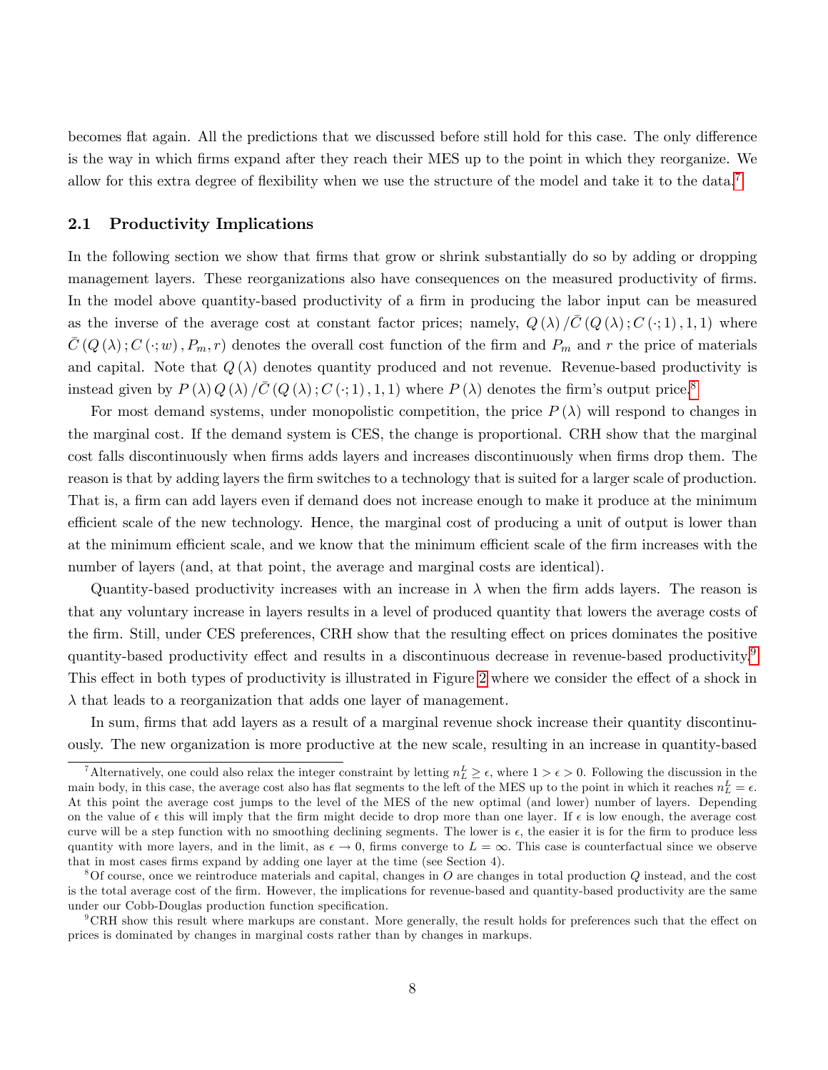becomes flat again. All the predictions that we discussed before still hold for this case. The only difference is the way in which firms expand after they reach their MES up to the point in which they reorganize. We allow for this extra degree of flexibility when we use the structure of the model and take it to the data.[7]

## 2.1 Productivity Implications

In the following section we show that firms that grow or shrink substantially do so by adding or dropping management layers. These reorganizations also have consequences on the measured productivity of firms. In the model above quantity-based productivity of a firm in producing the labor input can be measured as the inverse of the average cost at constant factor prices; namely, $Q(\lambda)/\bar{C}(Q(\lambda); C(\cdot;1), 1, 1)$ where $\bar{C}(Q(\lambda); C(\cdot;w), P_m, r)$ denotes the overall cost function of the firm and $P_m$ and $r$ the price of materials and capital. Note that $Q(\lambda)$ denotes quantity produced and not revenue. Revenue-based productivity is instead given by $P(\lambda) Q(\lambda)/\bar{C}(Q(\lambda); C(\cdot;1), 1, 1)$ where $P(\lambda)$ denotes the firm's output price.[8]

For most demand systems, under monopolistic competition, the price $P(\lambda)$ will respond to changes in the marginal cost. If the demand system is CES, the change is proportional. CRH show that the marginal cost falls discontinuously when firms adds layers and increases discontinuously when firms drop them. The reason is that by adding layers the firm switches to a technology that is suited for a larger scale of production. That is, a firm can add layers even if demand does not increase enough to make it produce at the minimum efficient scale of the new technology. Hence, the marginal cost of producing a unit of output is lower than at the minimum efficient scale, and we know that the minimum efficient scale of the firm increases with the number of layers (and, at that point, the average and marginal costs are identical).

Quantity-based productivity increases with an increase in $\lambda$ when the firm adds layers. The reason is that any voluntary increase in layers results in a level of produced quantity that lowers the average costs of the firm. Still, under CES preferences, CRH show that the resulting effect on prices dominates the positive quantity-based productivity effect and results in a discontinuous decrease in revenue-based productivity.[9] This effect in both types of productivity is illustrated in Figure 2 where we consider the effect of a shock in $\lambda$ that leads to a reorganization that adds one layer of management.

In sum, firms that add layers as a result of a marginal revenue shock increase their quantity discontinuously. The new organization is more productive at the new scale, resulting in an increase in quantity-based

---

[7] Alternatively, one could also relax the integer constraint by letting $n_L^L \geq \epsilon$, where $1 > \epsilon > 0$. Following the discussion in the main body, in this case, the average cost also has flat segments to the left of the MES up to the point in which it reaches $n_L^L = \epsilon$. At this point the average cost jumps to the level of the MES of the new optimal (and lower) number of layers. Depending on the value of $\epsilon$ this will imply that the firm might decide to drop more than one layer. If $\epsilon$ is low enough, the average cost curve will be a step function with no smoothing declining segments. The lower is $\epsilon$, the easier it is for the firm to produce less quantity with more layers, and in the limit, as $\epsilon \to 0$, firms converge to $L = \infty$. This case is counterfactual since we observe that in most cases firms expand by adding one layer at the time (see Section 4).

[8] Of course, once we reintroduce materials and capital, changes in $O$ are changes in total production $Q$ instead, and the cost is the total average cost of the firm. However, the implications for revenue-based and quantity-based productivity are the same under our Cobb-Douglas production function specification.

[9] CRH show this result where markups are constant. More generally, the result holds for preferences such that the effect on prices is dominated by changes in marginal costs rather than by changes in markups.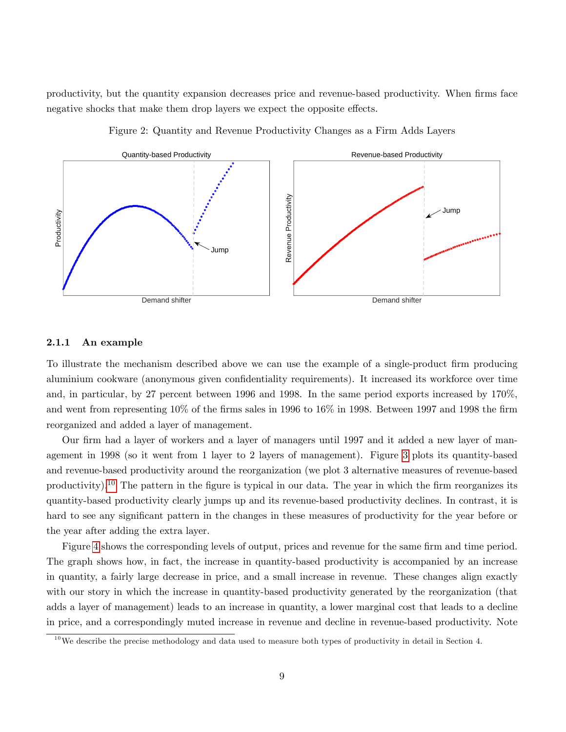productivity, but the quantity expansion decreases price and revenue-based productivity. When firms face negative shocks that make them drop layers we expect the opposite effects.

Figure 2: Quantity and Revenue Productivity Changes as a Firm Adds Layers

Quantity-based Productivity

Productivity

Jump

Demand shifter

Revenue-based Productivity

Revenue Productivity

Jump

Demand shifter

### 2.1.1 An example

To illustrate the mechanism described above we can use the example of a single-product firm producing aluminium cookware (anonymous given confidentiality requirements). It increased its workforce over time and, in particular, by 27 percent between 1996 and 1998. In the same period exports increased by 170%, and went from representing 10% of the firms sales in 1996 to 16% in 1998. Between 1997 and 1998 the firm reorganized and added a layer of management.

Our firm had a layer of workers and a layer of managers until 1997 and it added a new layer of management in 1998 (so it went from 1 layer to 2 layers of management). Figure 3 plots its quantity-based and revenue-based productivity around the reorganization (we plot 3 alternative measures of revenue-based productivity).[10] The pattern in the figure is typical in our data. The year in which the firm reorganizes its quantity-based productivity clearly jumps up and its revenue-based productivity declines. In contrast, it is hard to see any significant pattern in the changes in these measures of productivity for the year before or the year after adding the extra layer.

Figure 4 shows the corresponding levels of output, prices and revenue for the same firm and time period. The graph shows how, in fact, the increase in quantity-based productivity is accompanied by an increase in quantity, a fairly large decrease in price, and a small increase in revenue. These changes align exactly with our story in which the increase in quantity-based productivity generated by the reorganization (that adds a layer of management) leads to an increase in quantity, a lower marginal cost that leads to a decline in price, and a correspondingly muted increase in revenue and decline in revenue-based productivity. Note

[10] We describe the precise methodology and data used to measure both types of productivity in detail in Section 4.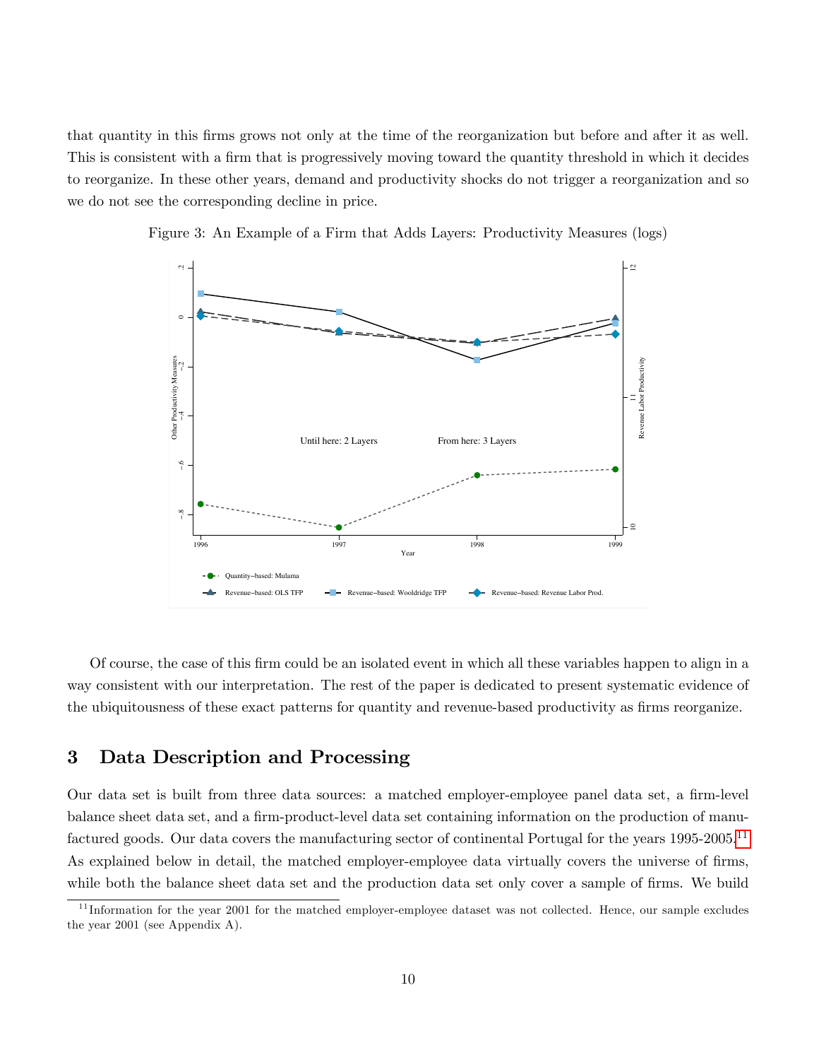that quantity in this firms grows not only at the time of the reorganization but before and after it as well. This is consistent with a firm that is progressively moving toward the quantity threshold in which it decides to reorganize. In these other years, demand and productivity shocks do not trigger a reorganization and so we do not see the corresponding decline in price.

Figure 3: An Example of a Firm that Adds Layers: Productivity Measures (logs)

Other Productivity Measures

.2
0
−.2
−.4
−.6
−.8

Revenue Labor Productivity

12
11
10

Until here: 2 Layers

From here: 3 Layers

1996
1997
1998
1999

Year

Quantity−based: Mulama

Revenue−based: OLS TFP

Revenue−based: Wooldridge TFP

Revenue−based: Revenue Labor Prod.

Of course, the case of this firm could be an isolated event in which all these variables happen to align in a way consistent with our interpretation. The rest of the paper is dedicated to present systematic evidence of the ubiquitousness of these exact patterns for quantity and revenue-based productivity as firms reorganize.

## 3 Data Description and Processing

Our data set is built from three data sources: a matched employer-employee panel data set, a firm-level balance sheet data set, and a firm-product-level data set containing information on the production of manufactured goods. Our data covers the manufacturing sector of continental Portugal for the years 1995-2005.[11] As explained below in detail, the matched employer-employee data virtually covers the universe of firms, while both the balance sheet data set and the production data set only cover a sample of firms. We build

[11] Information for the year 2001 for the matched employer-employee dataset was not collected. Hence, our sample excludes the year 2001 (see Appendix A).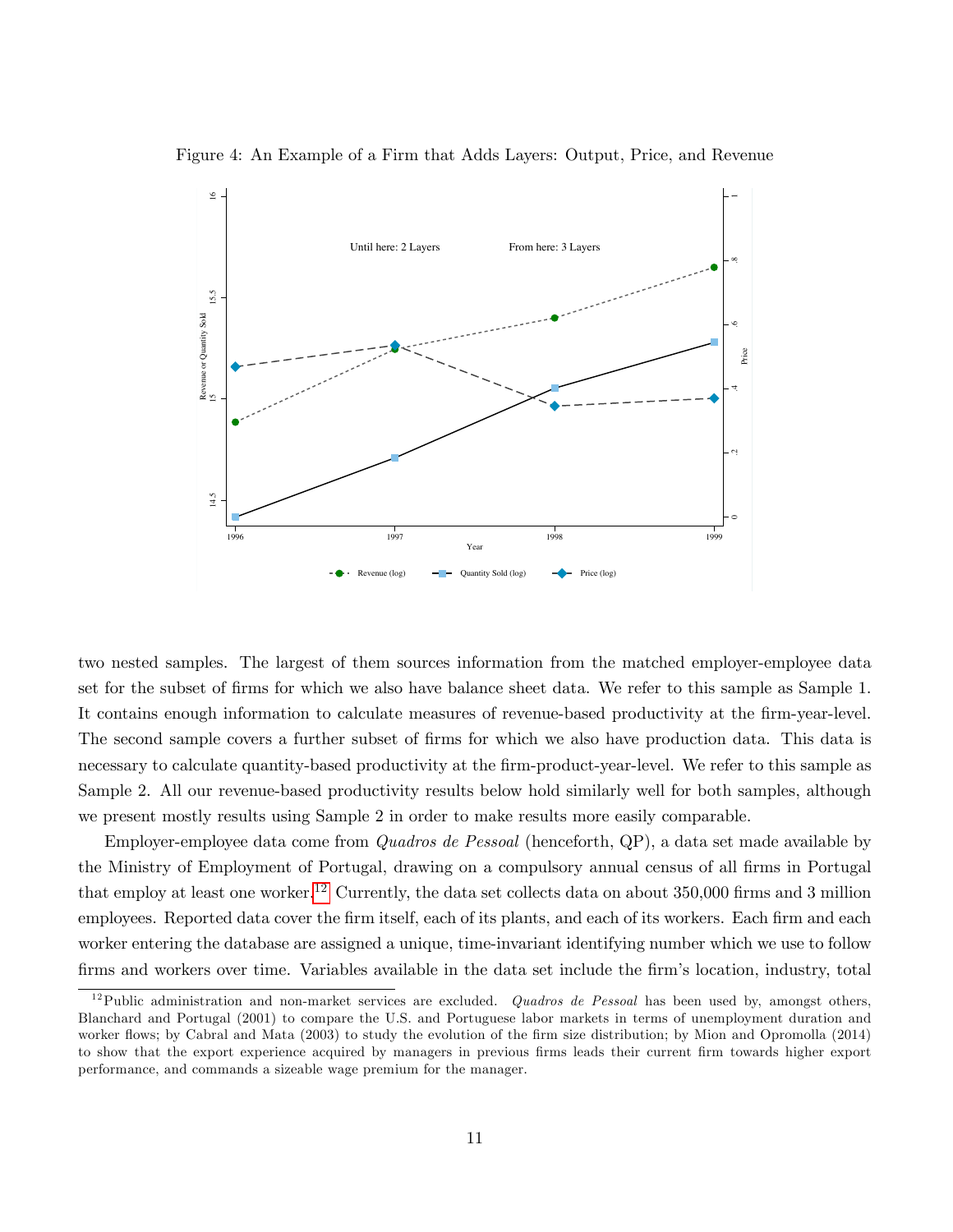Figure 4: An Example of a Firm that Adds Layers: Output, Price, and Revenue

Until here: 2 Layers

From here: 3 Layers

Revenue or Quantity Sold

16
15.5
15
14.5

Price

1
.8
.6
.4
.2
0

1996
1997
1998
1999

Year

Revenue (log)
Quantity Sold (log)
Price (log)

two nested samples. The largest of them sources information from the matched employer-employee data set for the subset of firms for which we also have balance sheet data. We refer to this sample as Sample 1. It contains enough information to calculate measures of revenue-based productivity at the firm-year-level. The second sample covers a further subset of firms for which we also have production data. This data is necessary to calculate quantity-based productivity at the firm-product-year-level. We refer to this sample as Sample 2. All our revenue-based productivity results below hold similarly well for both samples, although we present mostly results using Sample 2 in order to make results more easily comparable.

Employer-employee data come from *Quadros de Pessoal* (henceforth, QP), a data set made available by the Ministry of Employment of Portugal, drawing on a compulsory annual census of all firms in Portugal that employ at least one worker.[12] Currently, the data set collects data on about 350,000 firms and 3 million employees. Reported data cover the firm itself, each of its plants, and each of its workers. Each firm and each worker entering the database are assigned a unique, time-invariant identifying number which we use to follow firms and workers over time. Variables available in the data set include the firm's location, industry, total

[12] Public administration and non-market services are excluded. *Quadros de Pessoal* has been used by, amongst others, Blanchard and Portugal (2001) to compare the U.S. and Portuguese labor markets in terms of unemployment duration and worker flows; by Cabral and Mata (2003) to study the evolution of the firm size distribution; by Mion and Opromolla (2014) to show that the export experience acquired by managers in previous firms leads their current firm towards higher export performance, and commands a sizeable wage premium for the manager.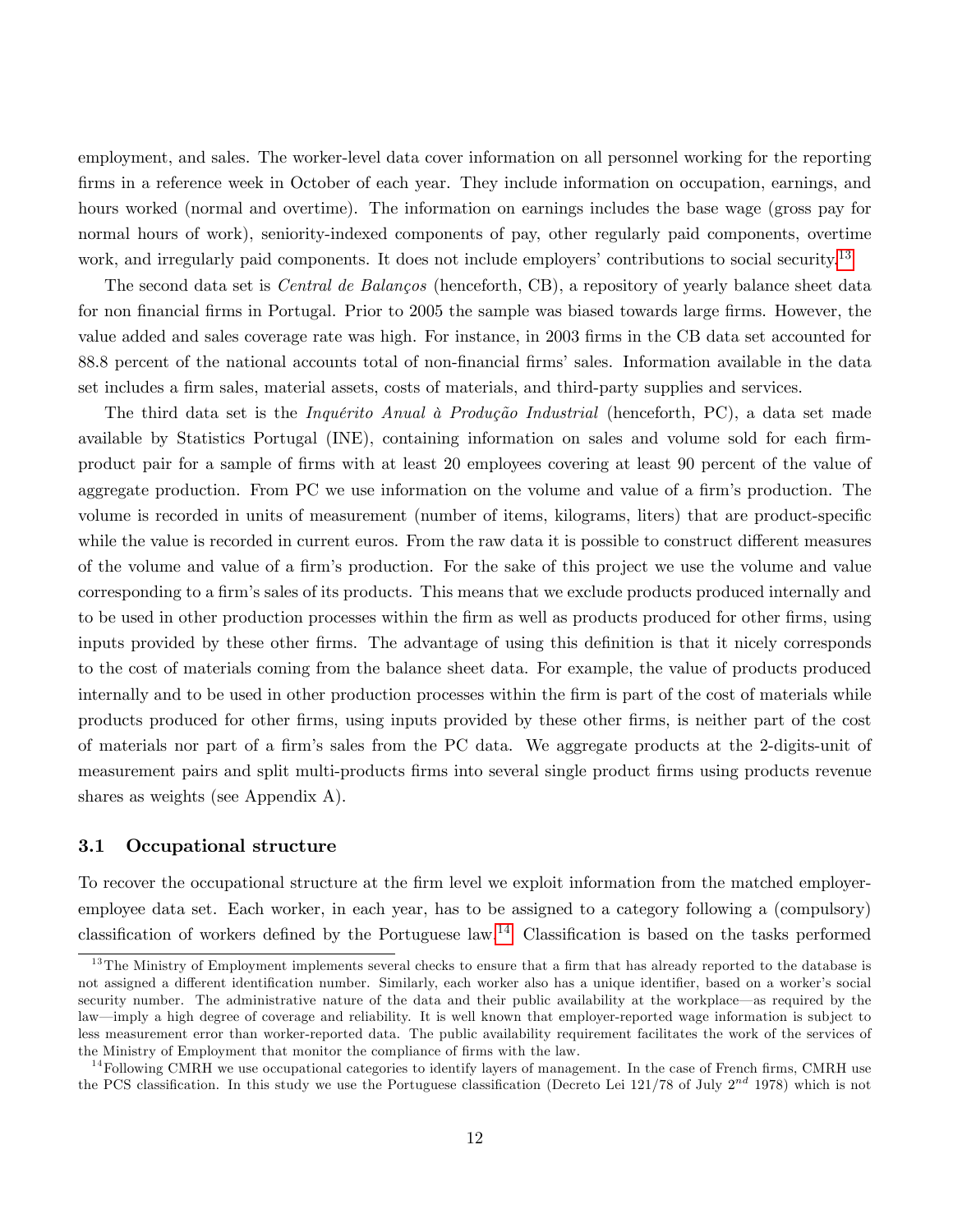employment, and sales. The worker-level data cover information on all personnel working for the reporting firms in a reference week in October of each year. They include information on occupation, earnings, and hours worked (normal and overtime). The information on earnings includes the base wage (gross pay for normal hours of work), seniority-indexed components of pay, other regularly paid components, overtime work, and irregularly paid components. It does not include employers' contributions to social security.[13]

The second data set is *Central de Balanços* (henceforth, CB), a repository of yearly balance sheet data for non financial firms in Portugal. Prior to 2005 the sample was biased towards large firms. However, the value added and sales coverage rate was high. For instance, in 2003 firms in the CB data set accounted for 88.8 percent of the national accounts total of non-financial firms' sales. Information available in the data set includes a firm sales, material assets, costs of materials, and third-party supplies and services.

The third data set is the *Inquérito Anual à Produção Industrial* (henceforth, PC), a data set made available by Statistics Portugal (INE), containing information on sales and volume sold for each firm-product pair for a sample of firms with at least 20 employees covering at least 90 percent of the value of aggregate production. From PC we use information on the volume and value of a firm's production. The volume is recorded in units of measurement (number of items, kilograms, liters) that are product-specific while the value is recorded in current euros. From the raw data it is possible to construct different measures of the volume and value of a firm's production. For the sake of this project we use the volume and value corresponding to a firm's sales of its products. This means that we exclude products produced internally and to be used in other production processes within the firm as well as products produced for other firms, using inputs provided by these other firms. The advantage of using this definition is that it nicely corresponds to the cost of materials coming from the balance sheet data. For example, the value of products produced internally and to be used in other production processes within the firm is part of the cost of materials while products produced for other firms, using inputs provided by these other firms, is neither part of the cost of materials nor part of a firm's sales from the PC data. We aggregate products at the 2-digits-unit of measurement pairs and split multi-products firms into several single product firms using products revenue shares as weights (see Appendix A).

### 3.1 Occupational structure

To recover the occupational structure at the firm level we exploit information from the matched employer-employee data set. Each worker, in each year, has to be assigned to a category following a (compulsory) classification of workers defined by the Portuguese law.[14] Classification is based on the tasks performed

[13] The Ministry of Employment implements several checks to ensure that a firm that has already reported to the database is not assigned a different identification number. Similarly, each worker also has a unique identifier, based on a worker's social security number. The administrative nature of the data and their public availability at the workplace—as required by the law—imply a high degree of coverage and reliability. It is well known that employer-reported wage information is subject to less measurement error than worker-reported data. The public availability requirement facilitates the work of the services of the Ministry of Employment that monitor the compliance of firms with the law.

[14] Following CMRH we use occupational categories to identify layers of management. In the case of French firms, CMRH use the PCS classification. In this study we use the Portuguese classification (Decreto Lei 121/78 of July $2^{nd}$ 1978) which is not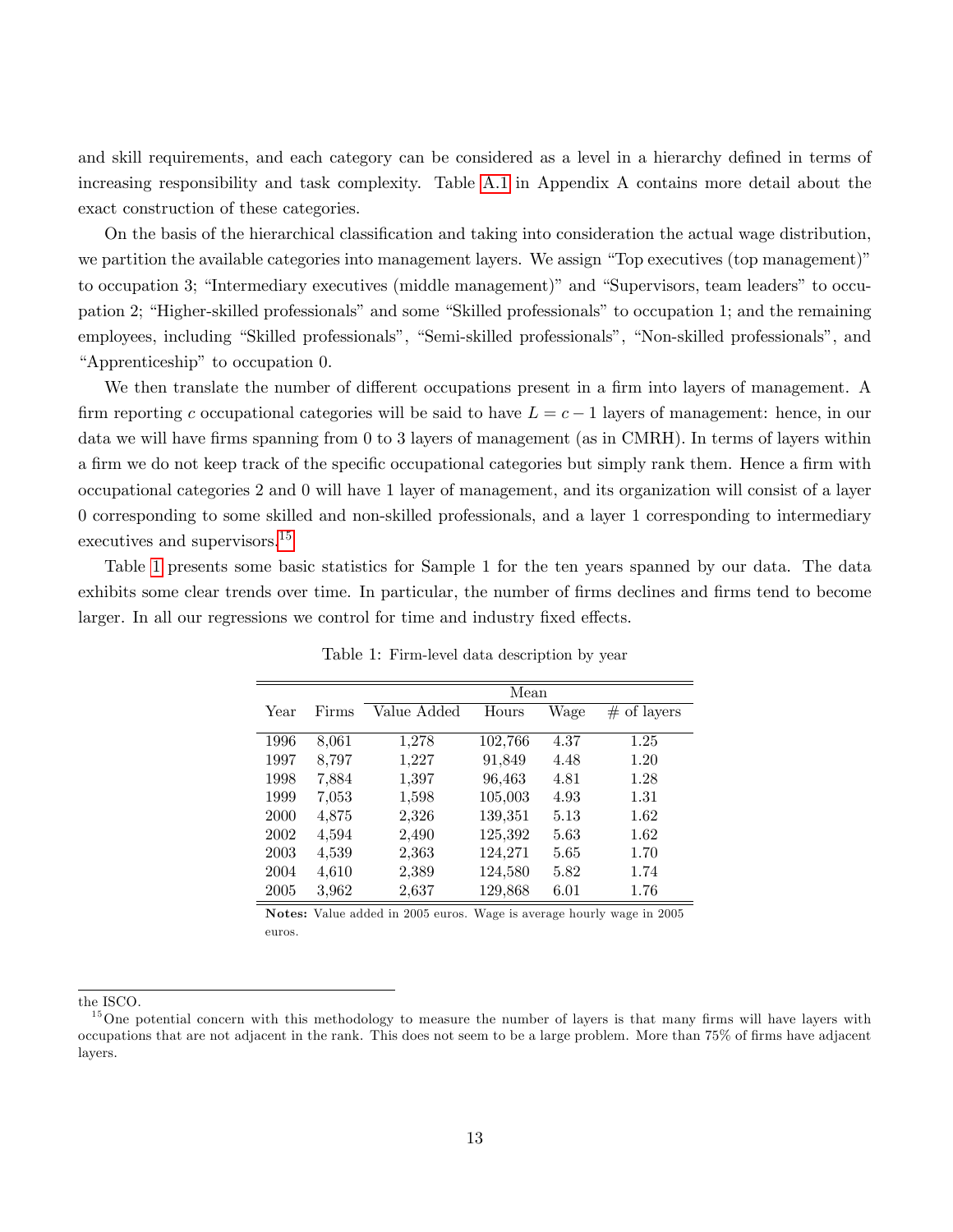and skill requirements, and each category can be considered as a level in a hierarchy defined in terms of increasing responsibility and task complexity. Table A.1 in Appendix A contains more detail about the exact construction of these categories.

On the basis of the hierarchical classification and taking into consideration the actual wage distribution, we partition the available categories into management layers. We assign "Top executives (top management)" to occupation 3; "Intermediary executives (middle management)" and "Supervisors, team leaders" to occupation 2; "Higher-skilled professionals" and some "Skilled professionals" to occupation 1; and the remaining employees, including "Skilled professionals", "Semi-skilled professionals", "Non-skilled professionals", and "Apprenticeship" to occupation 0.

We then translate the number of different occupations present in a firm into layers of management. A firm reporting $c$ occupational categories will be said to have $L = c - 1$ layers of management: hence, in our data we will have firms spanning from 0 to 3 layers of management (as in CMRH). In terms of layers within a firm we do not keep track of the specific occupational categories but simply rank them. Hence a firm with occupational categories 2 and 0 will have 1 layer of management, and its organization will consist of a layer 0 corresponding to some skilled and non-skilled professionals, and a layer 1 corresponding to intermediary executives and supervisors.[15]

Table 1 presents some basic statistics for Sample 1 for the ten years spanned by our data. The data exhibits some clear trends over time. In particular, the number of firms declines and firms tend to become larger. In all our regressions we control for time and industry fixed effects.

Table 1: Firm-level data description by year

| | | Mean | | | |
|---|---|---|---|---|---|
| Year | Firms | Value Added | Hours | Wage | # of layers |
| 1996 | 8,061 | 1,278 | 102,766 | 4.37 | 1.25 |
| 1997 | 8,797 | 1,227 | 91,849 | 4.48 | 1.20 |
| 1998 | 7,884 | 1,397 | 96,463 | 4.81 | 1.28 |
| 1999 | 7,053 | 1,598 | 105,003 | 4.93 | 1.31 |
| 2000 | 4,875 | 2,326 | 139,351 | 5.13 | 1.62 |
| 2002 | 4,594 | 2,490 | 125,392 | 5.63 | 1.62 |
| 2003 | 4,539 | 2,363 | 124,271 | 5.65 | 1.70 |
| 2004 | 4,610 | 2,389 | 124,580 | 5.82 | 1.74 |
| 2005 | 3,962 | 2,637 | 129,868 | 6.01 | 1.76 |

**Notes:** Value added in 2005 euros. Wage is average hourly wage in 2005 euros.

the ISCO.

[15] One potential concern with this methodology to measure the number of layers is that many firms will have layers with occupations that are not adjacent in the rank. This does not seem to be a large problem. More than 75% of firms have adjacent layers.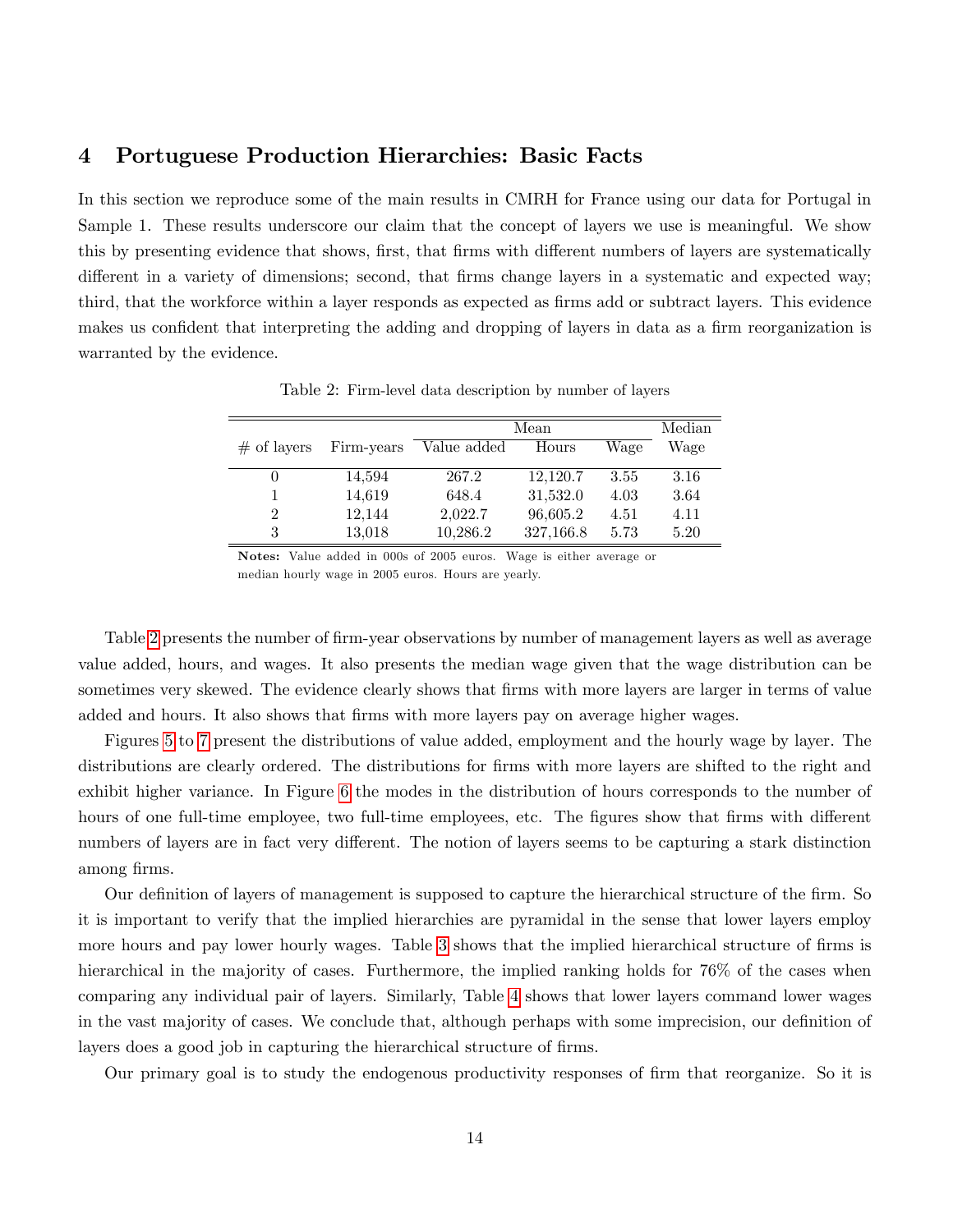# 4 Portuguese Production Hierarchies: Basic Facts

In this section we reproduce some of the main results in CMRH for France using our data for Portugal in Sample 1. These results underscore our claim that the concept of layers we use is meaningful. We show this by presenting evidence that shows, first, that firms with different numbers of layers are systematically different in a variety of dimensions; second, that firms change layers in a systematic and expected way; third, that the workforce within a layer responds as expected as firms add or subtract layers. This evidence makes us confident that interpreting the adding and dropping of layers in data as a firm reorganization is warranted by the evidence.

Table 2: Firm-level data description by number of layers

| # of layers | Firm-years | Mean | | | Median |
|---|---|---|---|---|---|
| | | Value added | Hours | Wage | Wage |
| 0 | 14,594 | 267.2 | 12,120.7 | 3.55 | 3.16 |
| 1 | 14,619 | 648.4 | 31,532.0 | 4.03 | 3.64 |
| 2 | 12,144 | 2,022.7 | 96,605.2 | 4.51 | 4.11 |
| 3 | 13,018 | 10,286.2 | 327,166.8 | 5.73 | 5.20 |

**Notes:** Value added in 000s of 2005 euros. Wage is either average or median hourly wage in 2005 euros. Hours are yearly.

Table 2 presents the number of firm-year observations by number of management layers as well as average value added, hours, and wages. It also presents the median wage given that the wage distribution can be sometimes very skewed. The evidence clearly shows that firms with more layers are larger in terms of value added and hours. It also shows that firms with more layers pay on average higher wages.

Figures 5 to 7 present the distributions of value added, employment and the hourly wage by layer. The distributions are clearly ordered. The distributions for firms with more layers are shifted to the right and exhibit higher variance. In Figure 6 the modes in the distribution of hours corresponds to the number of hours of one full-time employee, two full-time employees, etc. The figures show that firms with different numbers of layers are in fact very different. The notion of layers seems to be capturing a stark distinction among firms.

Our definition of layers of management is supposed to capture the hierarchical structure of the firm. So it is important to verify that the implied hierarchies are pyramidal in the sense that lower layers employ more hours and pay lower hourly wages. Table 3 shows that the implied hierarchical structure of firms is hierarchical in the majority of cases. Furthermore, the implied ranking holds for 76% of the cases when comparing any individual pair of layers. Similarly, Table 4 shows that lower layers command lower wages in the vast majority of cases. We conclude that, although perhaps with some imprecision, our definition of layers does a good job in capturing the hierarchical structure of firms.

Our primary goal is to study the endogenous productivity responses of firm that reorganize. So it is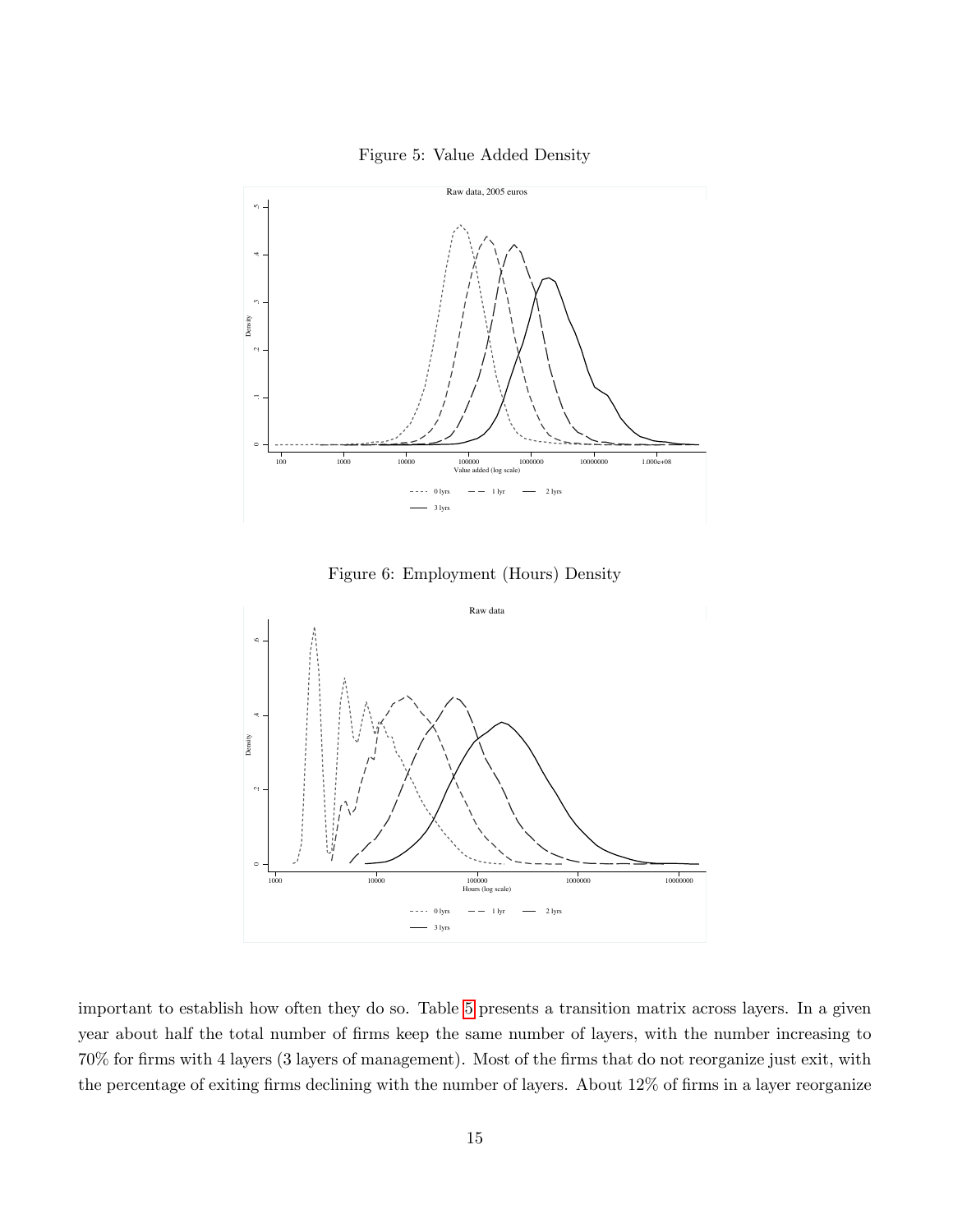Figure 5: Value Added Density

Raw data, 2005 euros

Density

0
.1
.2
.3
.4
.5

100
1000
10000
100000
1000000
10000000
1.000e+08

Value added (log scale)

0 lyrs
1 lyr
2 lyrs
3 lyrs

Figure 6: Employment (Hours) Density

Raw data

Density

0
.2
.4
.6

1000
10000
100000
1000000
10000000

Hours (log scale)

0 lyrs
1 lyr
2 lyrs
3 lyrs

important to establish how often they do so. Table 5 presents a transition matrix across layers. In a given year about half the total number of firms keep the same number of layers, with the number increasing to 70% for firms with 4 layers (3 layers of management). Most of the firms that do not reorganize just exit, with the percentage of exiting firms declining with the number of layers. About 12% of firms in a layer reorganize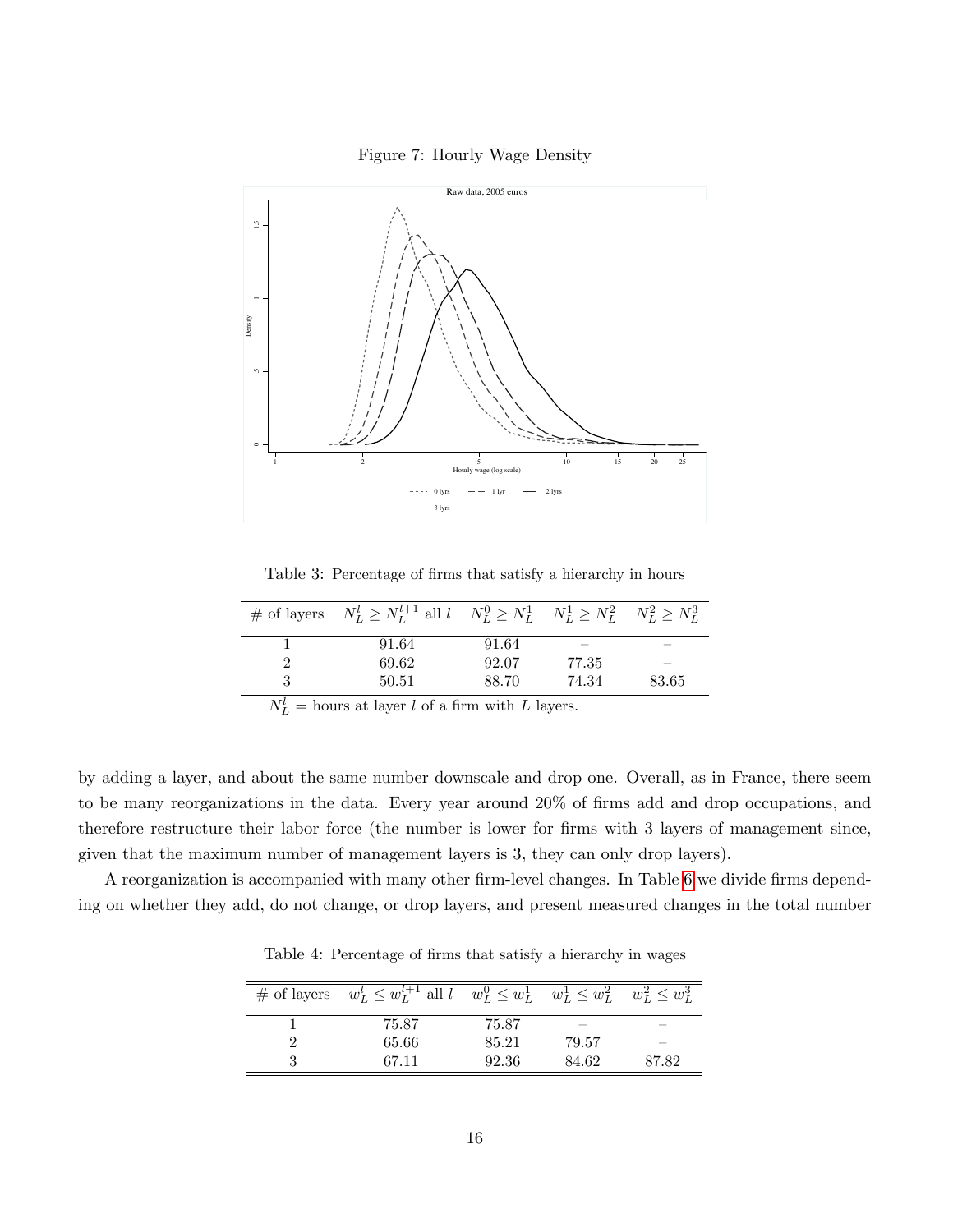Figure 7: Hourly Wage Density

Raw data, 2005 euros

Density

0

.5

1

1.5

1 2 5 10 15 20 25

Hourly wage (log scale)

0 lyrs 1 lyr 2 lyrs

3 lyrs

Table 3: Percentage of firms that satisfy a hierarchy in hours

| # of layers | $N_L^l \geq N_L^{l+1}$ all $l$ | $N_L^0 \geq N_L^1$ | $N_L^1 \geq N_L^2$ | $N_L^2 \geq N_L^3$ |
|---|---|---|---|---|
| 1 | 91.64 | 91.64 | – | – |
| 2 | 69.62 | 92.07 | 77.35 | – |
| 3 | 50.51 | 88.70 | 74.34 | 83.65 |

$N_L^l$ = hours at layer $l$ of a firm with $L$ layers.

by adding a layer, and about the same number downscale and drop one. Overall, as in France, there seem to be many reorganizations in the data. Every year around 20% of firms add and drop occupations, and therefore restructure their labor force (the number is lower for firms with 3 layers of management since, given that the maximum number of management layers is 3, they can only drop layers).

A reorganization is accompanied with many other firm-level changes. In Table 6 we divide firms depending on whether they add, do not change, or drop layers, and present measured changes in the total number

Table 4: Percentage of firms that satisfy a hierarchy in wages

| # of layers | $w_L^l \leq w_L^{l+1}$ all $l$ | $w_L^0 \leq w_L^1$ | $w_L^1 \leq w_L^2$ | $w_L^2 \leq w_L^3$ |
|---|---|---|---|---|
| 1 | 75.87 | 75.87 | – | – |
| 2 | 65.66 | 85.21 | 79.57 | – |
| 3 | 67.11 | 92.36 | 84.62 | 87.82 |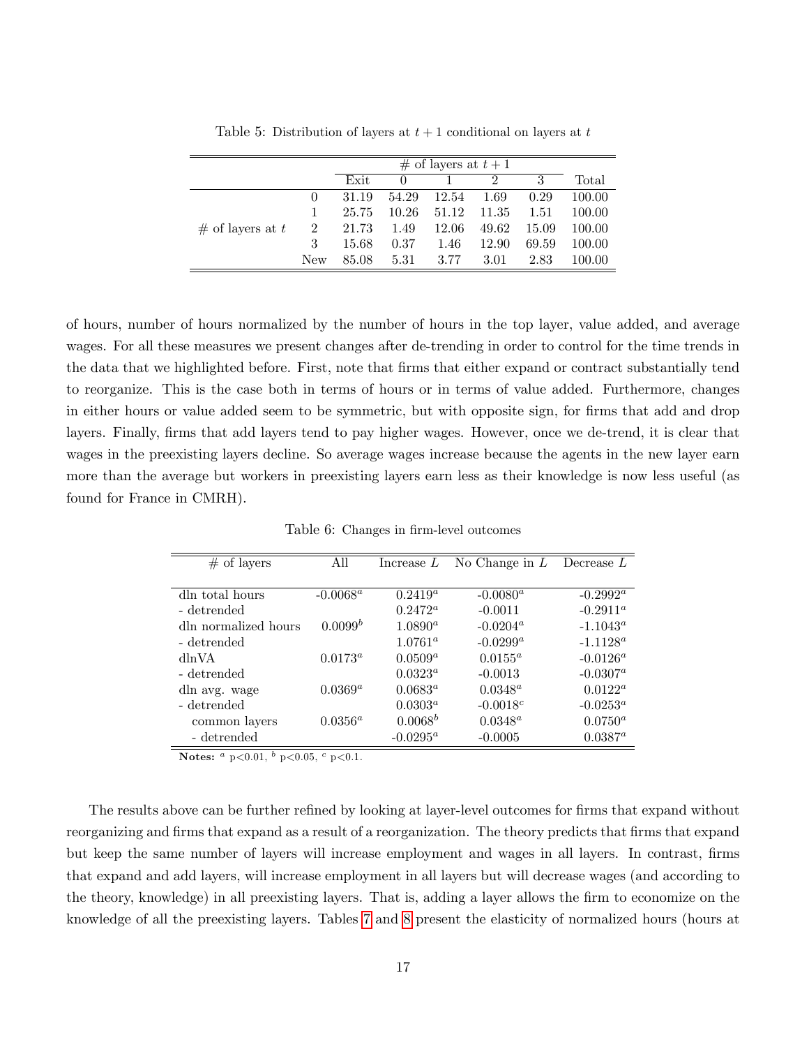Table 5: Distribution of layers at $t+1$ conditional on layers at $t$

| | | # of layers at $t+1$ | | | | | |
|---|---|---|---|---|---|---|---|
| | | Exit | 0 | 1 | 2 | 3 | Total |
| # of layers at $t$ | 0 | 31.19 | 54.29 | 12.54 | 1.69 | 0.29 | 100.00 |
| | 1 | 25.75 | 10.26 | 51.12 | 11.35 | 1.51 | 100.00 |
| | 2 | 21.73 | 1.49 | 12.06 | 49.62 | 15.09 | 100.00 |
| | 3 | 15.68 | 0.37 | 1.46 | 12.90 | 69.59 | 100.00 |
| | New | 85.08 | 5.31 | 3.77 | 3.01 | 2.83 | 100.00 |

of hours, number of hours normalized by the number of hours in the top layer, value added, and average wages. For all these measures we present changes after de-trending in order to control for the time trends in the data that we highlighted before. First, note that firms that either expand or contract substantially tend to reorganize. This is the case both in terms of hours or in terms of value added. Furthermore, changes in either hours or value added seem to be symmetric, but with opposite sign, for firms that add and drop layers. Finally, firms that add layers tend to pay higher wages. However, once we de-trend, it is clear that wages in the preexisting layers decline. So average wages increase because the agents in the new layer earn more than the average but workers in preexisting layers earn less as their knowledge is now less useful (as found for France in CMRH).

Table 6: Changes in firm-level outcomes

| # of layers | All | Increase $L$ | No Change in $L$ | Decrease $L$ |
|---|---|---|---|---|
| dln total hours | -0.0068[a] | 0.2419[a] | -0.0080[a] | -0.2992[a] |
| - detrended | | 0.2472[a] | -0.0011 | -0.2911[a] |
| dln normalized hours | 0.0099[b] | 1.0890[a] | -0.0204[a] | -1.1043[a] |
| - detrended | | 1.0761[a] | -0.0299[a] | -1.1128[a] |
| dlnVA | 0.0173[a] | 0.0509[a] | 0.0155[a] | -0.0126[a] |
| - detrended | | 0.0323[a] | -0.0013 | -0.0307[a] |
| dln avg. wage | 0.0369[a] | 0.0683[a] | 0.0348[a] | 0.0122[a] |
| - detrended | | 0.0303[a] | -0.0018[c] | -0.0253[a] |
| common layers | 0.0356[a] | 0.0068[b] | 0.0348[a] | 0.0750[a] |
| - detrended | | -0.0295[a] | -0.0005 | 0.0387[a] |

**Notes:** [a] $p<0.01$, [b] $p<0.05$, [c] $p<0.1$.

The results above can be further refined by looking at layer-level outcomes for firms that expand without reorganizing and firms that expand as a result of a reorganization. The theory predicts that firms that expand but keep the same number of layers will increase employment and wages in all layers. In contrast, firms that expand and add layers, will increase employment in all layers but will decrease wages (and according to the theory, knowledge) in all preexisting layers. That is, adding a layer allows the firm to economize on the knowledge of all the preexisting layers. Tables 7 and 8 present the elasticity of normalized hours (hours at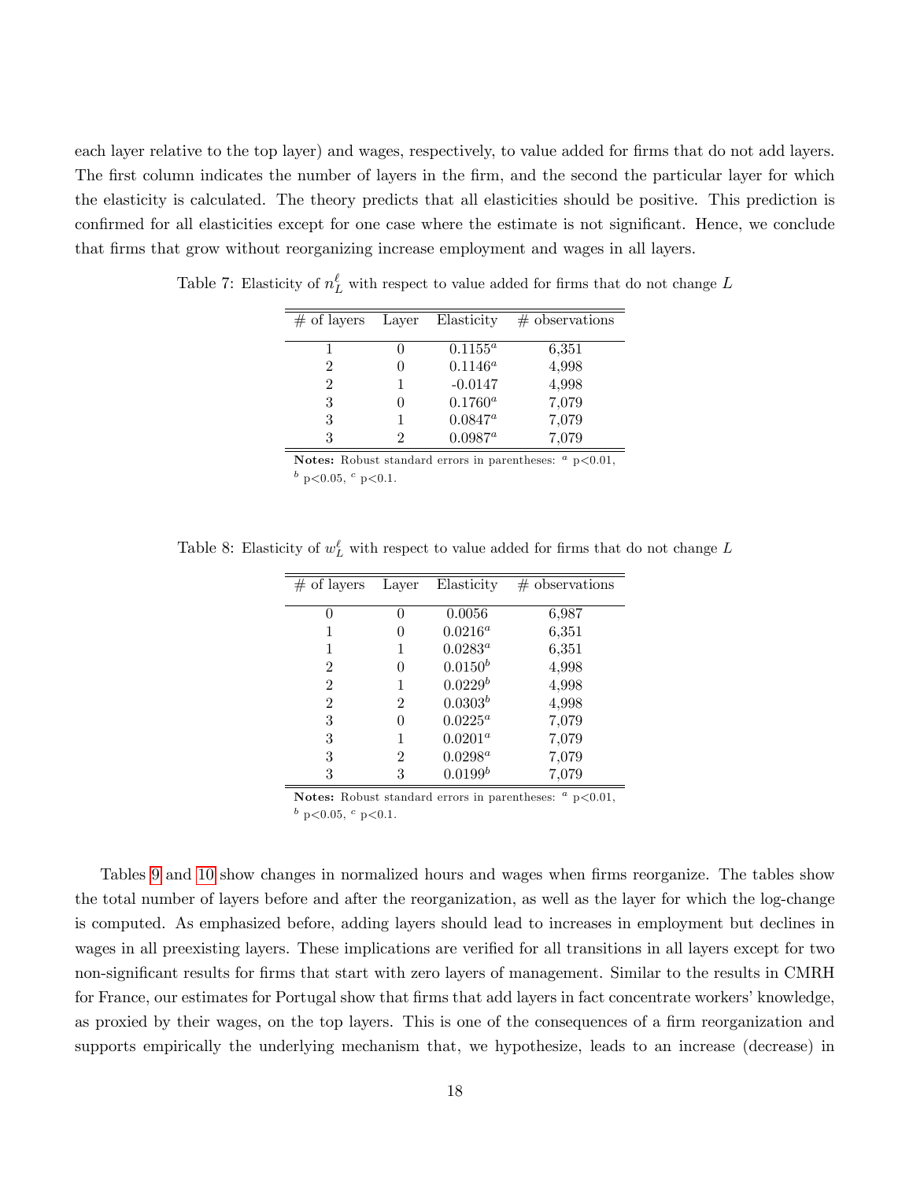each layer relative to the top layer) and wages, respectively, to value added for firms that do not add layers. The first column indicates the number of layers in the firm, and the second the particular layer for which the elasticity is calculated. The theory predicts that all elasticities should be positive. This prediction is confirmed for all elasticities except for one case where the estimate is not significant. Hence, we conclude that firms that grow without reorganizing increase employment and wages in all layers.

Table 7: Elasticity of $n_L^\ell$ with respect to value added for firms that do not change $L$

| # of layers | Layer | Elasticity | # observations |
|---|---|---|---|
| 1 | 0 | $0.1155^a$ | 6,351 |
| 2 | 0 | $0.1146^a$ | 4,998 |
| 2 | 1 | -0.0147 | 4,998 |
| 3 | 0 | $0.1760^a$ | 7,079 |
| 3 | 1 | $0.0847^a$ | 7,079 |
| 3 | 2 | $0.0987^a$ | 7,079 |

**Notes:** Robust standard errors in parentheses: $^a$ p<0.01, $^b$ p<0.05, $^c$ p<0.1.

Table 8: Elasticity of $w_L^\ell$ with respect to value added for firms that do not change $L$

| # of layers | Layer | Elasticity | # observations |
|---|---|---|---|
| 0 | 0 | 0.0056 | 6,987 |
| 1 | 0 | $0.0216^a$ | 6,351 |
| 1 | 1 | $0.0283^a$ | 6,351 |
| 2 | 0 | $0.0150^b$ | 4,998 |
| 2 | 1 | $0.0229^b$ | 4,998 |
| 2 | 2 | $0.0303^b$ | 4,998 |
| 3 | 0 | $0.0225^a$ | 7,079 |
| 3 | 1 | $0.0201^a$ | 7,079 |
| 3 | 2 | $0.0298^a$ | 7,079 |
| 3 | 3 | $0.0199^b$ | 7,079 |

**Notes:** Robust standard errors in parentheses: $^a$ p<0.01, $^b$ p<0.05, $^c$ p<0.1.

Tables 9 and 10 show changes in normalized hours and wages when firms reorganize. The tables show the total number of layers before and after the reorganization, as well as the layer for which the log-change is computed. As emphasized before, adding layers should lead to increases in employment but declines in wages in all preexisting layers. These implications are verified for all transitions in all layers except for two non-significant results for firms that start with zero layers of management. Similar to the results in CMRH for France, our estimates for Portugal show that firms that add layers in fact concentrate workers' knowledge, as proxied by their wages, on the top layers. This is one of the consequences of a firm reorganization and supports empirically the underlying mechanism that, we hypothesize, leads to an increase (decrease) in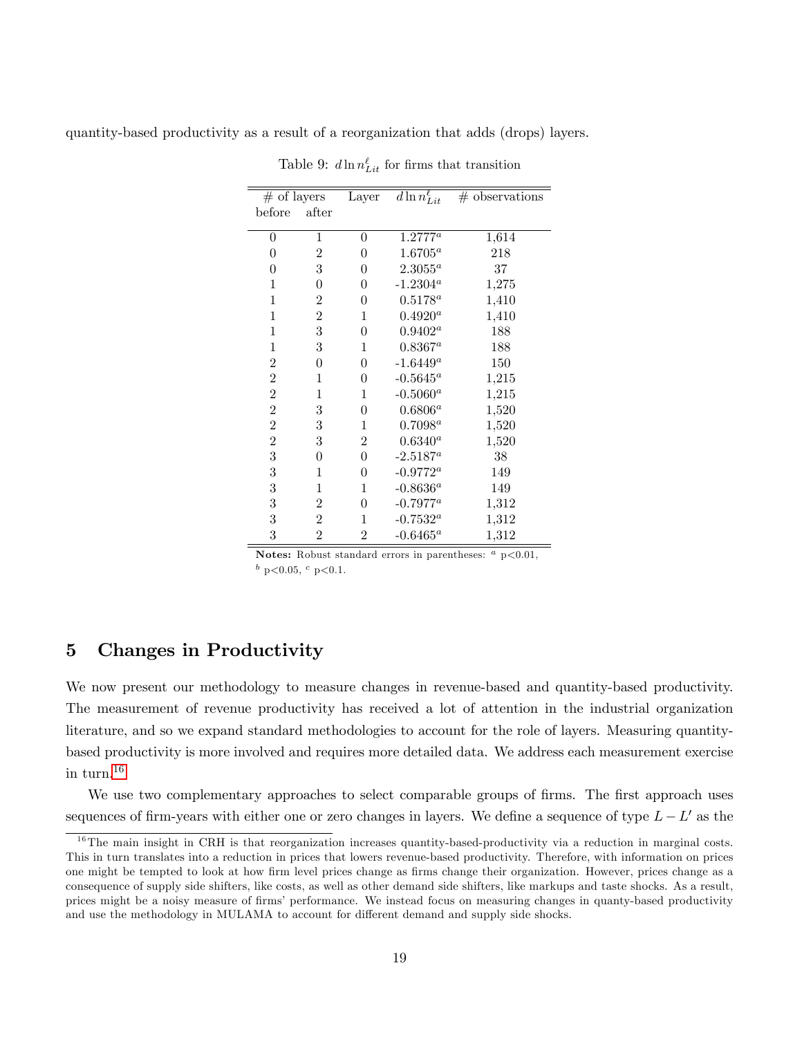quantity-based productivity as a result of a reorganization that adds (drops) layers.

Table 9: $d \ln n^{\ell}_{Lit}$ for firms that transition

| # of layers | | Layer | $d \ln n^{\ell}_{Lit}$ | # observations |
|---|---|---|---|---|
| before | after | | | |
| 0 | 1 | 0 | $1.2777^a$ | 1,614 |
| 0 | 2 | 0 | $1.6705^a$ | 218 |
| 0 | 3 | 0 | $2.3055^a$ | 37 |
| 1 | 0 | 0 | $-1.2304^a$ | 1,275 |
| 1 | 2 | 0 | $0.5178^a$ | 1,410 |
| 1 | 2 | 1 | $0.4920^a$ | 1,410 |
| 1 | 3 | 0 | $0.9402^a$ | 188 |
| 1 | 3 | 1 | $0.8367^a$ | 188 |
| 2 | 0 | 0 | $-1.6449^a$ | 150 |
| 2 | 1 | 0 | $-0.5645^a$ | 1,215 |
| 2 | 1 | 1 | $-0.5060^a$ | 1,215 |
| 2 | 3 | 0 | $0.6806^a$ | 1,520 |
| 2 | 3 | 1 | $0.7098^a$ | 1,520 |
| 2 | 3 | 2 | $0.6340^a$ | 1,520 |
| 3 | 0 | 0 | $-2.5187^a$ | 38 |
| 3 | 1 | 0 | $-0.9772^a$ | 149 |
| 3 | 1 | 1 | $-0.8636^a$ | 149 |
| 3 | 2 | 0 | $-0.7977^a$ | 1,312 |
| 3 | 2 | 1 | $-0.7532^a$ | 1,312 |
| 3 | 2 | 2 | $-0.6465^a$ | 1,312 |

**Notes:** Robust standard errors in parentheses: $^a$ p<0.01, $^b$ p<0.05, $^c$ p<0.1.

# 5 Changes in Productivity

We now present our methodology to measure changes in revenue-based and quantity-based productivity. The measurement of revenue productivity has received a lot of attention in the industrial organization literature, and so we expand standard methodologies to account for the role of layers. Measuring quantity-based productivity is more involved and requires more detailed data. We address each measurement exercise in turn.[16]

We use two complementary approaches to select comparable groups of firms. The first approach uses sequences of firm-years with either one or zero changes in layers. We define a sequence of type $L-L'$ as the

[16] The main insight in CRH is that reorganization increases quantity-based-productivity via a reduction in marginal costs. This in turn translates into a reduction in prices that lowers revenue-based productivity. Therefore, with information on prices one might be tempted to look at how firm level prices change as firms change their organization. However, prices change as a consequence of supply side shifters, like costs, as well as other demand side shifters, like markups and taste shocks. As a result, prices might be a noisy measure of firms' performance. We instead focus on measuring changes in quanty-based productivity and use the methodology in MULAMA to account for different demand and supply side shocks.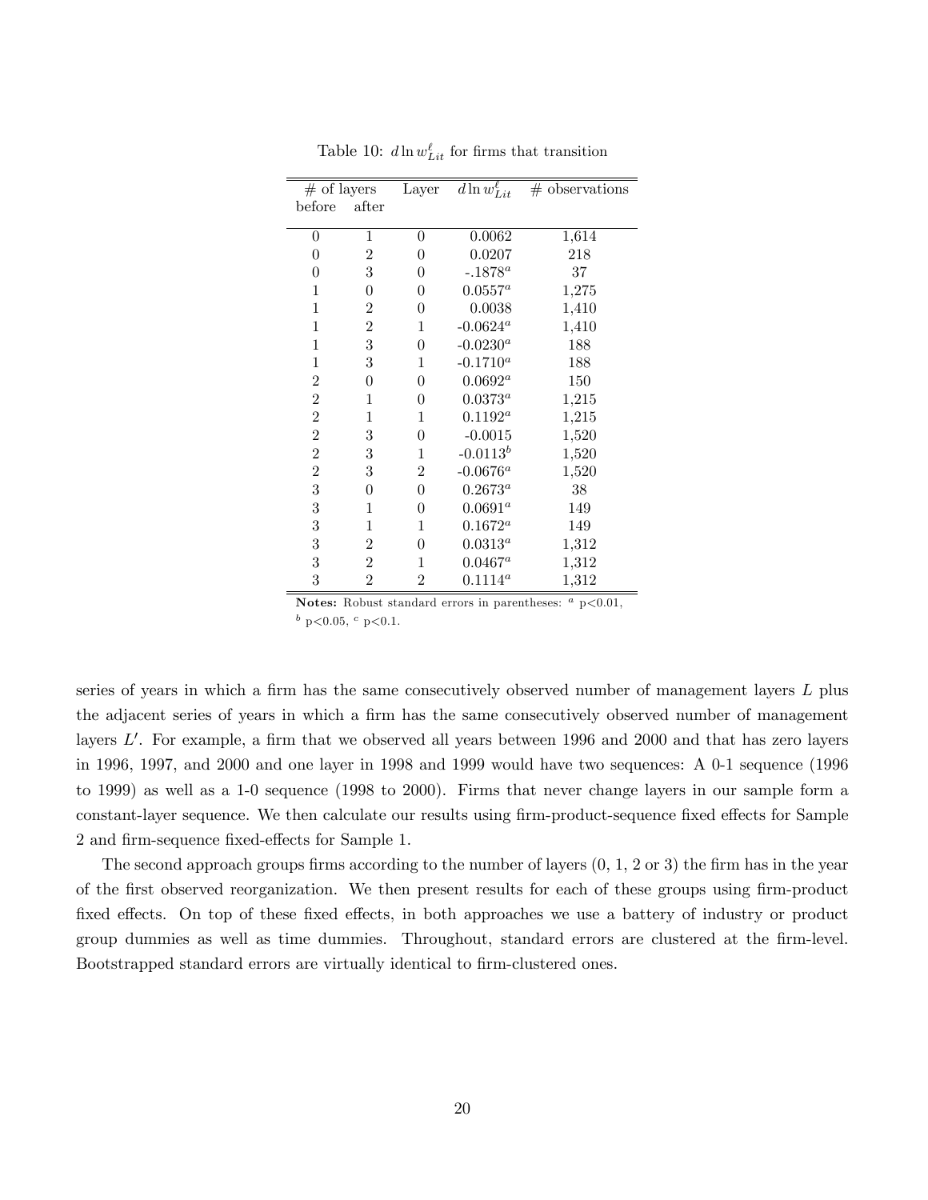Table 10: $d \ln w^{\ell}_{Lit}$ for firms that transition

| # of layers | | Layer | $d \ln w^{\ell}_{Lit}$ | # observations |
|---|---|---|---|---|
| before | after | | | |
| 0 | 1 | 0 | 0.0062 | 1,614 |
| 0 | 2 | 0 | 0.0207 | 218 |
| 0 | 3 | 0 | -.1878$^{a}$ | 37 |
| 1 | 0 | 0 | 0.0557$^{a}$ | 1,275 |
| 1 | 2 | 0 | 0.0038 | 1,410 |
| 1 | 2 | 1 | -0.0624$^{a}$ | 1,410 |
| 1 | 3 | 0 | -0.0230$^{a}$ | 188 |
| 1 | 3 | 1 | -0.1710$^{a}$ | 188 |
| 2 | 0 | 0 | 0.0692$^{a}$ | 150 |
| 2 | 1 | 0 | 0.0373$^{a}$ | 1,215 |
| 2 | 1 | 1 | 0.1192$^{a}$ | 1,215 |
| 2 | 3 | 0 | -0.0015 | 1,520 |
| 2 | 3 | 1 | -0.0113$^{b}$ | 1,520 |
| 2 | 3 | 2 | -0.0676$^{a}$ | 1,520 |
| 3 | 0 | 0 | 0.2673$^{a}$ | 38 |
| 3 | 1 | 0 | 0.0691$^{a}$ | 149 |
| 3 | 1 | 1 | 0.1672$^{a}$ | 149 |
| 3 | 2 | 0 | 0.0313$^{a}$ | 1,312 |
| 3 | 2 | 1 | 0.0467$^{a}$ | 1,312 |
| 3 | 2 | 2 | 0.1114$^{a}$ | 1,312 |

**Notes:** Robust standard errors in parentheses: $^{a}$ p<0.01, $^{b}$ p<0.05, $^{c}$ p<0.1.

series of years in which a firm has the same consecutively observed number of management layers $L$ plus the adjacent series of years in which a firm has the same consecutively observed number of management layers $L'$. For example, a firm that we observed all years between 1996 and 2000 and that has zero layers in 1996, 1997, and 2000 and one layer in 1998 and 1999 would have two sequences: A 0-1 sequence (1996 to 1999) as well as a 1-0 sequence (1998 to 2000). Firms that never change layers in our sample form a constant-layer sequence. We then calculate our results using firm-product-sequence fixed effects for Sample 2 and firm-sequence fixed-effects for Sample 1.

The second approach groups firms according to the number of layers (0, 1, 2 or 3) the firm has in the year of the first observed reorganization. We then present results for each of these groups using firm-product fixed effects. On top of these fixed effects, in both approaches we use a battery of industry or product group dummies as well as time dummies. Throughout, standard errors are clustered at the firm-level. Bootstrapped standard errors are virtually identical to firm-clustered ones.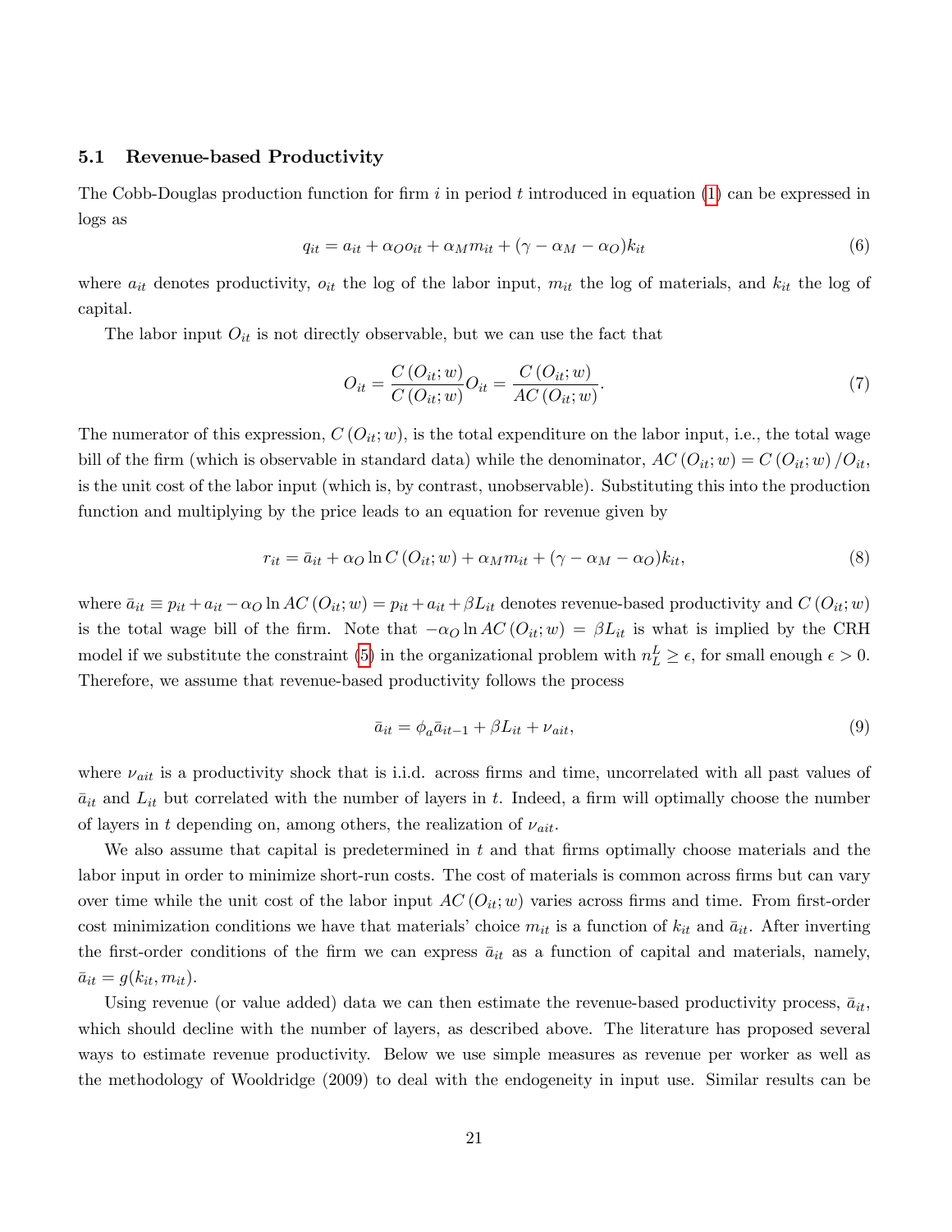### 5.1 Revenue-based Productivity

The Cobb-Douglas production function for firm $i$ in period $t$ introduced in equation (1) can be expressed in logs as

$$q_{it} = a_{it} + \alpha_O o_{it} + \alpha_M m_{it} + (\gamma - \alpha_M - \alpha_O) k_{it} \tag{6}$$

where $a_{it}$ denotes productivity, $o_{it}$ the log of the labor input, $m_{it}$ the log of materials, and $k_{it}$ the log of capital.

The labor input $O_{it}$ is not directly observable, but we can use the fact that

$$O_{it} = \frac{C(O_{it}; w)}{C(O_{it}; w)} O_{it} = \frac{C(O_{it}; w)}{AC(O_{it}; w)}. \tag{7}$$

The numerator of this expression, $C(O_{it}; w)$, is the total expenditure on the labor input, i.e., the total wage bill of the firm (which is observable in standard data) while the denominator, $AC(O_{it}; w) = C(O_{it}; w)/O_{it}$, is the unit cost of the labor input (which is, by contrast, unobservable). Substituting this into the production function and multiplying by the price leads to an equation for revenue given by

$$r_{it} = \bar{a}_{it} + \alpha_O \ln C(O_{it}; w) + \alpha_M m_{it} + (\gamma - \alpha_M - \alpha_O) k_{it}, \tag{8}$$

where $\bar{a}_{it} \equiv p_{it} + a_{it} - \alpha_O \ln AC(O_{it}; w) = p_{it} + a_{it} + \beta L_{it}$ denotes revenue-based productivity and $C(O_{it}; w)$ is the total wage bill of the firm. Note that $-\alpha_O \ln AC(O_{it}; w) = \beta L_{it}$ is what is implied by the CRH model if we substitute the constraint (5) in the organizational problem with $n_L^L \geq \epsilon$, for small enough $\epsilon > 0$. Therefore, we assume that revenue-based productivity follows the process

$$\bar{a}_{it} = \phi_a \bar{a}_{it-1} + \beta L_{it} + \nu_{ait}, \tag{9}$$

where $\nu_{ait}$ is a productivity shock that is i.i.d. across firms and time, uncorrelated with all past values of $\bar{a}_{it}$ and $L_{it}$ but correlated with the number of layers in $t$. Indeed, a firm will optimally choose the number of layers in $t$ depending on, among others, the realization of $\nu_{ait}$.

We also assume that capital is predetermined in $t$ and that firms optimally choose materials and the labor input in order to minimize short-run costs. The cost of materials is common across firms but can vary over time while the unit cost of the labor input $AC(O_{it}; w)$ varies across firms and time. From first-order cost minimization conditions we have that materials' choice $m_{it}$ is a function of $k_{it}$ and $\bar{a}_{it}$. After inverting the first-order conditions of the firm we can express $\bar{a}_{it}$ as a function of capital and materials, namely, $\bar{a}_{it} = g(k_{it}, m_{it})$.

Using revenue (or value added) data we can then estimate the revenue-based productivity process, $\bar{a}_{it}$, which should decline with the number of layers, as described above. The literature has proposed several ways to estimate revenue productivity. Below we use simple measures as revenue per worker as well as the methodology of Wooldridge (2009) to deal with the endogeneity in input use. Similar results can be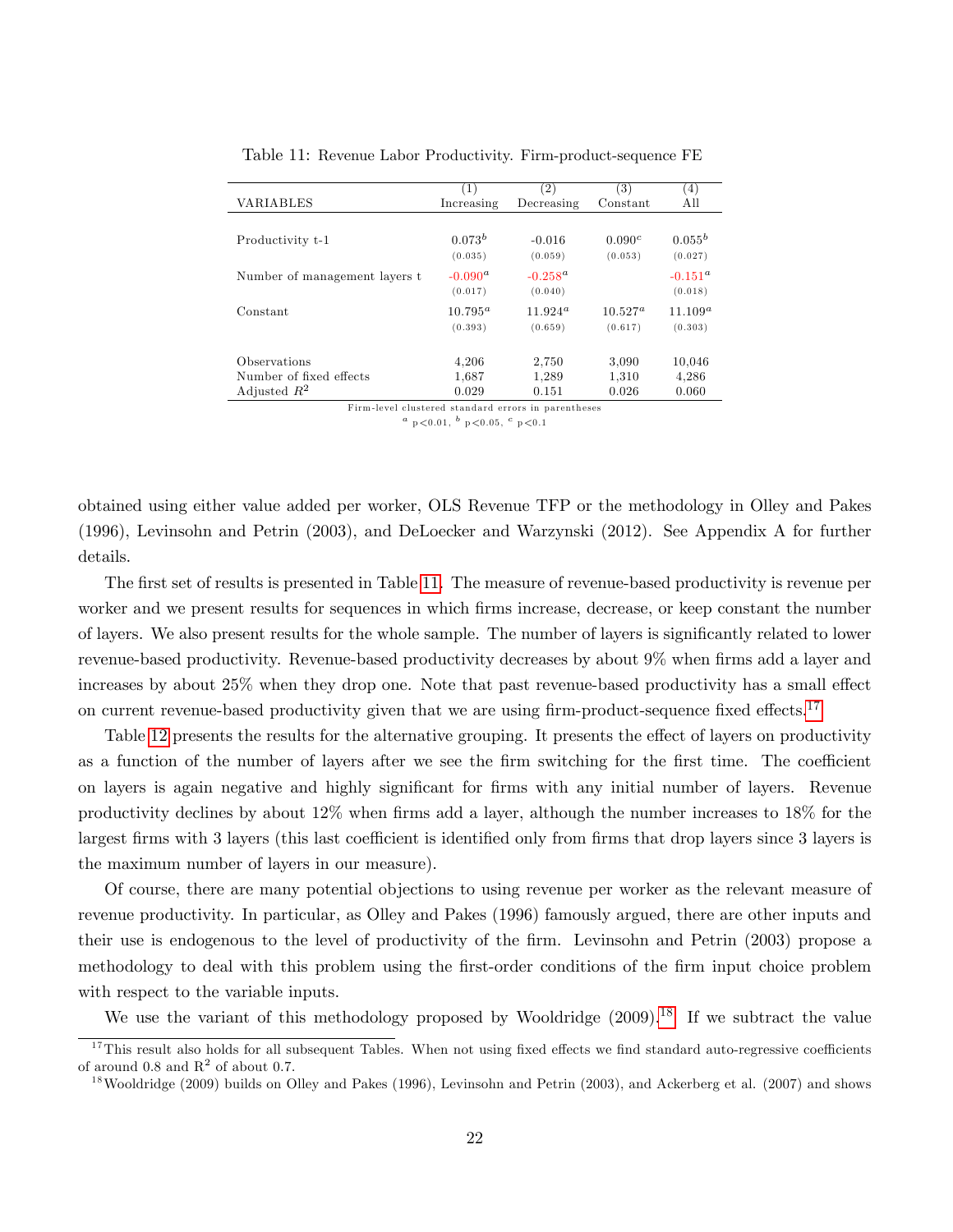Table 11: Revenue Labor Productivity. Firm-product-sequence FE

| VARIABLES | (1) Increasing | (2) Decreasing | (3) Constant | (4) All |
|---|---|---|---|---|
| Productivity t-1 | 0.073[b] | -0.016 | 0.090[c] | 0.055[b] |
| | (0.035) | (0.059) | (0.053) | (0.027) |
| Number of management layers t | -0.090[a] | -0.258[a] | | -0.151[a] |
| | (0.017) | (0.040) | | (0.018) |
| Constant | 10.795[a] | 11.924[a] | 10.527[a] | 11.109[a] |
| | (0.393) | (0.659) | (0.617) | (0.303) |
| Observations | 4,206 | 2,750 | 3,090 | 10,046 |
| Number of fixed effects | 1,687 | 1,289 | 1,310 | 4,286 |
| Adjusted $R^2$ | 0.029 | 0.151 | 0.026 | 0.060 |

Firm-level clustered standard errors in parentheses

[a] $p<0.01$, [b] $p<0.05$, [c] $p<0.1$

obtained using either value added per worker, OLS Revenue TFP or the methodology in Olley and Pakes (1996), Levinsohn and Petrin (2003), and DeLoecker and Warzynski (2012). See Appendix A for further details.

The first set of results is presented in Table 11. The measure of revenue-based productivity is revenue per worker and we present results for sequences in which firms increase, decrease, or keep constant the number of layers. We also present results for the whole sample. The number of layers is significantly related to lower revenue-based productivity. Revenue-based productivity decreases by about 9% when firms add a layer and increases by about 25% when they drop one. Note that past revenue-based productivity has a small effect on current revenue-based productivity given that we are using firm-product-sequence fixed effects.[17]

Table 12 presents the results for the alternative grouping. It presents the effect of layers on productivity as a function of the number of layers after we see the firm switching for the first time. The coefficient on layers is again negative and highly significant for firms with any initial number of layers. Revenue productivity declines by about 12% when firms add a layer, although the number increases to 18% for the largest firms with 3 layers (this last coefficient is identified only from firms that drop layers since 3 layers is the maximum number of layers in our measure).

Of course, there are many potential objections to using revenue per worker as the relevant measure of revenue productivity. In particular, as Olley and Pakes (1996) famously argued, there are other inputs and their use is endogenous to the level of productivity of the firm. Levinsohn and Petrin (2003) propose a methodology to deal with this problem using the first-order conditions of the firm input choice problem with respect to the variable inputs.

We use the variant of this methodology proposed by Wooldridge (2009).[18] If we subtract the value

[17] This result also holds for all subsequent Tables. When not using fixed effects we find standard auto-regressive coefficients of around 0.8 and $R^2$ of about 0.7.

[18] Wooldridge (2009) builds on Olley and Pakes (1996), Levinsohn and Petrin (2003), and Ackerberg et al. (2007) and shows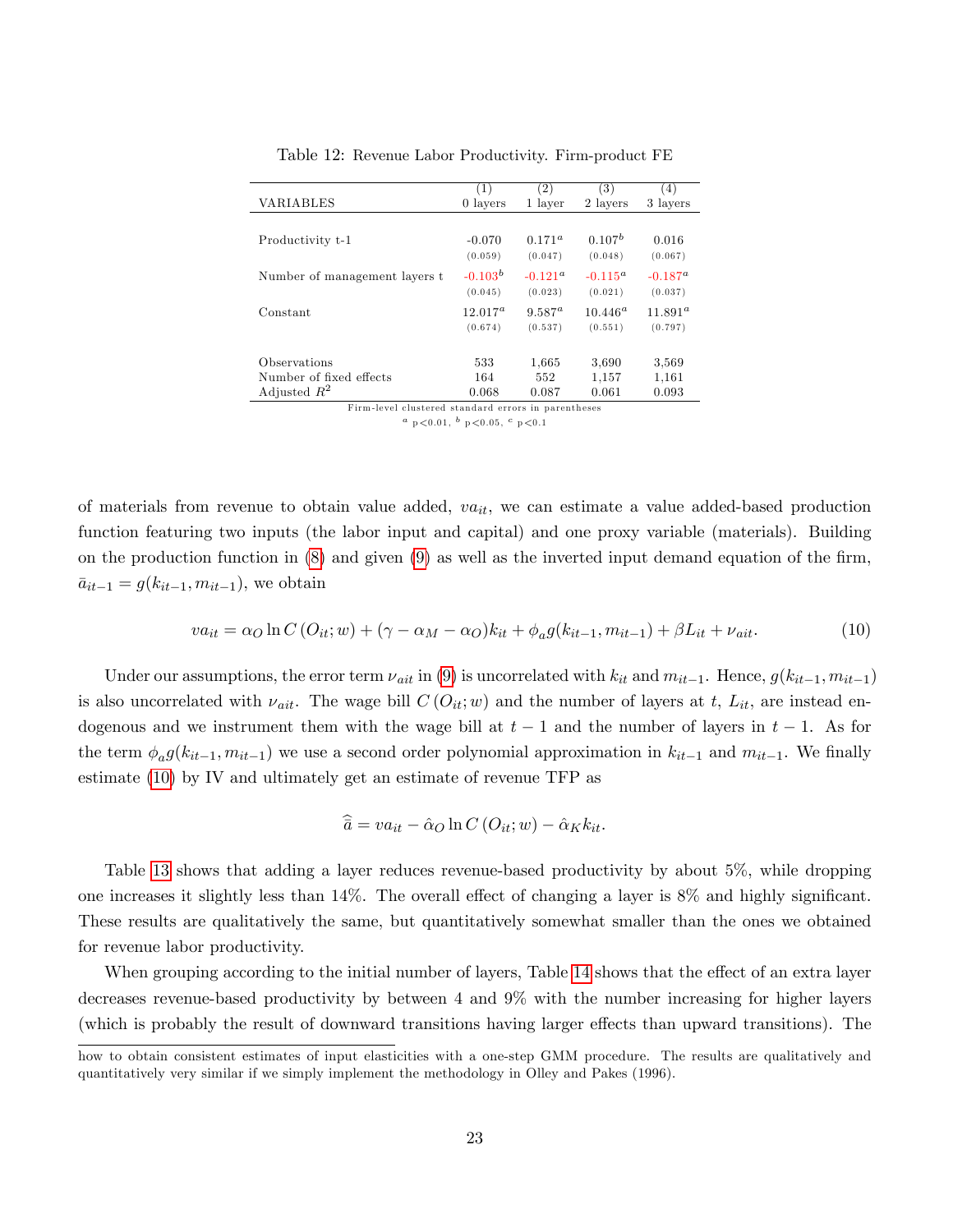Table 12: Revenue Labor Productivity. Firm-product FE

| VARIABLES | (1) 0 layers | (2) 1 layer | (3) 2 layers | (4) 3 layers |
|---|---|---|---|---|
| Productivity t-1 | -0.070 | $0.171^a$ | $0.107^b$ | 0.016 |
| | (0.059) | (0.047) | (0.048) | (0.067) |
| Number of management layers t | $-0.103^b$ | $-0.121^a$ | $-0.115^a$ | $-0.187^a$ |
| | (0.045) | (0.023) | (0.021) | (0.037) |
| Constant | $12.017^a$ | $9.587^a$ | $10.446^a$ | $11.891^a$ |
| | (0.674) | (0.537) | (0.551) | (0.797) |
| Observations | 533 | 1,665 | 3,690 | 3,569 |
| Number of fixed effects | 164 | 552 | 1,157 | 1,161 |
| Adjusted $R^2$ | 0.068 | 0.087 | 0.061 | 0.093 |

Firm-level clustered standard errors in parentheses

[a] p<0.01, [b] p<0.05, [c] p<0.1

of materials from revenue to obtain value added, $va_{it}$, we can estimate a value added-based production function featuring two inputs (the labor input and capital) and one proxy variable (materials). Building on the production function in (8) and given (9) as well as the inverted input demand equation of the firm, $\bar{a}_{it-1} = g(k_{it-1}, m_{it-1})$, we obtain

$$va_{it} = \alpha_O \ln C(O_{it}; w) + (\gamma - \alpha_M - \alpha_O)k_{it} + \phi_a g(k_{it-1}, m_{it-1}) + \beta L_{it} + \nu_{ait}. \tag{10}$$

Under our assumptions, the error term $\nu_{ait}$ in (9) is uncorrelated with $k_{it}$ and $m_{it-1}$. Hence, $g(k_{it-1}, m_{it-1})$ is also uncorrelated with $\nu_{ait}$. The wage bill $C(O_{it}; w)$ and the number of layers at $t$, $L_{it}$, are instead endogenous and we instrument them with the wage bill at $t-1$ and the number of layers in $t-1$. As for the term $\phi_a g(k_{it-1}, m_{it-1})$ we use a second order polynomial approximation in $k_{it-1}$ and $m_{it-1}$. We finally estimate (10) by IV and ultimately get an estimate of revenue TFP as

$$\hat{\bar{a}} = va_{it} - \hat{\alpha}_O \ln C(O_{it}; w) - \hat{\alpha}_K k_{it}.$$

Table 13 shows that adding a layer reduces revenue-based productivity by about 5%, while dropping one increases it slightly less than 14%. The overall effect of changing a layer is 8% and highly significant. These results are qualitatively the same, but quantitatively somewhat smaller than the ones we obtained for revenue labor productivity.

When grouping according to the initial number of layers, Table 14 shows that the effect of an extra layer decreases revenue-based productivity by between 4 and 9% with the number increasing for higher layers (which is probably the result of downward transitions having larger effects than upward transitions). The

how to obtain consistent estimates of input elasticities with a one-step GMM procedure. The results are qualitatively and quantitatively very similar if we simply implement the methodology in Olley and Pakes (1996).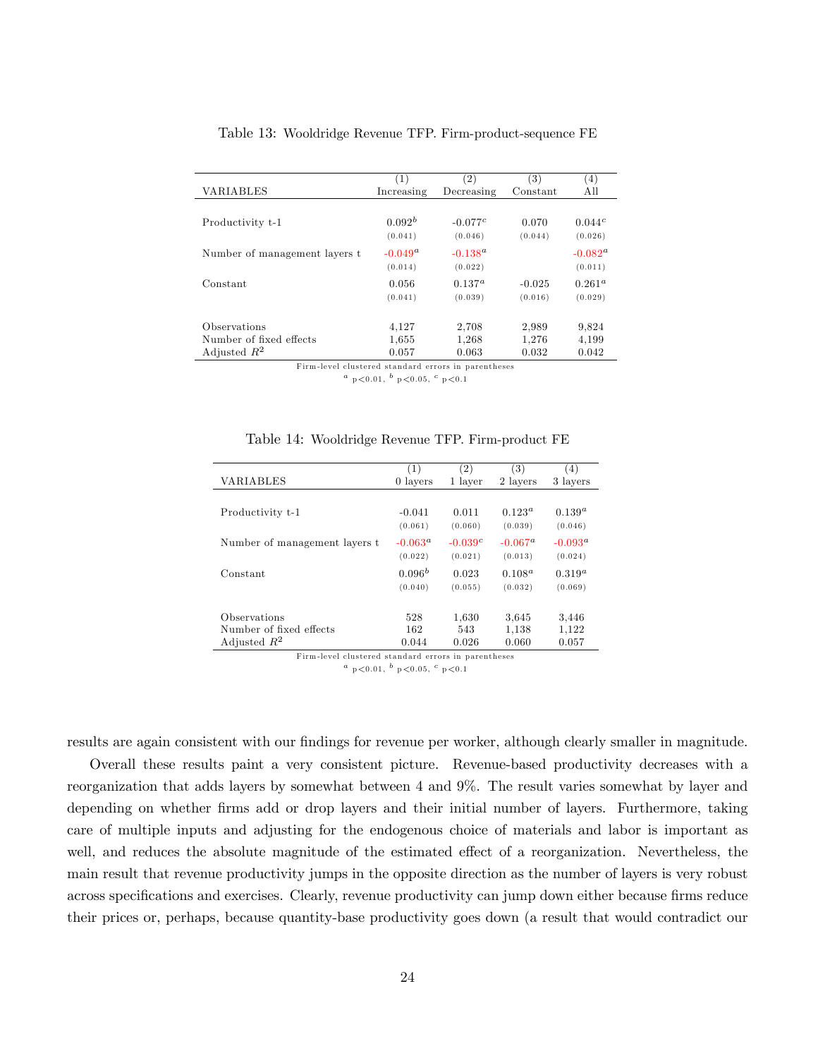Table 13: Wooldridge Revenue TFP. Firm-product-sequence FE

| VARIABLES | (1) Increasing | (2) Decreasing | (3) Constant | (4) All |
|---|---|---|---|---|
| Productivity t-1 | 0.092[b] | -0.077[c] | 0.070 | 0.044[c] |
| | (0.041) | (0.046) | (0.044) | (0.026) |
| Number of management layers t | -0.049[a] | -0.138[a] | | -0.082[a] |
| | (0.014) | (0.022) | | (0.011) |
| Constant | 0.056 | 0.137[a] | -0.025 | 0.261[a] |
| | (0.041) | (0.039) | (0.016) | (0.029) |
| Observations | 4,127 | 2,708 | 2,989 | 9,824 |
| Number of fixed effects | 1,655 | 1,268 | 1,276 | 4,199 |
| Adjusted $R^2$ | 0.057 | 0.063 | 0.032 | 0.042 |

Firm-level clustered standard errors in parentheses

[a] $p<0.01$, [b] $p<0.05$, [c] $p<0.1$

Table 14: Wooldridge Revenue TFP. Firm-product FE

| VARIABLES | (1) 0 layers | (2) 1 layer | (3) 2 layers | (4) 3 layers |
|---|---|---|---|---|
| Productivity t-1 | -0.041 | 0.011 | 0.123[a] | 0.139[a] |
| | (0.061) | (0.060) | (0.039) | (0.046) |
| Number of management layers t | -0.063[a] | -0.039[c] | -0.067[a] | -0.093[a] |
| | (0.022) | (0.021) | (0.013) | (0.024) |
| Constant | 0.096[b] | 0.023 | 0.108[a] | 0.319[a] |
| | (0.040) | (0.055) | (0.032) | (0.069) |
| Observations | 528 | 1,630 | 3,645 | 3,446 |
| Number of fixed effects | 162 | 543 | 1,138 | 1,122 |
| Adjusted $R^2$ | 0.044 | 0.026 | 0.060 | 0.057 |

Firm-level clustered standard errors in parentheses

[a] $p<0.01$, [b] $p<0.05$, [c] $p<0.1$

results are again consistent with our findings for revenue per worker, although clearly smaller in magnitude.

Overall these results paint a very consistent picture. Revenue-based productivity decreases with a reorganization that adds layers by somewhat between 4 and 9%. The result varies somewhat by layer and depending on whether firms add or drop layers and their initial number of layers. Furthermore, taking care of multiple inputs and adjusting for the endogenous choice of materials and labor is important as well, and reduces the absolute magnitude of the estimated effect of a reorganization. Nevertheless, the main result that revenue productivity jumps in the opposite direction as the number of layers is very robust across specifications and exercises. Clearly, revenue productivity can jump down either because firms reduce their prices or, perhaps, because quantity-base productivity goes down (a result that would contradict our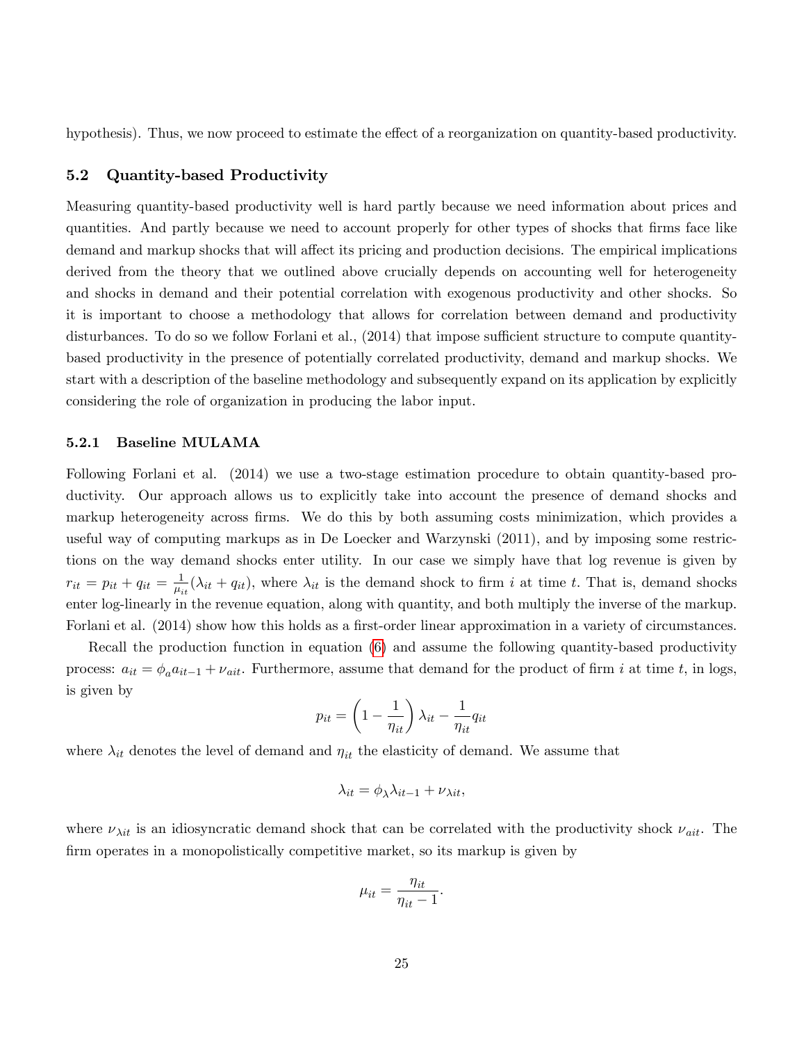hypothesis). Thus, we now proceed to estimate the effect of a reorganization on quantity-based productivity.

### 5.2 Quantity-based Productivity

Measuring quantity-based productivity well is hard partly because we need information about prices and quantities. And partly because we need to account properly for other types of shocks that firms face like demand and markup shocks that will affect its pricing and production decisions. The empirical implications derived from the theory that we outlined above crucially depends on accounting well for heterogeneity and shocks in demand and their potential correlation with exogenous productivity and other shocks. So it is important to choose a methodology that allows for correlation between demand and productivity disturbances. To do so we follow Forlani et al., (2014) that impose sufficient structure to compute quantity-based productivity in the presence of potentially correlated productivity, demand and markup shocks. We start with a description of the baseline methodology and subsequently expand on its application by explicitly considering the role of organization in producing the labor input.

#### 5.2.1 Baseline MULAMA

Following Forlani et al. (2014) we use a two-stage estimation procedure to obtain quantity-based productivity. Our approach allows us to explicitly take into account the presence of demand shocks and markup heterogeneity across firms. We do this by both assuming costs minimization, which provides a useful way of computing markups as in De Loecker and Warzynski (2011), and by imposing some restrictions on the way demand shocks enter utility. In our case we simply have that log revenue is given by $r_{it} = p_{it} + q_{it} = \frac{1}{\mu_{it}}(\lambda_{it} + q_{it})$, where $\lambda_{it}$ is the demand shock to firm $i$ at time $t$. That is, demand shocks enter log-linearly in the revenue equation, along with quantity, and both multiply the inverse of the markup. Forlani et al. (2014) show how this holds as a first-order linear approximation in a variety of circumstances.

Recall the production function in equation (6) and assume the following quantity-based productivity process: $a_{it} = \phi_a a_{it-1} + \nu_{ait}$. Furthermore, assume that demand for the product of firm $i$ at time $t$, in logs, is given by

$$p_{it} = \left(1 - \frac{1}{\eta_{it}}\right)\lambda_{it} - \frac{1}{\eta_{it}}q_{it}$$

where $\lambda_{it}$ denotes the level of demand and $\eta_{it}$ the elasticity of demand. We assume that

$$\lambda_{it} = \phi_\lambda \lambda_{it-1} + \nu_{\lambda it},$$

where $\nu_{\lambda it}$ is an idiosyncratic demand shock that can be correlated with the productivity shock $\nu_{ait}$. The firm operates in a monopolistically competitive market, so its markup is given by

$$\mu_{it} = \frac{\eta_{it}}{\eta_{it} - 1}.$$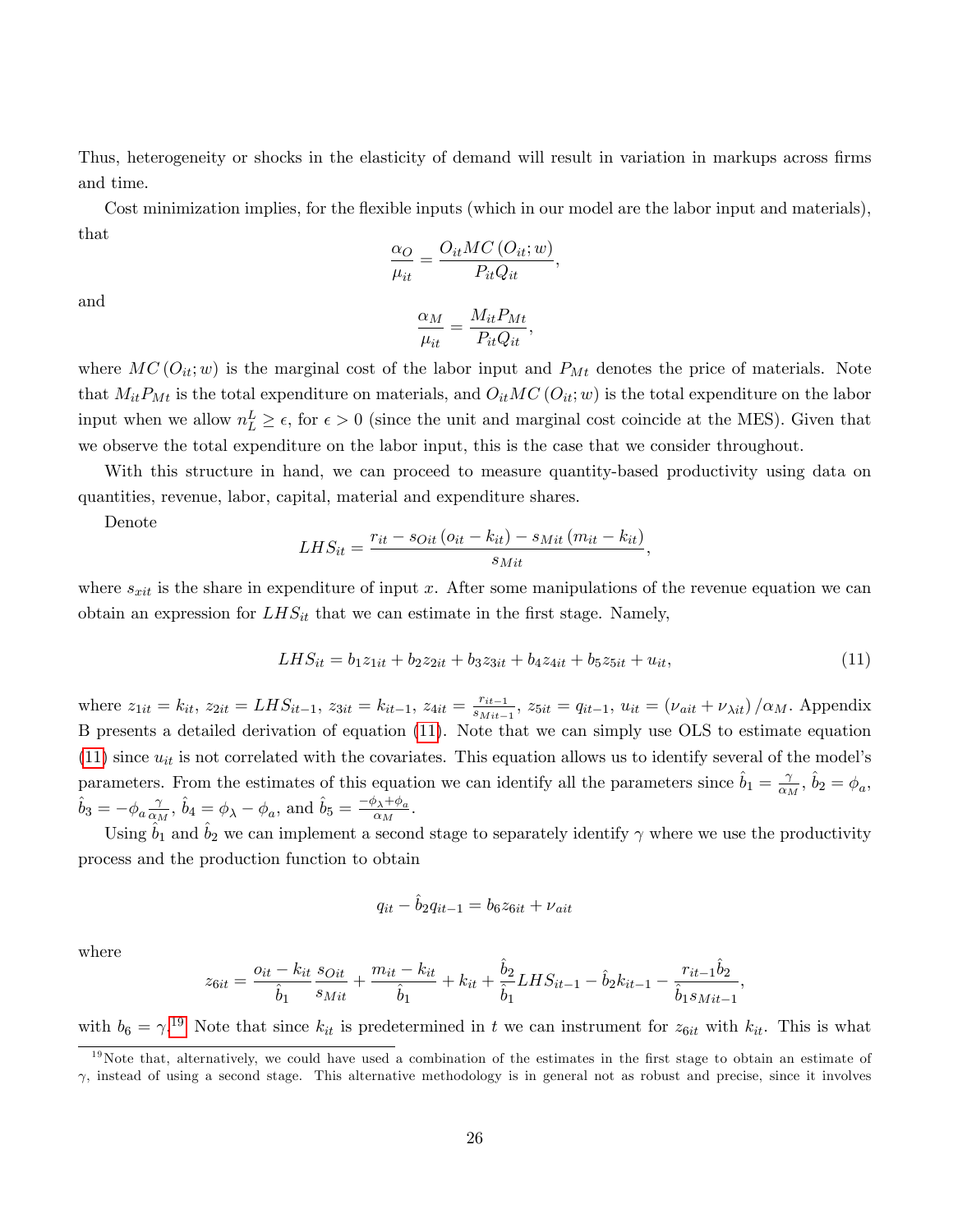Thus, heterogeneity or shocks in the elasticity of demand will result in variation in markups across firms and time.

Cost minimization implies, for the flexible inputs (which in our model are the labor input and materials), that

$$\frac{\alpha_O}{\mu_{it}} = \frac{O_{it} MC\left(O_{it}; w\right)}{P_{it} Q_{it}},$$

and

$$\frac{\alpha_M}{\mu_{it}} = \frac{M_{it} P_{Mt}}{P_{it} Q_{it}},$$

where $MC\left(O_{it}; w\right)$ is the marginal cost of the labor input and $P_{Mt}$ denotes the price of materials. Note that $M_{it} P_{Mt}$ is the total expenditure on materials, and $O_{it} MC\left(O_{it}; w\right)$ is the total expenditure on the labor input when we allow $n_L^L \geq \epsilon$, for $\epsilon > 0$ (since the unit and marginal cost coincide at the MES). Given that we observe the total expenditure on the labor input, this is the case that we consider throughout.

With this structure in hand, we can proceed to measure quantity-based productivity using data on quantities, revenue, labor, capital, material and expenditure shares.

Denote

$$LHS_{it} = \frac{r_{it} - s_{Oit}\left(o_{it} - k_{it}\right) - s_{Mit}\left(m_{it} - k_{it}\right)}{s_{Mit}},$$

where $s_{xit}$ is the share in expenditure of input $x$. After some manipulations of the revenue equation we can obtain an expression for $LHS_{it}$ that we can estimate in the first stage. Namely,

$$LHS_{it} = b_1 z_{1it} + b_2 z_{2it} + b_3 z_{3it} + b_4 z_{4it} + b_5 z_{5it} + u_{it}, \tag{11}$$

where $z_{1it} = k_{it}$, $z_{2it} = LHS_{it-1}$, $z_{3it} = k_{it-1}$, $z_{4it} = \frac{r_{it-1}}{s_{Mit-1}}$, $z_{5it} = q_{it-1}$, $u_{it} = \left(\nu_{ait} + \nu_{\lambda it}\right)/\alpha_M$. Appendix B presents a detailed derivation of equation (11). Note that we can simply use OLS to estimate equation (11) since $u_{it}$ is not correlated with the covariates. This equation allows us to identify several of the model's parameters. From the estimates of this equation we can identify all the parameters since $\hat{b}_1 = \frac{\gamma}{\alpha_M}$, $\hat{b}_2 = \phi_a$, $\hat{b}_3 = -\phi_a \frac{\gamma}{\alpha_M}$, $\hat{b}_4 = \phi_\lambda - \phi_a$, and $\hat{b}_5 = \frac{-\phi_\lambda + \phi_a}{\alpha_M}$.

Using $\hat{b}_1$ and $\hat{b}_2$ we can implement a second stage to separately identify $\gamma$ where we use the productivity process and the production function to obtain

$$q_{it} - \hat{b}_2 q_{it-1} = b_6 z_{6it} + \nu_{ait}$$

where

$$z_{6it} = \frac{o_{it} - k_{it}}{\hat{b}_1} \frac{s_{Oit}}{s_{Mit}} + \frac{m_{it} - k_{it}}{\hat{b}_1} + k_{it} + \frac{\hat{b}_2}{\hat{b}_1} LHS_{it-1} - \hat{b}_2 k_{it-1} - \frac{r_{it-1} \hat{b}_2}{\hat{b}_1 s_{Mit-1}},$$

with $b_6 = \gamma$.[19] Note that since $k_{it}$ is predetermined in $t$ we can instrument for $z_{6it}$ with $k_{it}$. This is what

[19] Note that, alternatively, we could have used a combination of the estimates in the first stage to obtain an estimate of $\gamma$, instead of using a second stage. This alternative methodology is in general not as robust and precise, since it involves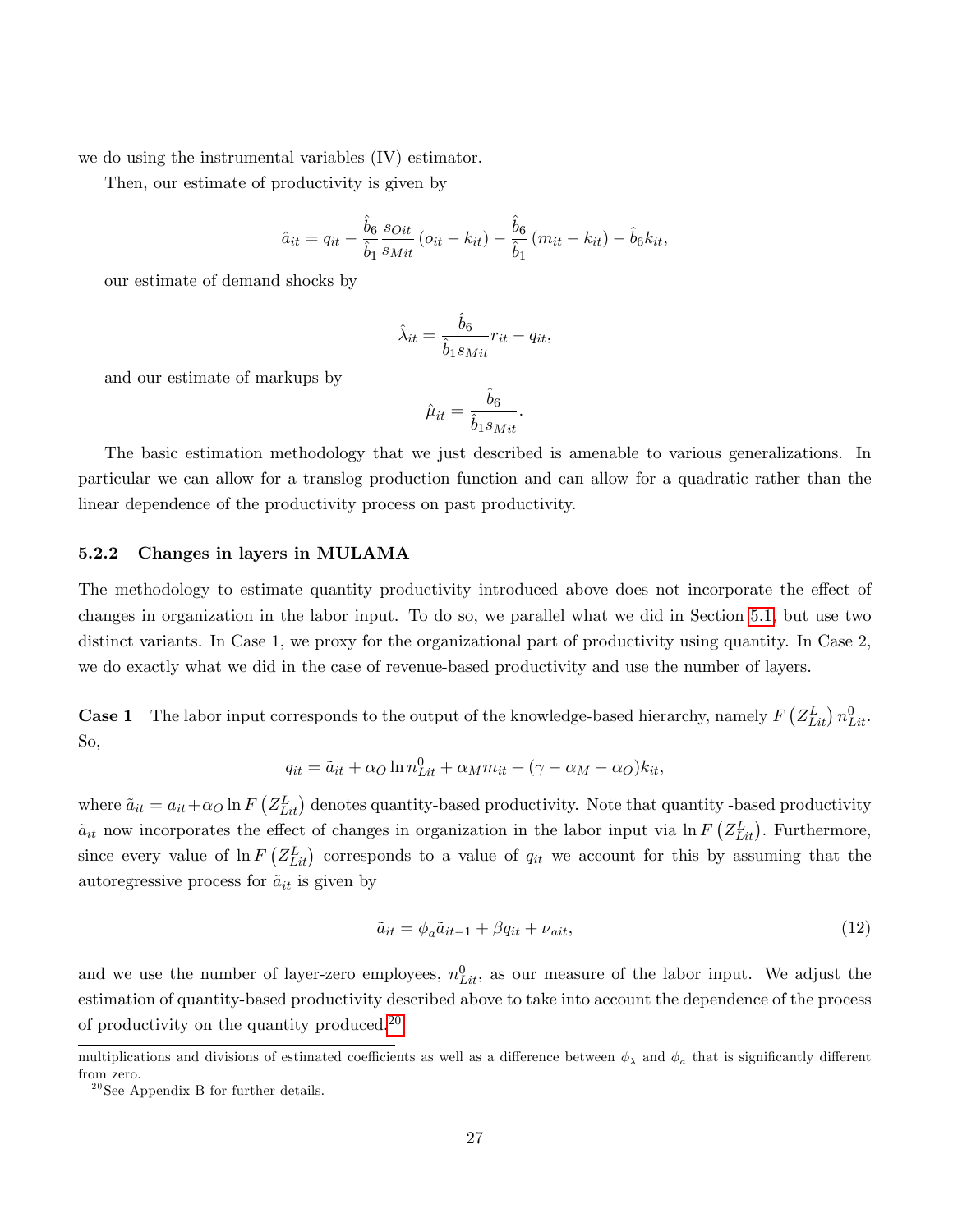we do using the instrumental variables (IV) estimator.

Then, our estimate of productivity is given by

$$\hat{a}_{it} = q_{it} - \frac{\hat{b}_6}{\hat{b}_1} \frac{s_{Oit}}{s_{Mit}} (o_{it} - k_{it}) - \frac{\hat{b}_6}{\hat{b}_1} (m_{it} - k_{it}) - \hat{b}_6 k_{it},$$

our estimate of demand shocks by

$$\hat{\lambda}_{it} = \frac{\hat{b}_6}{\hat{b}_1 s_{Mit}} r_{it} - q_{it},$$

and our estimate of markups by

$$\hat{\mu}_{it} = \frac{\hat{b}_6}{\hat{b}_1 s_{Mit}}.$$

The basic estimation methodology that we just described is amenable to various generalizations. In particular we can allow for a translog production function and can allow for a quadratic rather than the linear dependence of the productivity process on past productivity.

### 5.2.2 Changes in layers in MULAMA

The methodology to estimate quantity productivity introduced above does not incorporate the effect of changes in organization in the labor input. To do so, we parallel what we did in Section 5.1, but use two distinct variants. In Case 1, we proxy for the organizational part of productivity using quantity. In Case 2, we do exactly what we did in the case of revenue-based productivity and use the number of layers.

**Case 1** The labor input corresponds to the output of the knowledge-based hierarchy, namely $F\left(Z_{Lit}^{L}\right) n_{Lit}^{0}$. So,

$$q_{it} = \tilde{a}_{it} + \alpha_O \ln n_{Lit}^0 + \alpha_M m_{it} + (\gamma - \alpha_M - \alpha_O) k_{it},$$

where $\tilde{a}_{it} = a_{it} + \alpha_O \ln F\left(Z_{Lit}^{L}\right)$ denotes quantity-based productivity. Note that quantity -based productivity $\tilde{a}_{it}$ now incorporates the effect of changes in organization in the labor input via $\ln F\left(Z_{Lit}^{L}\right)$. Furthermore, since every value of $\ln F\left(Z_{Lit}^{L}\right)$ corresponds to a value of $q_{it}$ we account for this by assuming that the autoregressive process for $\tilde{a}_{it}$ is given by

$$\tilde{a}_{it} = \phi_a \tilde{a}_{it-1} + \beta q_{it} + \nu_{ait}, \tag{12}$$

and we use the number of layer-zero employees, $n_{Lit}^0$, as our measure of the labor input. We adjust the estimation of quantity-based productivity described above to take into account the dependence of the process of productivity on the quantity produced.[20]

multiplications and divisions of estimated coefficients as well as a difference between $\phi_\lambda$ and $\phi_a$ that is significantly different from zero.

[20] See Appendix B for further details.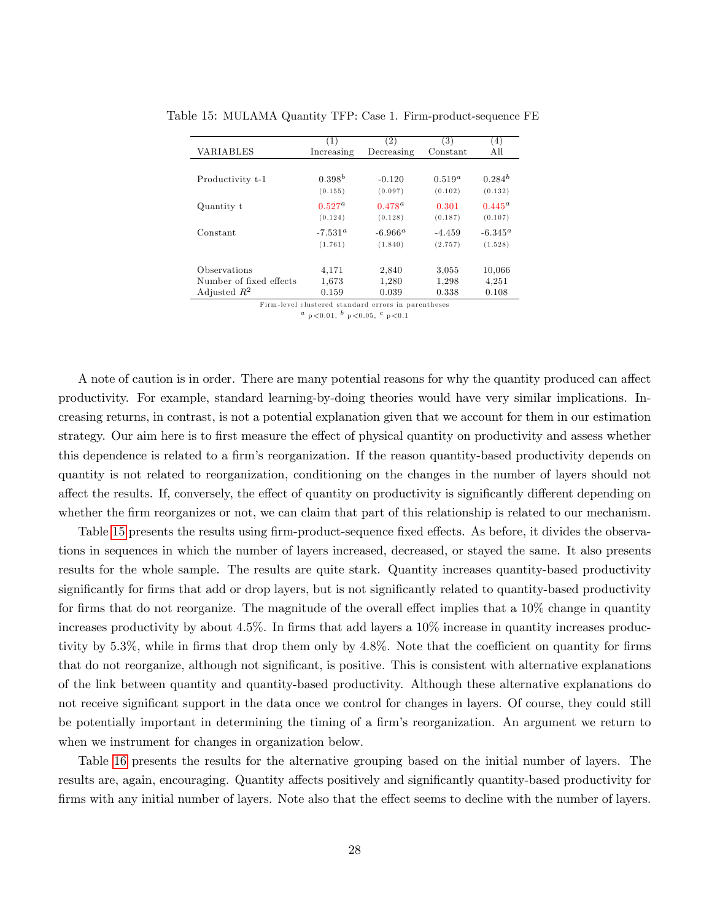Table 15: MULAMA Quantity TFP: Case 1. Firm-product-sequence FE

| VARIABLES | (1) Increasing | (2) Decreasing | (3) Constant | (4) All |
|---|---|---|---|---|
| Productivity t-1 | $0.398^b$ | -0.120 | $0.519^a$ | $0.284^b$ |
| | (0.155) | (0.097) | (0.102) | (0.132) |
| Quantity t | $0.527^a$ | $0.478^a$ | 0.301 | $0.445^a$ |
| | (0.124) | (0.128) | (0.187) | (0.107) |
| Constant | $-7.531^a$ | $-6.966^a$ | -4.459 | $-6.345^a$ |
| | (1.761) | (1.840) | (2.757) | (1.528) |
| Observations | 4,171 | 2,840 | 3,055 | 10,066 |
| Number of fixed effects | 1,673 | 1,280 | 1,298 | 4,251 |
| Adjusted $R^2$ | 0.159 | 0.039 | 0.338 | 0.108 |

Firm-level clustered standard errors in parentheses

$^a$ $p<0.01$, $^b$ $p<0.05$, $^c$ $p<0.1$

A note of caution is in order. There are many potential reasons for why the quantity produced can affect productivity. For example, standard learning-by-doing theories would have very similar implications. Increasing returns, in contrast, is not a potential explanation given that we account for them in our estimation strategy. Our aim here is to first measure the effect of physical quantity on productivity and assess whether this dependence is related to a firm's reorganization. If the reason quantity-based productivity depends on quantity is not related to reorganization, conditioning on the changes in the number of layers should not affect the results. If, conversely, the effect of quantity on productivity is significantly different depending on whether the firm reorganizes or not, we can claim that part of this relationship is related to our mechanism.

Table 15 presents the results using firm-product-sequence fixed effects. As before, it divides the observations in sequences in which the number of layers increased, decreased, or stayed the same. It also presents results for the whole sample. The results are quite stark. Quantity increases quantity-based productivity significantly for firms that add or drop layers, but is not significantly related to quantity-based productivity for firms that do not reorganize. The magnitude of the overall effect implies that a 10% change in quantity increases productivity by about 4.5%. In firms that add layers a 10% increase in quantity increases productivity by 5.3%, while in firms that drop them only by 4.8%. Note that the coefficient on quantity for firms that do not reorganize, although not significant, is positive. This is consistent with alternative explanations of the link between quantity and quantity-based productivity. Although these alternative explanations do not receive significant support in the data once we control for changes in layers. Of course, they could still be potentially important in determining the timing of a firm's reorganization. An argument we return to when we instrument for changes in organization below.

Table 16 presents the results for the alternative grouping based on the initial number of layers. The results are, again, encouraging. Quantity affects positively and significantly quantity-based productivity for firms with any initial number of layers. Note also that the effect seems to decline with the number of layers.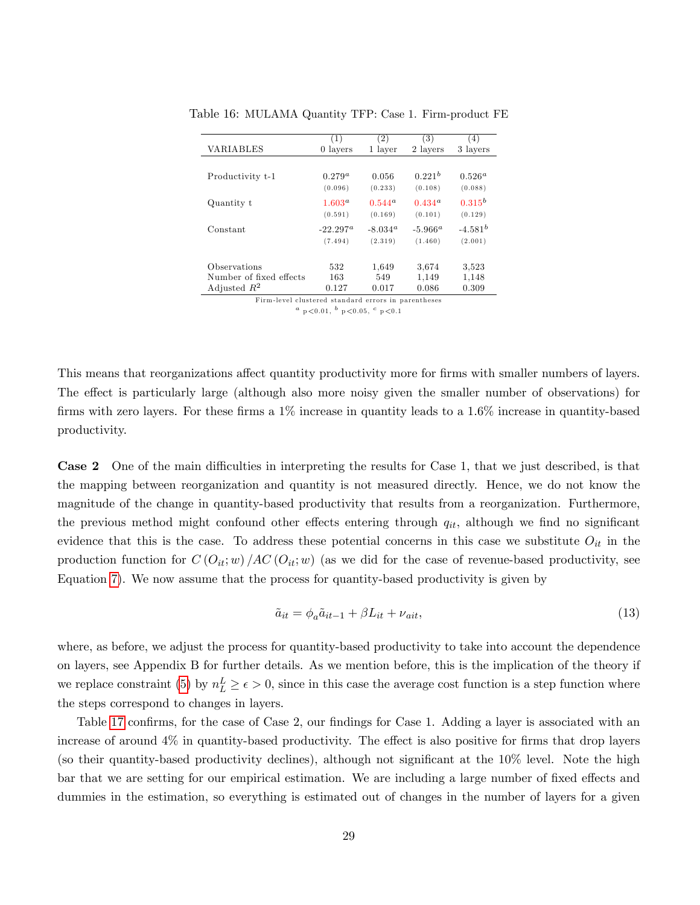Table 16: MULAMA Quantity TFP: Case 1. Firm-product FE

| VARIABLES | (1) 0 layers | (2) 1 layer | (3) 2 layers | (4) 3 layers |
|---|---|---|---|---|
| Productivity t-1 | 0.279$^a$ | 0.056 | 0.221$^b$ | 0.526$^a$ |
| | (0.096) | (0.233) | (0.108) | (0.088) |
| Quantity t | 1.603$^a$ | 0.544$^a$ | 0.434$^a$ | 0.315$^b$ |
| | (0.591) | (0.169) | (0.101) | (0.129) |
| Constant | -22.297$^a$ | -8.034$^a$ | -5.966$^a$ | -4.581$^b$ |
| | (7.494) | (2.319) | (1.460) | (2.001) |
| Observations | 532 | 1,649 | 3,674 | 3,523 |
| Number of fixed effects | 163 | 549 | 1,149 | 1,148 |
| Adjusted $R^2$ | 0.127 | 0.017 | 0.086 | 0.309 |

Firm-level clustered standard errors in parentheses

$^a$ p<0.01, $^b$ p<0.05, $^c$ p<0.1

This means that reorganizations affect quantity productivity more for firms with smaller numbers of layers. The effect is particularly large (although also more noisy given the smaller number of observations) for firms with zero layers. For these firms a 1% increase in quantity leads to a 1.6% increase in quantity-based productivity.

**Case 2** One of the main difficulties in interpreting the results for Case 1, that we just described, is that the mapping between reorganization and quantity is not measured directly. Hence, we do not know the magnitude of the change in quantity-based productivity that results from a reorganization. Furthermore, the previous method might confound other effects entering through $q_{it}$, although we find no significant evidence that this is the case. To address these potential concerns in this case we substitute $O_{it}$ in the production function for $C(O_{it}; w)/AC(O_{it}; w)$ (as we did for the case of revenue-based productivity, see Equation 7). We now assume that the process for quantity-based productivity is given by

$$\tilde{a}_{it} = \phi_a \tilde{a}_{it-1} + \beta L_{it} + \nu_{ait}, \tag{13}$$

where, as before, we adjust the process for quantity-based productivity to take into account the dependence on layers, see Appendix B for further details. As we mention before, this is the implication of the theory if we replace constraint (5) by $n_L^L \geq \epsilon > 0$, since in this case the average cost function is a step function where the steps correspond to changes in layers.

Table 17 confirms, for the case of Case 2, our findings for Case 1. Adding a layer is associated with an increase of around 4% in quantity-based productivity. The effect is also positive for firms that drop layers (so their quantity-based productivity declines), although not significant at the 10% level. Note the high bar that we are setting for our empirical estimation. We are including a large number of fixed effects and dummies in the estimation, so everything is estimated out of changes in the number of layers for a given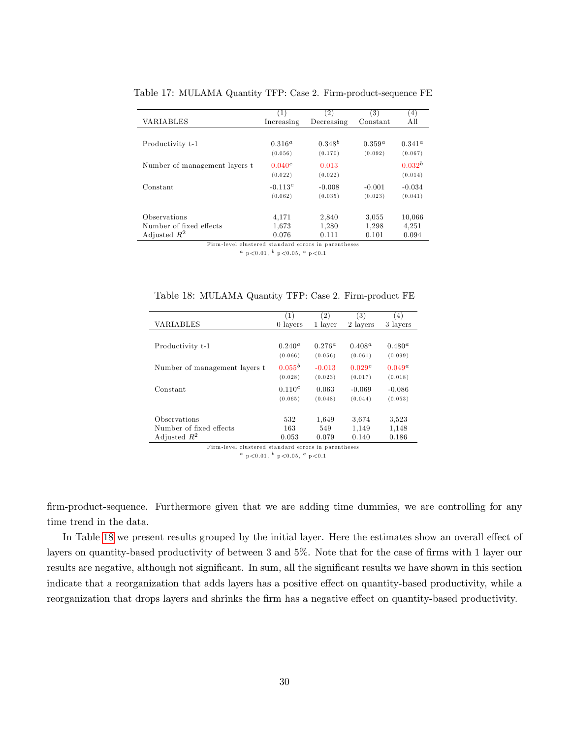Table 17: MULAMA Quantity TFP: Case 2. Firm-product-sequence FE

| VARIABLES | (1) Increasing | (2) Decreasing | (3) Constant | (4) All |
|---|---|---|---|---|
| Productivity t-1 | $0.316^a$ | $0.348^b$ | $0.359^a$ | $0.341^a$ |
| | (0.056) | (0.170) | (0.092) | (0.067) |
| Number of management layers t | $0.040^c$ | 0.013 | | $0.032^b$ |
| | (0.022) | (0.022) | | (0.014) |
| Constant | $-0.113^c$ | -0.008 | -0.001 | -0.034 |
| | (0.062) | (0.035) | (0.023) | (0.041) |
| Observations | 4,171 | 2,840 | 3,055 | 10,066 |
| Number of fixed effects | 1,673 | 1,280 | 1,298 | 4,251 |
| Adjusted $R^2$ | 0.076 | 0.111 | 0.101 | 0.094 |

Firm-level clustered standard errors in parentheses
$^a$ p<0.01, $^b$ p<0.05, $^c$ p<0.1

Table 18: MULAMA Quantity TFP: Case 2. Firm-product FE

| VARIABLES | (1) 0 layers | (2) 1 layer | (3) 2 layers | (4) 3 layers |
|---|---|---|---|---|
| Productivity t-1 | $0.240^a$ | $0.276^a$ | $0.408^a$ | $0.480^a$ |
| | (0.066) | (0.056) | (0.061) | (0.099) |
| Number of management layers t | $0.055^b$ | -0.013 | $0.029^c$ | $0.049^a$ |
| | (0.028) | (0.023) | (0.017) | (0.018) |
| Constant | $0.110^c$ | 0.063 | -0.069 | -0.086 |
| | (0.065) | (0.048) | (0.044) | (0.053) |
| Observations | 532 | 1,649 | 3,674 | 3,523 |
| Number of fixed effects | 163 | 549 | 1,149 | 1,148 |
| Adjusted $R^2$ | 0.053 | 0.079 | 0.140 | 0.186 |

Firm-level clustered standard errors in parentheses
$^a$ p<0.01, $^b$ p<0.05, $^c$ p<0.1

firm-product-sequence. Furthermore given that we are adding time dummies, we are controlling for any time trend in the data.

In Table 18 we present results grouped by the initial layer. Here the estimates show an overall effect of layers on quantity-based productivity of between 3 and 5%. Note that for the case of firms with 1 layer our results are negative, although not significant. In sum, all the significant results we have shown in this section indicate that a reorganization that adds layers has a positive effect on quantity-based productivity, while a reorganization that drops layers and shrinks the firm has a negative effect on quantity-based productivity.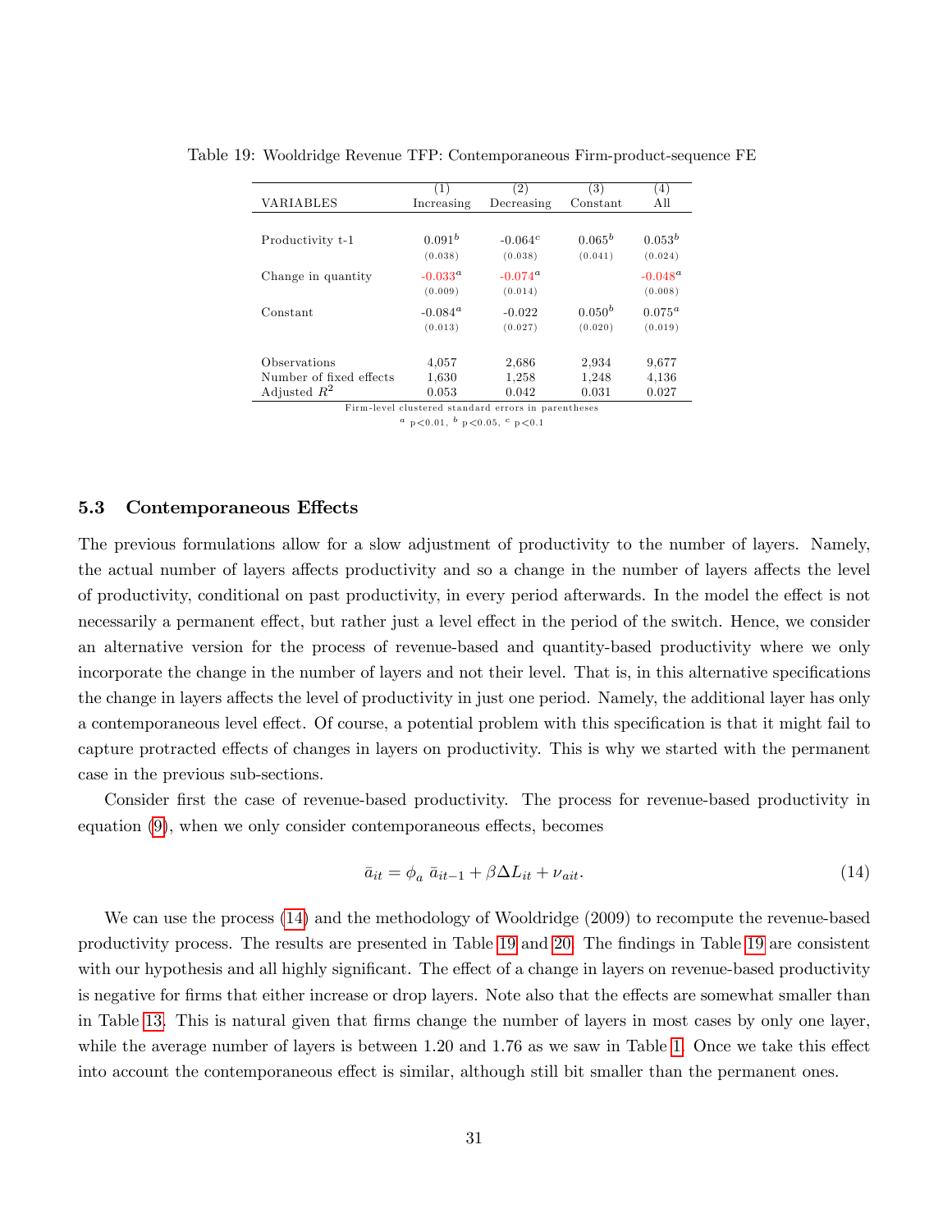Table 19: Wooldridge Revenue TFP: Contemporaneous Firm-product-sequence FE

| VARIABLES | (1) Increasing | (2) Decreasing | (3) Constant | (4) All |
|---|---|---|---|---|
| Productivity t-1 | 0.091[b] | -0.064[c] | 0.065[b] | 0.053[b] |
| | (0.038) | (0.038) | (0.041) | (0.024) |
| Change in quantity | -0.033[a] | -0.074[a] | | -0.048[a] |
| | (0.009) | (0.014) | | (0.008) |
| Constant | -0.084[a] | -0.022 | 0.050[b] | 0.075[a] |
| | (0.013) | (0.027) | (0.020) | (0.019) |
| Observations | 4,057 | 2,686 | 2,934 | 9,677 |
| Number of fixed effects | 1,630 | 1,258 | 1,248 | 4,136 |
| Adjusted $R^2$ | 0.053 | 0.042 | 0.031 | 0.027 |

Firm-level clustered standard errors in parentheses

[a] $p<0.01$, [b] $p<0.05$, [c] $p<0.1$

### 5.3 Contemporaneous Effects

The previous formulations allow for a slow adjustment of productivity to the number of layers. Namely, the actual number of layers affects productivity and so a change in the number of layers affects the level of productivity, conditional on past productivity, in every period afterwards. In the model the effect is not necessarily a permanent effect, but rather just a level effect in the period of the switch. Hence, we consider an alternative version for the process of revenue-based and quantity-based productivity where we only incorporate the change in the number of layers and not their level. That is, in this alternative specifications the change in layers affects the level of productivity in just one period. Namely, the additional layer has only a contemporaneous level effect. Of course, a potential problem with this specification is that it might fail to capture protracted effects of changes in layers on productivity. This is why we started with the permanent case in the previous sub-sections.

Consider first the case of revenue-based productivity. The process for revenue-based productivity in equation (9), when we only consider contemporaneous effects, becomes

$$\bar{a}_{it} = \phi_a \ \bar{a}_{it-1} + \beta \Delta L_{it} + \nu_{ait}. \tag{14}$$

We can use the process (14) and the methodology of Wooldridge (2009) to recompute the revenue-based productivity process. The results are presented in Table 19 and 20. The findings in Table 19 are consistent with our hypothesis and all highly significant. The effect of a change in layers on revenue-based productivity is negative for firms that either increase or drop layers. Note also that the effects are somewhat smaller than in Table 13. This is natural given that firms change the number of layers in most cases by only one layer, while the average number of layers is between 1.20 and 1.76 as we saw in Table 1. Once we take this effect into account the contemporaneous effect is similar, although still bit smaller than the permanent ones.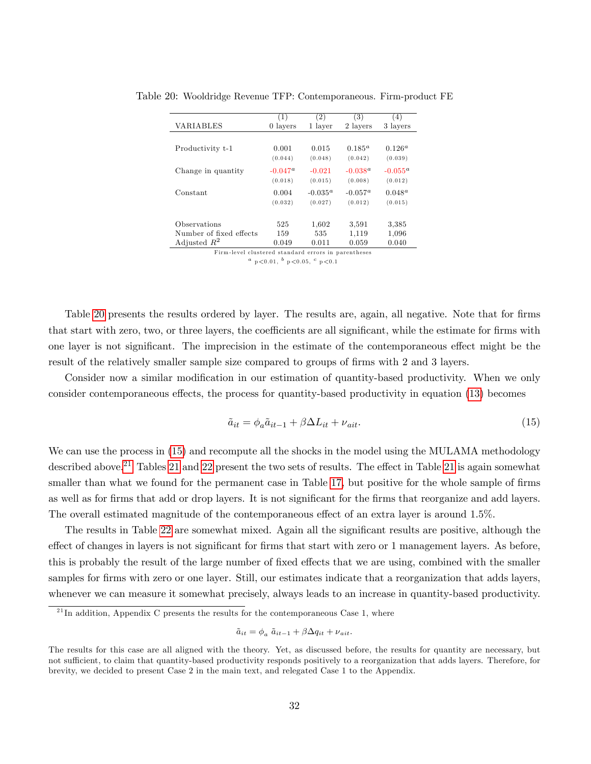Table 20: Wooldridge Revenue TFP: Contemporaneous. Firm-product FE

| VARIABLES | (1) 0 layers | (2) 1 layer | (3) 2 layers | (4) 3 layers |
|---|---|---|---|---|
| Productivity t-1 | 0.001 | 0.015 | 0.185[a] | 0.126[a] |
| | (0.044) | (0.048) | (0.042) | (0.039) |
| Change in quantity | -0.047[a] | -0.021 | -0.038[a] | -0.055[a] |
| | (0.018) | (0.015) | (0.008) | (0.012) |
| Constant | 0.004 | -0.035[a] | -0.057[a] | 0.048[a] |
| | (0.032) | (0.027) | (0.012) | (0.015) |
| Observations | 525 | 1,602 | 3,591 | 3,385 |
| Number of fixed effects | 159 | 535 | 1,119 | 1,096 |
| Adjusted $R^2$ | 0.049 | 0.011 | 0.059 | 0.040 |

Firm-level clustered standard errors in parentheses

[a] p<0.01, [b] p<0.05, [c] p<0.1

Table 20 presents the results ordered by layer. The results are, again, all negative. Note that for firms that start with zero, two, or three layers, the coefficients are all significant, while the estimate for firms with one layer is not significant. The imprecision in the estimate of the contemporaneous effect might be the result of the relatively smaller sample size compared to groups of firms with 2 and 3 layers.

Consider now a similar modification in our estimation of quantity-based productivity. When we only consider contemporaneous effects, the process for quantity-based productivity in equation (13) becomes

$$\tilde{a}_{it} = \phi_a \tilde{a}_{it-1} + \beta \Delta L_{it} + \nu_{ait}. \tag{15}$$

We can use the process in (15) and recompute all the shocks in the model using the MULAMA methodology described above.[21] Tables 21 and 22 present the two sets of results. The effect in Table 21 is again somewhat smaller than what we found for the permanent case in Table 17, but positive for the whole sample of firms as well as for firms that add or drop layers. It is not significant for the firms that reorganize and add layers. The overall estimated magnitude of the contemporaneous effect of an extra layer is around 1.5%.

The results in Table 22 are somewhat mixed. Again all the significant results are positive, although the effect of changes in layers is not significant for firms that start with zero or 1 management layers. As before, this is probably the result of the large number of fixed effects that we are using, combined with the smaller samples for firms with zero or one layer. Still, our estimates indicate that a reorganization that adds layers, whenever we can measure it somewhat precisely, always leads to an increase in quantity-based productivity.

[21] In addition, Appendix C presents the results for the contemporaneous Case 1, where

$$\tilde{a}_{it} = \phi_a \; \tilde{a}_{it-1} + \beta \Delta q_{it} + \nu_{ait}.$$

The results for this case are all aligned with the theory. Yet, as discussed before, the results for quantity are necessary, but not sufficient, to claim that quantity-based productivity responds positively to a reorganization that adds layers. Therefore, for brevity, we decided to present Case 2 in the main text, and relegated Case 1 to the Appendix.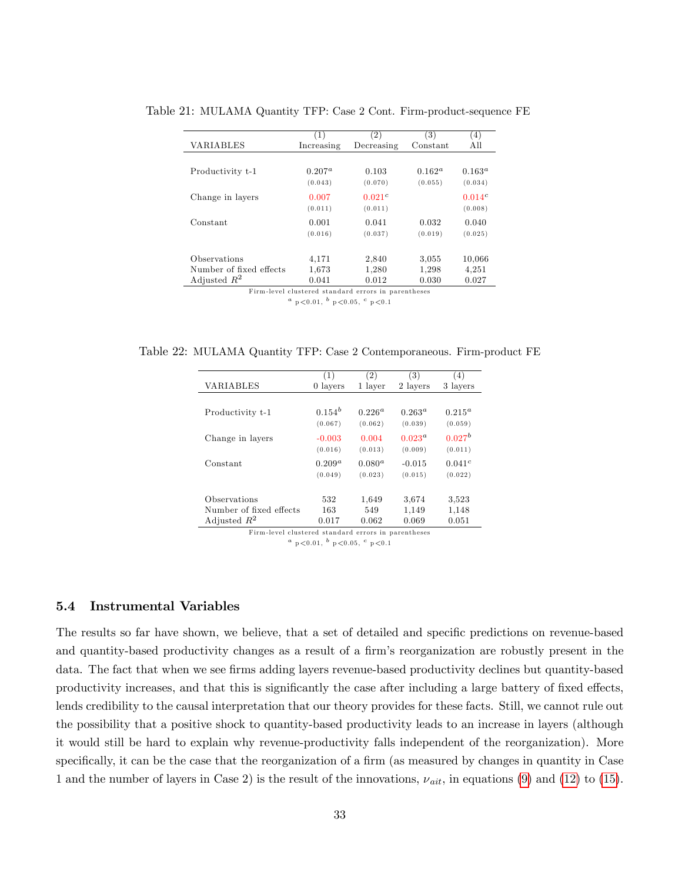Table 21: MULAMA Quantity TFP: Case 2 Cont. Firm-product-sequence FE

| VARIABLES | (1) Increasing | (2) Decreasing | (3) Constant | (4) All |
|---|---|---|---|---|
| Productivity t-1 | 0.207[a] | 0.103 | 0.162[a] | 0.163[a] |
| | (0.043) | (0.070) | (0.055) | (0.034) |
| Change in layers | 0.007 | 0.021[c] | | 0.014[c] |
| | (0.011) | (0.011) | | (0.008) |
| Constant | 0.001 | 0.041 | 0.032 | 0.040 |
| | (0.016) | (0.037) | (0.019) | (0.025) |
| Observations | 4,171 | 2,840 | 3,055 | 10,066 |
| Number of fixed effects | 1,673 | 1,280 | 1,298 | 4,251 |
| Adjusted $R^2$ | 0.041 | 0.012 | 0.030 | 0.027 |

Firm-level clustered standard errors in parentheses
[a] p<0.01, [b] p<0.05, [c] p<0.1

Table 22: MULAMA Quantity TFP: Case 2 Contemporaneous. Firm-product FE

| VARIABLES | (1) 0 layers | (2) 1 layer | (3) 2 layers | (4) 3 layers |
|---|---|---|---|---|
| Productivity t-1 | 0.154[b] | 0.226[a] | 0.263[a] | 0.215[a] |
| | (0.067) | (0.062) | (0.039) | (0.059) |
| Change in layers | -0.003 | 0.004 | 0.023[a] | 0.027[b] |
| | (0.016) | (0.013) | (0.009) | (0.011) |
| Constant | 0.209[a] | 0.080[a] | -0.015 | 0.041[c] |
| | (0.049) | (0.023) | (0.015) | (0.022) |
| Observations | 532 | 1,649 | 3,674 | 3,523 |
| Number of fixed effects | 163 | 549 | 1,149 | 1,148 |
| Adjusted $R^2$ | 0.017 | 0.062 | 0.069 | 0.051 |

Firm-level clustered standard errors in parentheses
[a] p<0.01, [b] p<0.05, [c] p<0.1

### 5.4 Instrumental Variables

The results so far have shown, we believe, that a set of detailed and specific predictions on revenue-based and quantity-based productivity changes as a result of a firm's reorganization are robustly present in the data. The fact that when we see firms adding layers revenue-based productivity declines but quantity-based productivity increases, and that this is significantly the case after including a large battery of fixed effects, lends credibility to the causal interpretation that our theory provides for these facts. Still, we cannot rule out the possibility that a positive shock to quantity-based productivity leads to an increase in layers (although it would still be hard to explain why revenue-productivity falls independent of the reorganization). More specifically, it can be the case that the reorganization of a firm (as measured by changes in quantity in Case 1 and the number of layers in Case 2) is the result of the innovations, $\nu_{ait}$, in equations (9) and (12) to (15).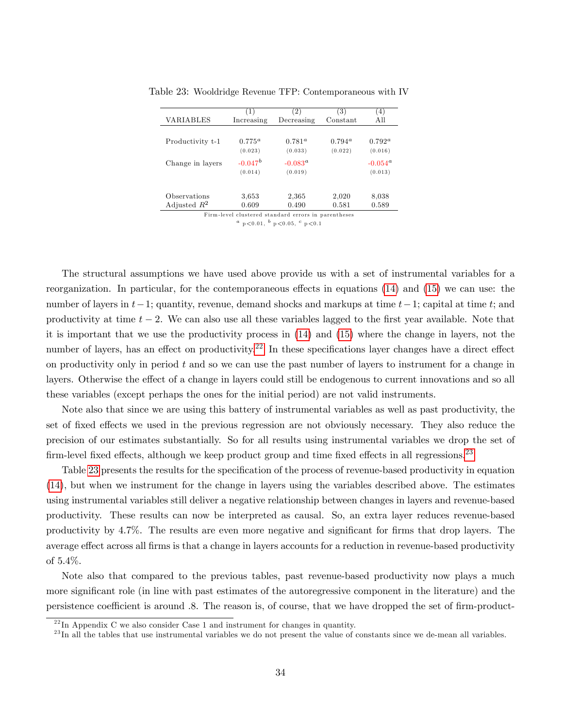Table 23: Wooldridge Revenue TFP: Contemporaneous with IV

| VARIABLES | (1) Increasing | (2) Decreasing | (3) Constant | (4) All |
|---|---|---|---|---|
| Productivity t-1 | 0.775[a] | 0.781[a] | 0.794[a] | 0.792[a] |
| | (0.023) | (0.033) | (0.022) | (0.016) |
| Change in layers | -0.047[b] | -0.083[a] | | -0.054[a] |
| | (0.014) | (0.019) | | (0.013) |
| Observations | 3,653 | 2,365 | 2,020 | 8,038 |
| Adjusted $R^2$ | 0.609 | 0.490 | 0.581 | 0.589 |

Firm-level clustered standard errors in parentheses
[a] p<0.01, [b] p<0.05, [c] p<0.1

The structural assumptions we have used above provide us with a set of instrumental variables for a reorganization. In particular, for the contemporaneous effects in equations (14) and (15) we can use: the number of layers in $t-1$; quantity, revenue, demand shocks and markups at time $t-1$; capital at time $t$; and productivity at time $t-2$. We can also use all these variables lagged to the first year available. Note that it is important that we use the productivity process in (14) and (15) where the change in layers, not the number of layers, has an effect on productivity.[22] In these specifications layer changes have a direct effect on productivity only in period $t$ and so we can use the past number of layers to instrument for a change in layers. Otherwise the effect of a change in layers could still be endogenous to current innovations and so all these variables (except perhaps the ones for the initial period) are not valid instruments.

Note also that since we are using this battery of instrumental variables as well as past productivity, the set of fixed effects we used in the previous regression are not obviously necessary. They also reduce the precision of our estimates substantially. So for all results using instrumental variables we drop the set of firm-level fixed effects, although we keep product group and time fixed effects in all regressions.[23]

Table 23 presents the results for the specification of the process of revenue-based productivity in equation (14), but when we instrument for the change in layers using the variables described above. The estimates using instrumental variables still deliver a negative relationship between changes in layers and revenue-based productivity. These results can now be interpreted as causal. So, an extra layer reduces revenue-based productivity by 4.7%. The results are even more negative and significant for firms that drop layers. The average effect across all firms is that a change in layers accounts for a reduction in revenue-based productivity of 5.4%.

Note also that compared to the previous tables, past revenue-based productivity now plays a much more significant role (in line with past estimates of the autoregressive component in the literature) and the persistence coefficient is around .8. The reason is, of course, that we have dropped the set of firm-product-

[22] In Appendix C we also consider Case 1 and instrument for changes in quantity.

[23] In all the tables that use instrumental variables we do not present the value of constants since we de-mean all variables.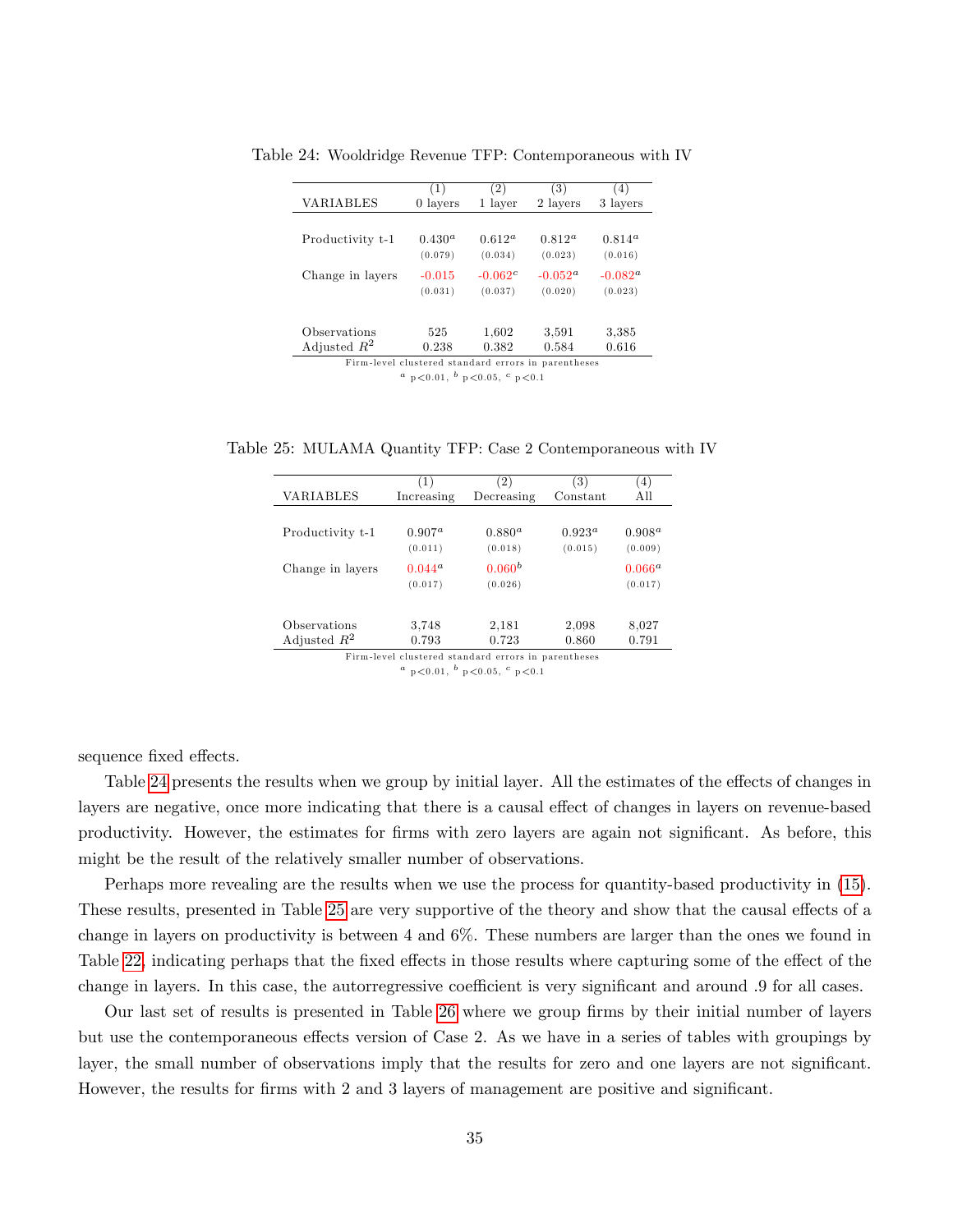Table 24: Wooldridge Revenue TFP: Contemporaneous with IV

| VARIABLES | (1) 0 layers | (2) 1 layer | (3) 2 layers | (4) 3 layers |
|---|---|---|---|---|
| Productivity t-1 | 0.430[a] | 0.612[a] | 0.812[a] | 0.814[a] |
| | (0.079) | (0.034) | (0.023) | (0.016) |
| Change in layers | -0.015 | -0.062[c] | -0.052[a] | -0.082[a] |
| | (0.031) | (0.037) | (0.020) | (0.023) |
| Observations | 525 | 1,602 | 3,591 | 3,385 |
| Adjusted $R^2$ | 0.238 | 0.382 | 0.584 | 0.616 |

Firm-level clustered standard errors in parentheses

[a] p<0.01, [b] p<0.05, [c] p<0.1

Table 25: MULAMA Quantity TFP: Case 2 Contemporaneous with IV

| VARIABLES | (1) Increasing | (2) Decreasing | (3) Constant | (4) All |
|---|---|---|---|---|
| Productivity t-1 | 0.907[a] | 0.880[a] | 0.923[a] | 0.908[a] |
| | (0.011) | (0.018) | (0.015) | (0.009) |
| Change in layers | 0.044[a] | 0.060[b] | | 0.066[a] |
| | (0.017) | (0.026) | | (0.017) |
| Observations | 3,748 | 2,181 | 2,098 | 8,027 |
| Adjusted $R^2$ | 0.793 | 0.723 | 0.860 | 0.791 |

Firm-level clustered standard errors in parentheses

[a] p<0.01, [b] p<0.05, [c] p<0.1

sequence fixed effects.

Table 24 presents the results when we group by initial layer. All the estimates of the effects of changes in layers are negative, once more indicating that there is a causal effect of changes in layers on revenue-based productivity. However, the estimates for firms with zero layers are again not significant. As before, this might be the result of the relatively smaller number of observations.

Perhaps more revealing are the results when we use the process for quantity-based productivity in (15). These results, presented in Table 25 are very supportive of the theory and show that the causal effects of a change in layers on productivity is between 4 and 6%. These numbers are larger than the ones we found in Table 22, indicating perhaps that the fixed effects in those results where capturing some of the effect of the change in layers. In this case, the autorregressive coefficient is very significant and around .9 for all cases.

Our last set of results is presented in Table 26 where we group firms by their initial number of layers but use the contemporaneous effects version of Case 2. As we have in a series of tables with groupings by layer, the small number of observations imply that the results for zero and one layers are not significant. However, the results for firms with 2 and 3 layers of management are positive and significant.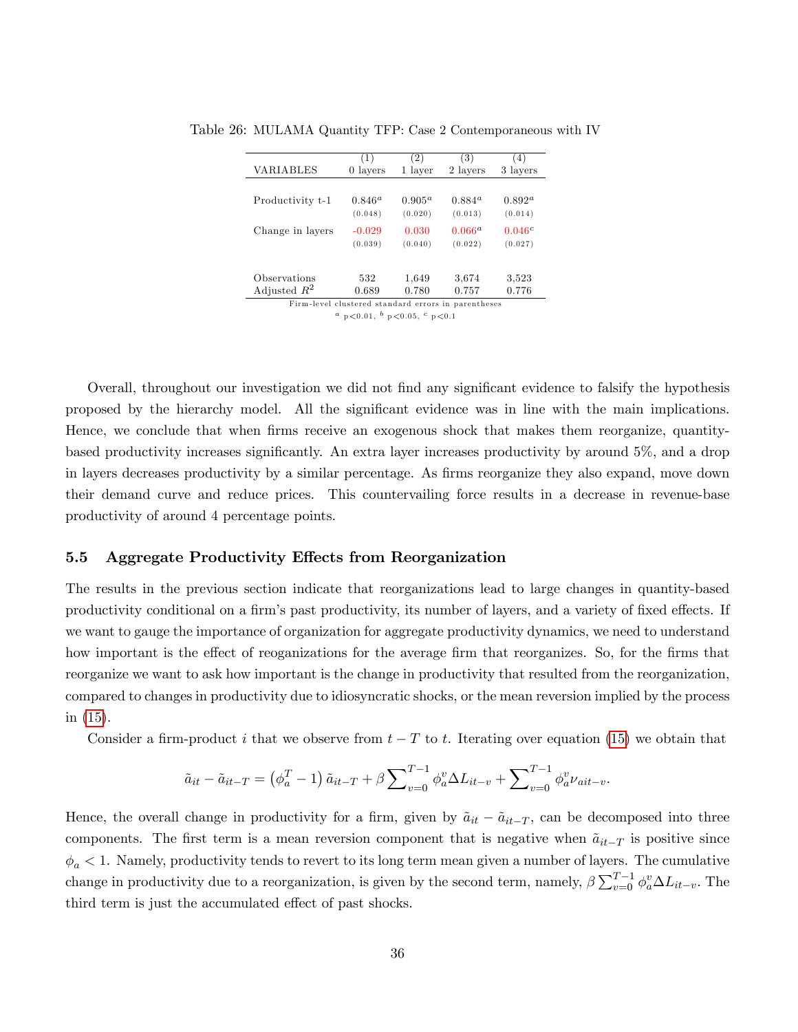Table 26: MULAMA Quantity TFP: Case 2 Contemporaneous with IV

| VARIABLES | (1) 0 layers | (2) 1 layer | (3) 2 layers | (4) 3 layers |
|---|---|---|---|---|
| Productivity t-1 | 0.846[a] | 0.905[a] | 0.884[a] | 0.892[a] |
| | (0.048) | (0.020) | (0.013) | (0.014) |
| Change in layers | -0.029 | 0.030 | 0.066[a] | 0.046[c] |
| | (0.039) | (0.040) | (0.022) | (0.027) |
| Observations | 532 | 1,649 | 3,674 | 3,523 |
| Adjusted $R^2$ | 0.689 | 0.780 | 0.757 | 0.776 |

Firm-level clustered standard errors in parentheses

[a] p<0.01, [b] p<0.05, [c] p<0.1

Overall, throughout our investigation we did not find any significant evidence to falsify the hypothesis proposed by the hierarchy model. All the significant evidence was in line with the main implications. Hence, we conclude that when firms receive an exogenous shock that makes them reorganize, quantity-based productivity increases significantly. An extra layer increases productivity by around 5%, and a drop in layers decreases productivity by a similar percentage. As firms reorganize they also expand, move down their demand curve and reduce prices. This countervailing force results in a decrease in revenue-base productivity of around 4 percentage points.

### 5.5 Aggregate Productivity Effects from Reorganization

The results in the previous section indicate that reorganizations lead to large changes in quantity-based productivity conditional on a firm's past productivity, its number of layers, and a variety of fixed effects. If we want to gauge the importance of organization for aggregate productivity dynamics, we need to understand how important is the effect of reoganizations for the average firm that reorganizes. So, for the firms that reorganize we want to ask how important is the change in productivity that resulted from the reorganization, compared to changes in productivity due to idiosyncratic shocks, or the mean reversion implied by the process in (15).

Consider a firm-product $i$ that we observe from $t-T$ to $t$. Iterating over equation (15) we obtain that

$$\tilde{a}_{it} - \tilde{a}_{it-T} = \left(\phi_a^T - 1\right) \tilde{a}_{it-T} + \beta \sum\nolimits_{v=0}^{T-1} \phi_a^v \Delta L_{it-v} + \sum\nolimits_{v=0}^{T-1} \phi_a^v \nu_{ait-v}.$$

Hence, the overall change in productivity for a firm, given by $\tilde{a}_{it} - \tilde{a}_{it-T}$, can be decomposed into three components. The first term is a mean reversion component that is negative when $\tilde{a}_{it-T}$ is positive since $\phi_a < 1$. Namely, productivity tends to revert to its long term mean given a number of layers. The cumulative change in productivity due to a reorganization, is given by the second term, namely, $\beta \sum_{v=0}^{T-1} \phi_a^v \Delta L_{it-v}$. The third term is just the accumulated effect of past shocks.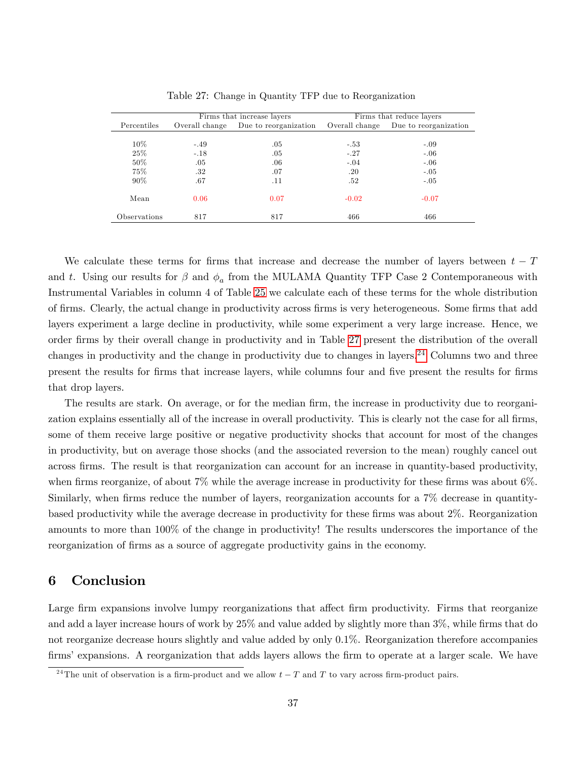Table 27: Change in Quantity TFP due to Reorganization

| | Firms that increase layers | | Firms that reduce layers | |
|---|---|---|---|---|
| Percentiles | Overall change | Due to reorganization | Overall change | Due to reorganization |
| 10% | -.49 | .05 | -.53 | -.09 |
| 25% | -.18 | .05 | -.27 | -.06 |
| 50% | .05 | .06 | -.04 | -.06 |
| 75% | .32 | .07 | .20 | -.05 |
| 90% | .67 | .11 | .52 | -.05 |
| Mean | 0.06 | 0.07 | -0.02 | -0.07 |
| Observations | 817 | 817 | 466 | 466 |

We calculate these terms for firms that increase and decrease the number of layers between $t - T$ and $t$. Using our results for $\beta$ and $\phi_a$ from the MULAMA Quantity TFP Case 2 Contemporaneous with Instrumental Variables in column 4 of Table 25 we calculate each of these terms for the whole distribution of firms. Clearly, the actual change in productivity across firms is very heterogeneous. Some firms that add layers experiment a large decline in productivity, while some experiment a very large increase. Hence, we order firms by their overall change in productivity and in Table 27 present the distribution of the overall changes in productivity and the change in productivity due to changes in layers.[24] Columns two and three present the results for firms that increase layers, while columns four and five present the results for firms that drop layers.

The results are stark. On average, or for the median firm, the increase in productivity due to reorganization explains essentially all of the increase in overall productivity. This is clearly not the case for all firms, some of them receive large positive or negative productivity shocks that account for most of the changes in productivity, but on average those shocks (and the associated reversion to the mean) roughly cancel out across firms. The result is that reorganization can account for an increase in quantity-based productivity, when firms reorganize, of about 7% while the average increase in productivity for these firms was about 6%. Similarly, when firms reduce the number of layers, reorganization accounts for a 7% decrease in quantity-based productivity while the average decrease in productivity for these firms was about 2%. Reorganization amounts to more than 100% of the change in productivity! The results underscores the importance of the reorganization of firms as a source of aggregate productivity gains in the economy.

## 6 Conclusion

Large firm expansions involve lumpy reorganizations that affect firm productivity. Firms that reorganize and add a layer increase hours of work by 25% and value added by slightly more than 3%, while firms that do not reorganize decrease hours slightly and value added by only 0.1%. Reorganization therefore accompanies firms' expansions. A reorganization that adds layers allows the firm to operate at a larger scale. We have

[24] The unit of observation is a firm-product and we allow $t - T$ and $T$ to vary across firm-product pairs.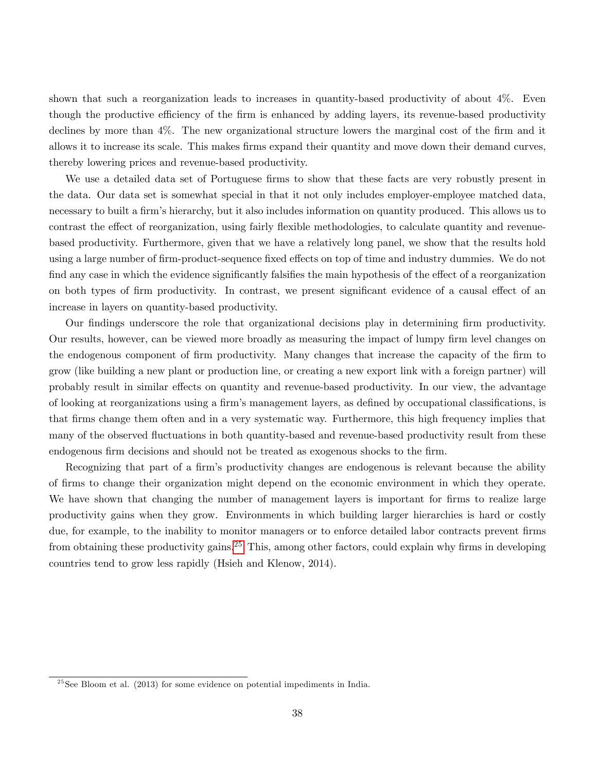shown that such a reorganization leads to increases in quantity-based productivity of about 4%. Even though the productive efficiency of the firm is enhanced by adding layers, its revenue-based productivity declines by more than 4%. The new organizational structure lowers the marginal cost of the firm and it allows it to increase its scale. This makes firms expand their quantity and move down their demand curves, thereby lowering prices and revenue-based productivity.

We use a detailed data set of Portuguese firms to show that these facts are very robustly present in the data. Our data set is somewhat special in that it not only includes employer-employee matched data, necessary to built a firm's hierarchy, but it also includes information on quantity produced. This allows us to contrast the effect of reorganization, using fairly flexible methodologies, to calculate quantity and revenue-based productivity. Furthermore, given that we have a relatively long panel, we show that the results hold using a large number of firm-product-sequence fixed effects on top of time and industry dummies. We do not find any case in which the evidence significantly falsifies the main hypothesis of the effect of a reorganization on both types of firm productivity. In contrast, we present significant evidence of a causal effect of an increase in layers on quantity-based productivity.

Our findings underscore the role that organizational decisions play in determining firm productivity. Our results, however, can be viewed more broadly as measuring the impact of lumpy firm level changes on the endogenous component of firm productivity. Many changes that increase the capacity of the firm to grow (like building a new plant or production line, or creating a new export link with a foreign partner) will probably result in similar effects on quantity and revenue-based productivity. In our view, the advantage of looking at reorganizations using a firm's management layers, as defined by occupational classifications, is that firms change them often and in a very systematic way. Furthermore, this high frequency implies that many of the observed fluctuations in both quantity-based and revenue-based productivity result from these endogenous firm decisions and should not be treated as exogenous shocks to the firm.

Recognizing that part of a firm's productivity changes are endogenous is relevant because the ability of firms to change their organization might depend on the economic environment in which they operate. We have shown that changing the number of management layers is important for firms to realize large productivity gains when they grow. Environments in which building larger hierarchies is hard or costly due, for example, to the inability to monitor managers or to enforce detailed labor contracts prevent firms from obtaining these productivity gains.[25] This, among other factors, could explain why firms in developing countries tend to grow less rapidly (Hsieh and Klenow, 2014).

[25] See Bloom et al. (2013) for some evidence on potential impediments in India.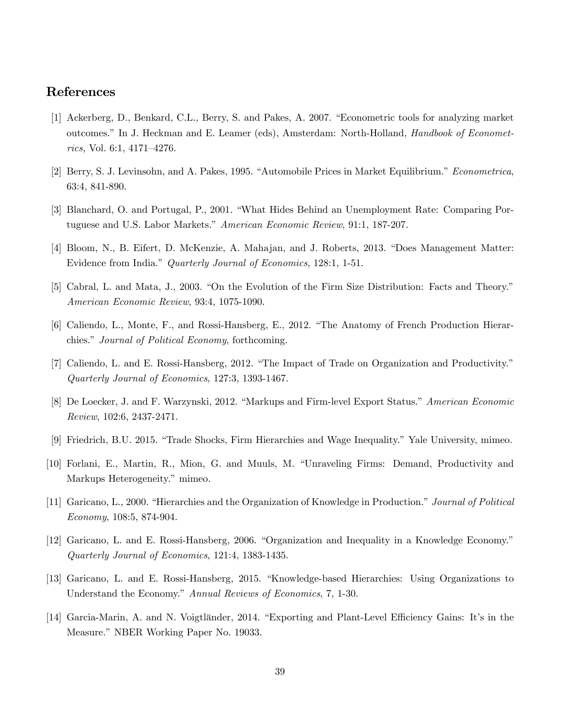# References

[1] Ackerberg, D., Benkard, C.L., Berry, S. and Pakes, A. 2007. "Econometric tools for analyzing market outcomes." In J. Heckman and E. Leamer (eds), Amsterdam: North-Holland, *Handbook of Econometrics,* Vol. 6:1, 4171–4276.

[2] Berry, S. J. Levinsohn, and A. Pakes, 1995. "Automobile Prices in Market Equilibrium." *Econometrica*, 63:4, 841-890.

[3] Blanchard, O. and Portugal, P., 2001. "What Hides Behind an Unemployment Rate: Comparing Portuguese and U.S. Labor Markets." *American Economic Review*, 91:1, 187-207.

[4] Bloom, N., B. Eifert, D. McKenzie, A. Mahajan, and J. Roberts, 2013. "Does Management Matter: Evidence from India." *Quarterly Journal of Economics*, 128:1, 1-51.

[5] Cabral, L. and Mata, J., 2003. "On the Evolution of the Firm Size Distribution: Facts and Theory." *American Economic Review*, 93:4, 1075-1090.

[6] Caliendo, L., Monte, F., and Rossi-Hansberg, E., 2012. "The Anatomy of French Production Hierarchies." *Journal of Political Economy*, forthcoming.

[7] Caliendo, L. and E. Rossi-Hansberg, 2012. "The Impact of Trade on Organization and Productivity." *Quarterly Journal of Economics*, 127:3, 1393-1467.

[8] De Loecker, J. and F. Warzynski, 2012. "Markups and Firm-level Export Status." *American Economic Review*, 102:6, 2437-2471.

[9] Friedrich, B.U. 2015. "Trade Shocks, Firm Hierarchies and Wage Inequality." Yale University, mimeo.

[10] Forlani, E., Martin, R., Mion, G. and Muuls, M. "Unraveling Firms: Demand, Productivity and Markups Heterogeneity." mimeo.

[11] Garicano, L., 2000. "Hierarchies and the Organization of Knowledge in Production." *Journal of Political Economy*, 108:5, 874-904.

[12] Garicano, L. and E. Rossi-Hansberg, 2006. "Organization and Inequality in a Knowledge Economy." *Quarterly Journal of Economics*, 121:4, 1383-1435.

[13] Garicano, L. and E. Rossi-Hansberg, 2015. "Knowledge-based Hierarchies: Using Organizations to Understand the Economy." *Annual Reviews of Economics*, 7, 1-30.

[14] Garcia-Marin, A. and N. Voigtländer, 2014. "Exporting and Plant-Level Efficiency Gains: It's in the Measure." NBER Working Paper No. 19033.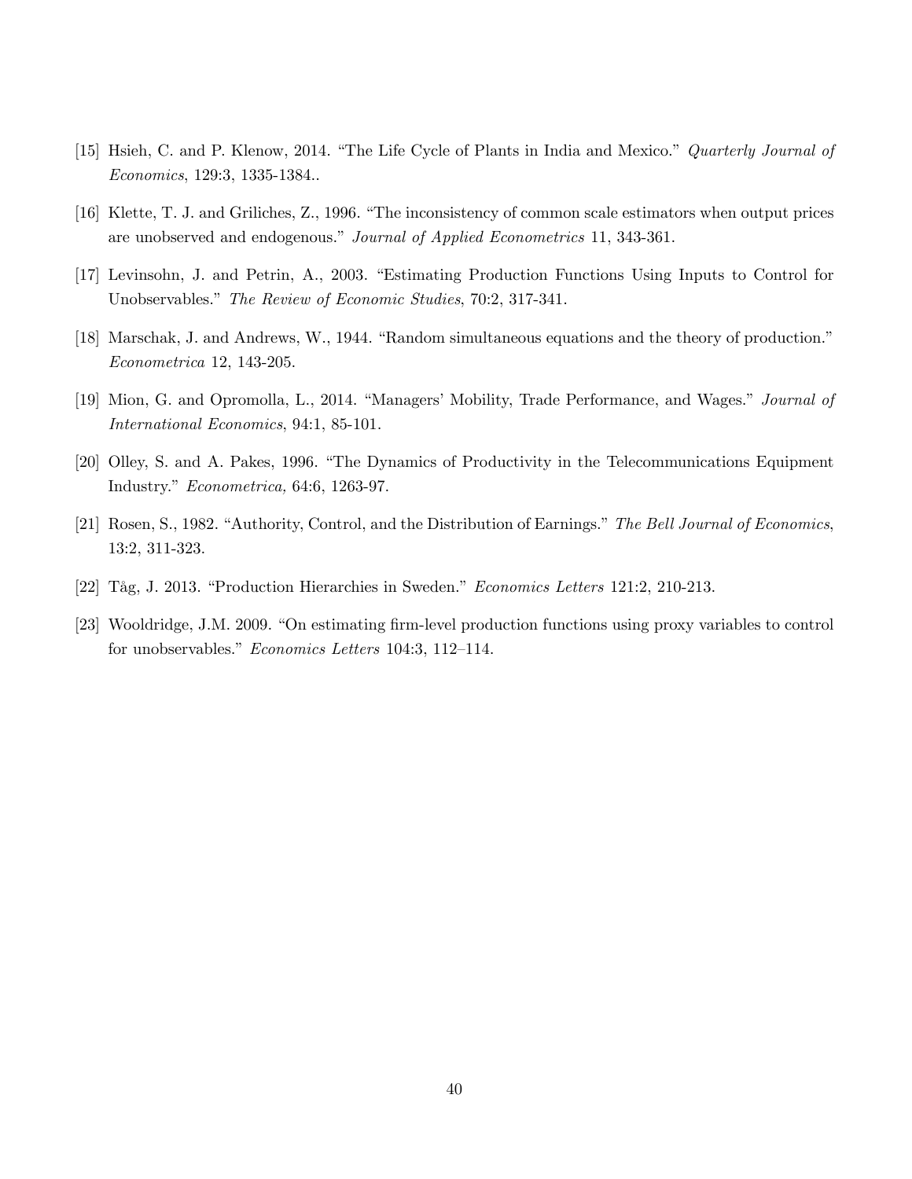[15] Hsieh, C. and P. Klenow, 2014. "The Life Cycle of Plants in India and Mexico." *Quarterly Journal of Economics*, 129:3, 1335-1384..

[16] Klette, T. J. and Griliches, Z., 1996. "The inconsistency of common scale estimators when output prices are unobserved and endogenous." *Journal of Applied Econometrics* 11, 343-361.

[17] Levinsohn, J. and Petrin, A., 2003. "Estimating Production Functions Using Inputs to Control for Unobservables." *The Review of Economic Studies*, 70:2, 317-341.

[18] Marschak, J. and Andrews, W., 1944. "Random simultaneous equations and the theory of production." *Econometrica* 12, 143-205.

[19] Mion, G. and Opromolla, L., 2014. "Managers' Mobility, Trade Performance, and Wages." *Journal of International Economics*, 94:1, 85-101.

[20] Olley, S. and A. Pakes, 1996. "The Dynamics of Productivity in the Telecommunications Equipment Industry." *Econometrica,* 64:6, 1263-97.

[21] Rosen, S., 1982. "Authority, Control, and the Distribution of Earnings." *The Bell Journal of Economics*, 13:2, 311-323.

[22] Tåg, J. 2013. "Production Hierarchies in Sweden." *Economics Letters* 121:2, 210-213.

[23] Wooldridge, J.M. 2009. "On estimating firm-level production functions using proxy variables to control for unobservables." *Economics Letters* 104:3, 112–114.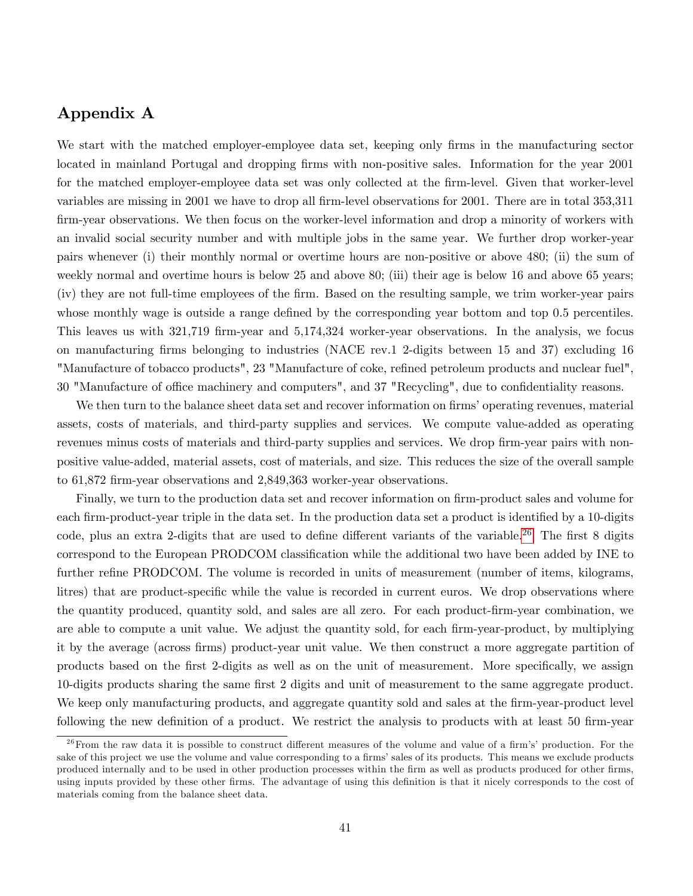# Appendix A

We start with the matched employer-employee data set, keeping only firms in the manufacturing sector located in mainland Portugal and dropping firms with non-positive sales. Information for the year 2001 for the matched employer-employee data set was only collected at the firm-level. Given that worker-level variables are missing in 2001 we have to drop all firm-level observations for 2001. There are in total 353,311 firm-year observations. We then focus on the worker-level information and drop a minority of workers with an invalid social security number and with multiple jobs in the same year. We further drop worker-year pairs whenever (i) their monthly normal or overtime hours are non-positive or above 480; (ii) the sum of weekly normal and overtime hours is below 25 and above 80; (iii) their age is below 16 and above 65 years; (iv) they are not full-time employees of the firm. Based on the resulting sample, we trim worker-year pairs whose monthly wage is outside a range defined by the corresponding year bottom and top 0.5 percentiles. This leaves us with 321,719 firm-year and 5,174,324 worker-year observations. In the analysis, we focus on manufacturing firms belonging to industries (NACE rev.1 2-digits between 15 and 37) excluding 16 "Manufacture of tobacco products", 23 "Manufacture of coke, refined petroleum products and nuclear fuel", 30 "Manufacture of office machinery and computers", and 37 "Recycling", due to confidentiality reasons.

We then turn to the balance sheet data set and recover information on firms' operating revenues, material assets, costs of materials, and third-party supplies and services. We compute value-added as operating revenues minus costs of materials and third-party supplies and services. We drop firm-year pairs with non-positive value-added, material assets, cost of materials, and size. This reduces the size of the overall sample to 61,872 firm-year observations and 2,849,363 worker-year observations.

Finally, we turn to the production data set and recover information on firm-product sales and volume for each firm-product-year triple in the data set. In the production data set a product is identified by a 10-digits code, plus an extra 2-digits that are used to define different variants of the variable.[26] The first 8 digits correspond to the European PRODCOM classification while the additional two have been added by INE to further refine PRODCOM. The volume is recorded in units of measurement (number of items, kilograms, litres) that are product-specific while the value is recorded in current euros. We drop observations where the quantity produced, quantity sold, and sales are all zero. For each product-firm-year combination, we are able to compute a unit value. We adjust the quantity sold, for each firm-year-product, by multiplying it by the average (across firms) product-year unit value. We then construct a more aggregate partition of products based on the first 2-digits as well as on the unit of measurement. More specifically, we assign 10-digits products sharing the same first 2 digits and unit of measurement to the same aggregate product. We keep only manufacturing products, and aggregate quantity sold and sales at the firm-year-product level following the new definition of a product. We restrict the analysis to products with at least 50 firm-year

[26] From the raw data it is possible to construct different measures of the volume and value of a firm's' production. For the sake of this project we use the volume and value corresponding to a firms' sales of its products. This means we exclude products produced internally and to be used in other production processes within the firm as well as products produced for other firms, using inputs provided by these other firms. The advantage of using this definition is that it nicely corresponds to the cost of materials coming from the balance sheet data.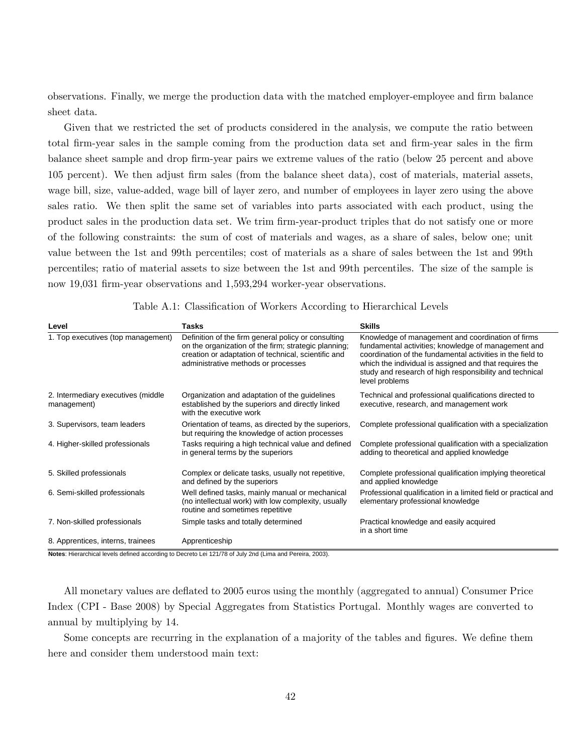observations. Finally, we merge the production data with the matched employer-employee and firm balance sheet data.

Given that we restricted the set of products considered in the analysis, we compute the ratio between total firm-year sales in the sample coming from the production data set and firm-year sales in the firm balance sheet sample and drop firm-year pairs we extreme values of the ratio (below 25 percent and above 105 percent). We then adjust firm sales (from the balance sheet data), cost of materials, material assets, wage bill, size, value-added, wage bill of layer zero, and number of employees in layer zero using the above sales ratio. We then split the same set of variables into parts associated with each product, using the product sales in the production data set. We trim firm-year-product triples that do not satisfy one or more of the following constraints: the sum of cost of materials and wages, as a share of sales, below one; unit value between the 1st and 99th percentiles; cost of materials as a share of sales between the 1st and 99th percentiles; ratio of material assets to size between the 1st and 99th percentiles. The size of the sample is now 19,031 firm-year observations and 1,593,294 worker-year observations.

Table A.1: Classification of Workers According to Hierarchical Levels

| Level | Tasks | Skills |
|---|---|---|
| 1. Top executives (top management) | Definition of the firm general policy or consulting on the organization of the firm; strategic planning; creation or adaptation of technical, scientific and administrative methods or processes | Knowledge of management and coordination of firms fundamental activities; knowledge of management and coordination of the fundamental activities in the field to which the individual is assigned and that requires the study and research of high responsibility and technical level problems |
| 2. Intermediary executives (middle management) | Organization and adaptation of the guidelines established by the superiors and directly linked with the executive work | Technical and professional qualifications directed to executive, research, and management work |
| 3. Supervisors, team leaders | Orientation of teams, as directed by the superiors, but requiring the knowledge of action processes | Complete professional qualification with a specialization |
| 4. Higher-skilled professionals | Tasks requiring a high technical value and defined in general terms by the superiors | Complete professional qualification with a specialization adding to theoretical and applied knowledge |
| 5. Skilled professionals | Complex or delicate tasks, usually not repetitive, and defined by the superiors | Complete professional qualification implying theoretical and applied knowledge |
| 6. Semi-skilled professionals | Well defined tasks, mainly manual or mechanical (no intellectual work) with low complexity, usually routine and sometimes repetitive | Professional qualification in a limited field or practical and elementary professional knowledge |
| 7. Non-skilled professionals | Simple tasks and totally determined | Practical knowledge and easily acquired in a short time |
| 8. Apprentices, interns, trainees | Apprenticeship | |

**Notes**: Hierarchical levels defined according to Decreto Lei 121/78 of July 2nd (Lima and Pereira, 2003).

All monetary values are deflated to 2005 euros using the monthly (aggregated to annual) Consumer Price Index (CPI - Base 2008) by Special Aggregates from Statistics Portugal. Monthly wages are converted to annual by multiplying by 14.

Some concepts are recurring in the explanation of a majority of the tables and figures. We define them here and consider them understood main text: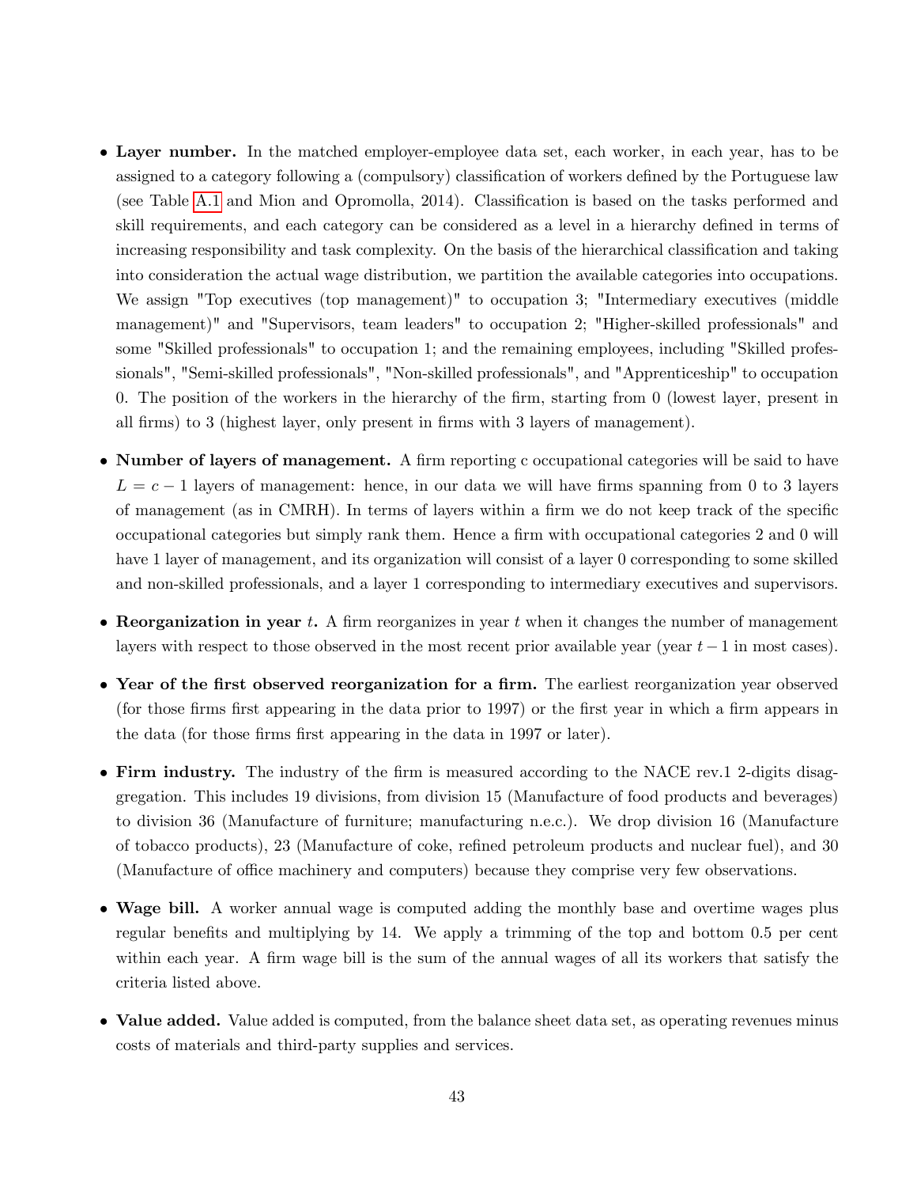- **Layer number.** In the matched employer-employee data set, each worker, in each year, has to be assigned to a category following a (compulsory) classification of workers defined by the Portuguese law (see Table A.1 and Mion and Opromolla, 2014). Classification is based on the tasks performed and skill requirements, and each category can be considered as a level in a hierarchy defined in terms of increasing responsibility and task complexity. On the basis of the hierarchical classification and taking into consideration the actual wage distribution, we partition the available categories into occupations. We assign "Top executives (top management)" to occupation 3; "Intermediary executives (middle management)" and "Supervisors, team leaders" to occupation 2; "Higher-skilled professionals" and some "Skilled professionals" to occupation 1; and the remaining employees, including "Skilled professionals", "Semi-skilled professionals", "Non-skilled professionals", and "Apprenticeship" to occupation 0. The position of the workers in the hierarchy of the firm, starting from 0 (lowest layer, present in all firms) to 3 (highest layer, only present in firms with 3 layers of management).

- **Number of layers of management.** A firm reporting c occupational categories will be said to have $L = c - 1$ layers of management: hence, in our data we will have firms spanning from 0 to 3 layers of management (as in CMRH). In terms of layers within a firm we do not keep track of the specific occupational categories but simply rank them. Hence a firm with occupational categories 2 and 0 will have 1 layer of management, and its organization will consist of a layer 0 corresponding to some skilled and non-skilled professionals, and a layer 1 corresponding to intermediary executives and supervisors.

- **Reorganization in year $t$.** A firm reorganizes in year $t$ when it changes the number of management layers with respect to those observed in the most recent prior available year (year $t - 1$ in most cases).

- **Year of the first observed reorganization for a firm.** The earliest reorganization year observed (for those firms first appearing in the data prior to 1997) or the first year in which a firm appears in the data (for those firms first appearing in the data in 1997 or later).

- **Firm industry.** The industry of the firm is measured according to the NACE rev.1 2-digits disaggregation. This includes 19 divisions, from division 15 (Manufacture of food products and beverages) to division 36 (Manufacture of furniture; manufacturing n.e.c.). We drop division 16 (Manufacture of tobacco products), 23 (Manufacture of coke, refined petroleum products and nuclear fuel), and 30 (Manufacture of office machinery and computers) because they comprise very few observations.

- **Wage bill.** A worker annual wage is computed adding the monthly base and overtime wages plus regular benefits and multiplying by 14. We apply a trimming of the top and bottom 0.5 per cent within each year. A firm wage bill is the sum of the annual wages of all its workers that satisfy the criteria listed above.

- **Value added.** Value added is computed, from the balance sheet data set, as operating revenues minus costs of materials and third-party supplies and services.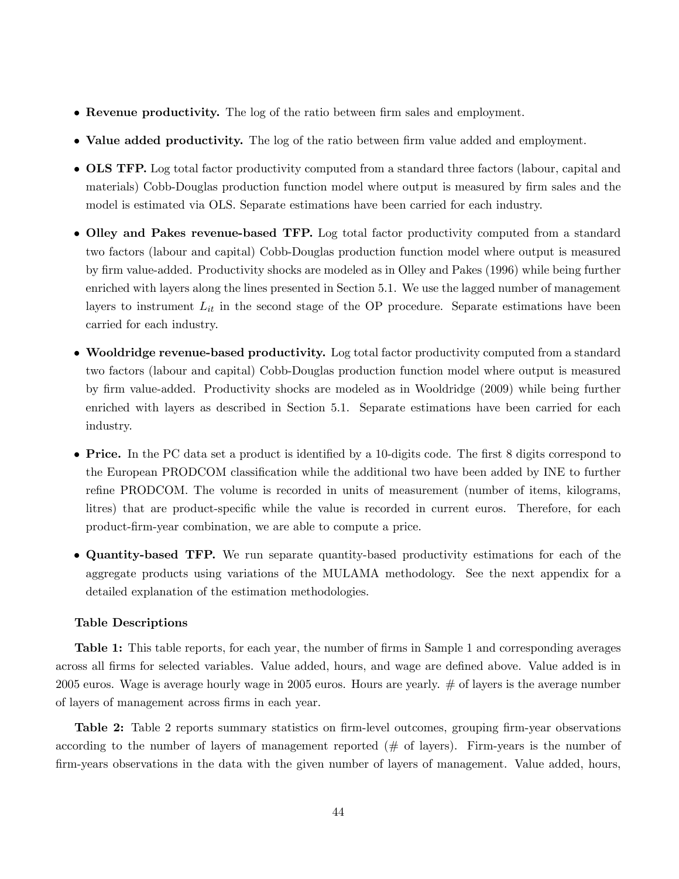- **Revenue productivity.** The log of the ratio between firm sales and employment.
- **Value added productivity.** The log of the ratio between firm value added and employment.
- **OLS TFP.** Log total factor productivity computed from a standard three factors (labour, capital and materials) Cobb-Douglas production function model where output is measured by firm sales and the model is estimated via OLS. Separate estimations have been carried for each industry.
- **Olley and Pakes revenue-based TFP.** Log total factor productivity computed from a standard two factors (labour and capital) Cobb-Douglas production function model where output is measured by firm value-added. Productivity shocks are modeled as in Olley and Pakes (1996) while being further enriched with layers along the lines presented in Section 5.1. We use the lagged number of management layers to instrument $L_{it}$ in the second stage of the OP procedure. Separate estimations have been carried for each industry.
- **Wooldridge revenue-based productivity.** Log total factor productivity computed from a standard two factors (labour and capital) Cobb-Douglas production function model where output is measured by firm value-added. Productivity shocks are modeled as in Wooldridge (2009) while being further enriched with layers as described in Section 5.1. Separate estimations have been carried for each industry.
- **Price.** In the PC data set a product is identified by a 10-digits code. The first 8 digits correspond to the European PRODCOM classification while the additional two have been added by INE to further refine PRODCOM. The volume is recorded in units of measurement (number of items, kilograms, litres) that are product-specific while the value is recorded in current euros. Therefore, for each product-firm-year combination, we are able to compute a price.
- **Quantity-based TFP.** We run separate quantity-based productivity estimations for each of the aggregate products using variations of the MULAMA methodology. See the next appendix for a detailed explanation of the estimation methodologies.

### Table Descriptions

**Table 1:** This table reports, for each year, the number of firms in Sample 1 and corresponding averages across all firms for selected variables. Value added, hours, and wage are defined above. Value added is in 2005 euros. Wage is average hourly wage in 2005 euros. Hours are yearly. # of layers is the average number of layers of management across firms in each year.

**Table 2:** Table 2 reports summary statistics on firm-level outcomes, grouping firm-year observations according to the number of layers of management reported (# of layers). Firm-years is the number of firm-years observations in the data with the given number of layers of management. Value added, hours,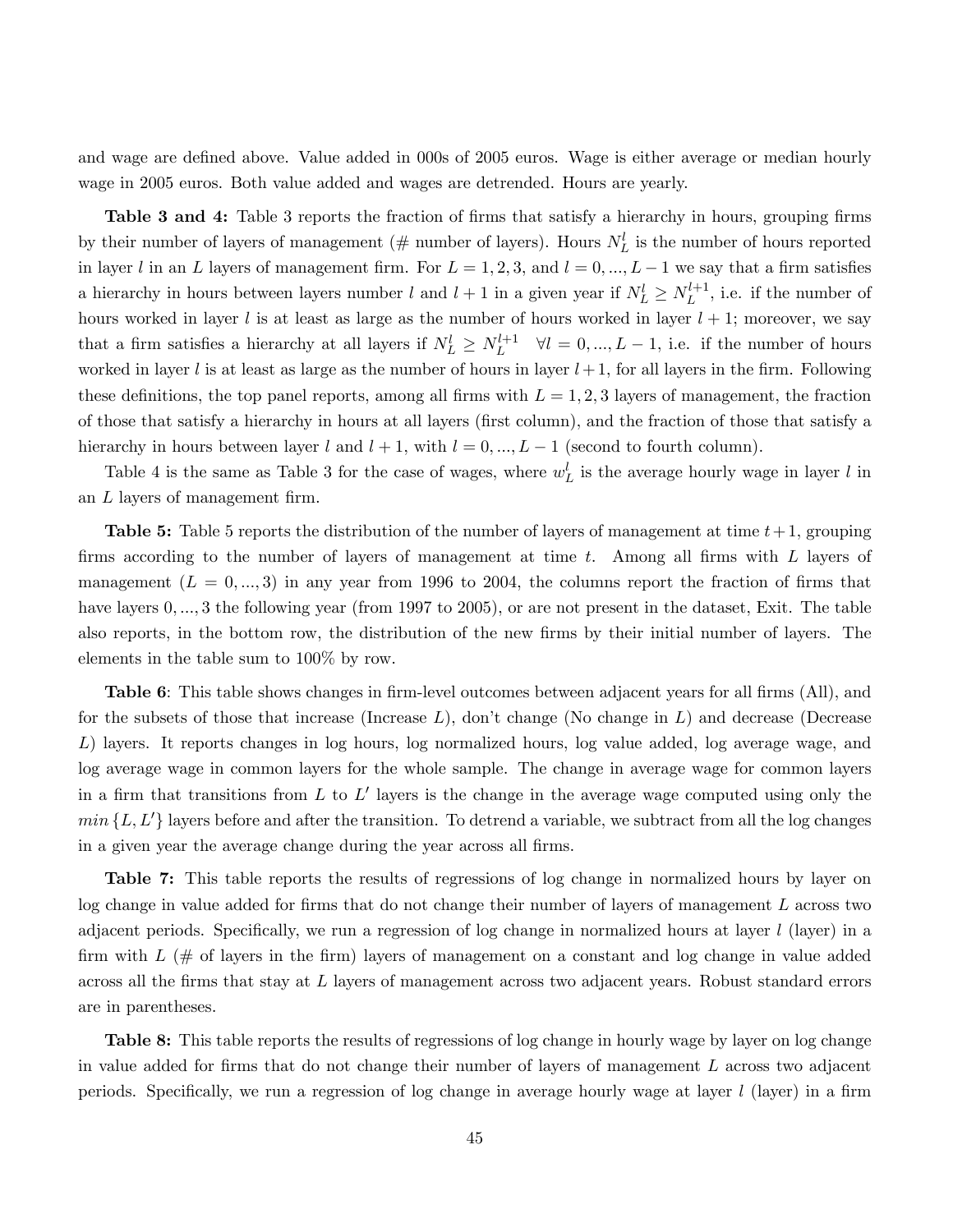and wage are defined above. Value added in 000s of 2005 euros. Wage is either average or median hourly wage in 2005 euros. Both value added and wages are detrended. Hours are yearly.

**Table 3 and 4:** Table 3 reports the fraction of firms that satisfy a hierarchy in hours, grouping firms by their number of layers of management (# number of layers). Hours $N_L^l$ is the number of hours reported in layer $l$ in an $L$ layers of management firm. For $L = 1, 2, 3$, and $l = 0, ..., L-1$ we say that a firm satisfies a hierarchy in hours between layers number $l$ and $l+1$ in a given year if $N_L^l \geq N_L^{l+1}$, i.e. if the number of hours worked in layer $l$ is at least as large as the number of hours worked in layer $l+1$; moreover, we say that a firm satisfies a hierarchy at all layers if $N_L^l \geq N_L^{l+1} \quad \forall l = 0, ..., L-1$, i.e. if the number of hours worked in layer $l$ is at least as large as the number of hours in layer $l+1$, for all layers in the firm. Following these definitions, the top panel reports, among all firms with $L = 1, 2, 3$ layers of management, the fraction of those that satisfy a hierarchy in hours at all layers (first column), and the fraction of those that satisfy a hierarchy in hours between layer $l$ and $l+1$, with $l = 0, ..., L-1$ (second to fourth column).

Table 4 is the same as Table 3 for the case of wages, where $w_L^l$ is the average hourly wage in layer $l$ in an $L$ layers of management firm.

**Table 5:** Table 5 reports the distribution of the number of layers of management at time $t+1$, grouping firms according to the number of layers of management at time $t$. Among all firms with $L$ layers of management ($L = 0, ..., 3$) in any year from 1996 to 2004, the columns report the fraction of firms that have layers $0, ..., 3$ the following year (from 1997 to 2005), or are not present in the dataset, Exit. The table also reports, in the bottom row, the distribution of the new firms by their initial number of layers. The elements in the table sum to 100% by row.

**Table 6**: This table shows changes in firm-level outcomes between adjacent years for all firms (All), and for the subsets of those that increase (Increase $L$), don't change (No change in $L$) and decrease (Decrease $L$) layers. It reports changes in log hours, log normalized hours, log value added, log average wage, and log average wage in common layers for the whole sample. The change in average wage for common layers in a firm that transitions from $L$ to $L'$ layers is the change in the average wage computed using only the $min\{L, L'\}$ layers before and after the transition. To detrend a variable, we subtract from all the log changes in a given year the average change during the year across all firms.

**Table 7:** This table reports the results of regressions of log change in normalized hours by layer on log change in value added for firms that do not change their number of layers of management $L$ across two adjacent periods. Specifically, we run a regression of log change in normalized hours at layer $l$ (layer) in a firm with $L$ (# of layers in the firm) layers of management on a constant and log change in value added across all the firms that stay at $L$ layers of management across two adjacent years. Robust standard errors are in parentheses.

**Table 8:** This table reports the results of regressions of log change in hourly wage by layer on log change in value added for firms that do not change their number of layers of management $L$ across two adjacent periods. Specifically, we run a regression of log change in average hourly wage at layer $l$ (layer) in a firm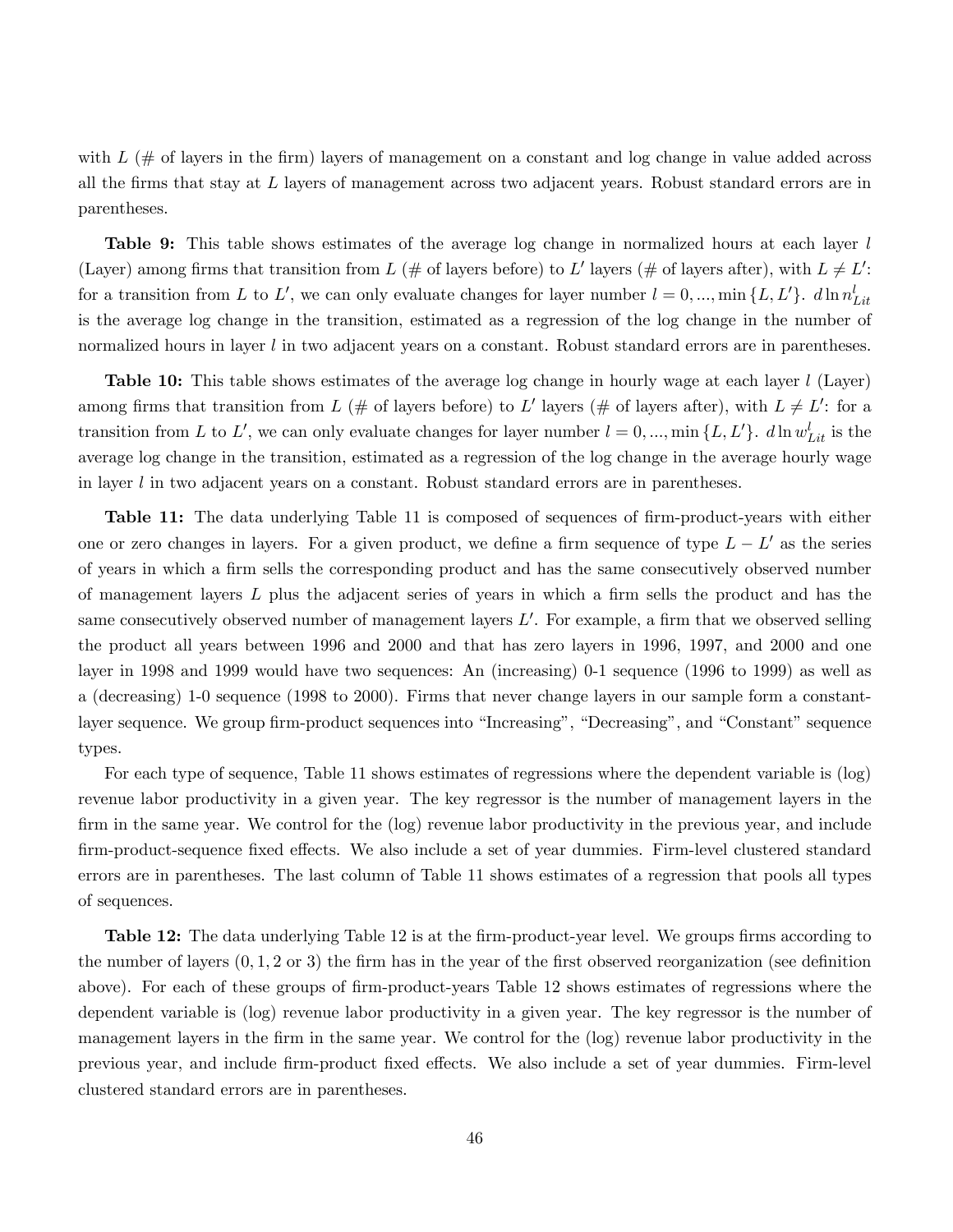with $L$ (# of layers in the firm) layers of management on a constant and log change in value added across all the firms that stay at $L$ layers of management across two adjacent years. Robust standard errors are in parentheses.

**Table 9:** This table shows estimates of the average log change in normalized hours at each layer $l$ (Layer) among firms that transition from $L$ (# of layers before) to $L'$ layers (# of layers after), with $L \neq L'$: for a transition from $L$ to $L'$, we can only evaluate changes for layer number $l = 0, ..., \min\{L, L'\}$. $d \ln n^l_{Lit}$ is the average log change in the transition, estimated as a regression of the log change in the number of normalized hours in layer $l$ in two adjacent years on a constant. Robust standard errors are in parentheses.

**Table 10:** This table shows estimates of the average log change in hourly wage at each layer $l$ (Layer) among firms that transition from $L$ (# of layers before) to $L'$ layers (# of layers after), with $L \neq L'$: for a transition from $L$ to $L'$, we can only evaluate changes for layer number $l = 0, ..., \min\{L, L'\}$. $d \ln w^l_{Lit}$ is the average log change in the transition, estimated as a regression of the log change in the average hourly wage in layer $l$ in two adjacent years on a constant. Robust standard errors are in parentheses.

**Table 11:** The data underlying Table 11 is composed of sequences of firm-product-years with either one or zero changes in layers. For a given product, we define a firm sequence of type $L - L'$ as the series of years in which a firm sells the corresponding product and has the same consecutively observed number of management layers $L$ plus the adjacent series of years in which a firm sells the product and has the same consecutively observed number of management layers $L'$. For example, a firm that we observed selling the product all years between 1996 and 2000 and that has zero layers in 1996, 1997, and 2000 and one layer in 1998 and 1999 would have two sequences: An (increasing) 0-1 sequence (1996 to 1999) as well as a (decreasing) 1-0 sequence (1998 to 2000). Firms that never change layers in our sample form a constant-layer sequence. We group firm-product sequences into "Increasing", "Decreasing", and "Constant" sequence types.

For each type of sequence, Table 11 shows estimates of regressions where the dependent variable is (log) revenue labor productivity in a given year. The key regressor is the number of management layers in the firm in the same year. We control for the (log) revenue labor productivity in the previous year, and include firm-product-sequence fixed effects. We also include a set of year dummies. Firm-level clustered standard errors are in parentheses. The last column of Table 11 shows estimates of a regression that pools all types of sequences.

**Table 12:** The data underlying Table 12 is at the firm-product-year level. We groups firms according to the number of layers (0, 1, 2 or 3) the firm has in the year of the first observed reorganization (see definition above). For each of these groups of firm-product-years Table 12 shows estimates of regressions where the dependent variable is (log) revenue labor productivity in a given year. The key regressor is the number of management layers in the firm in the same year. We control for the (log) revenue labor productivity in the previous year, and include firm-product fixed effects. We also include a set of year dummies. Firm-level clustered standard errors are in parentheses.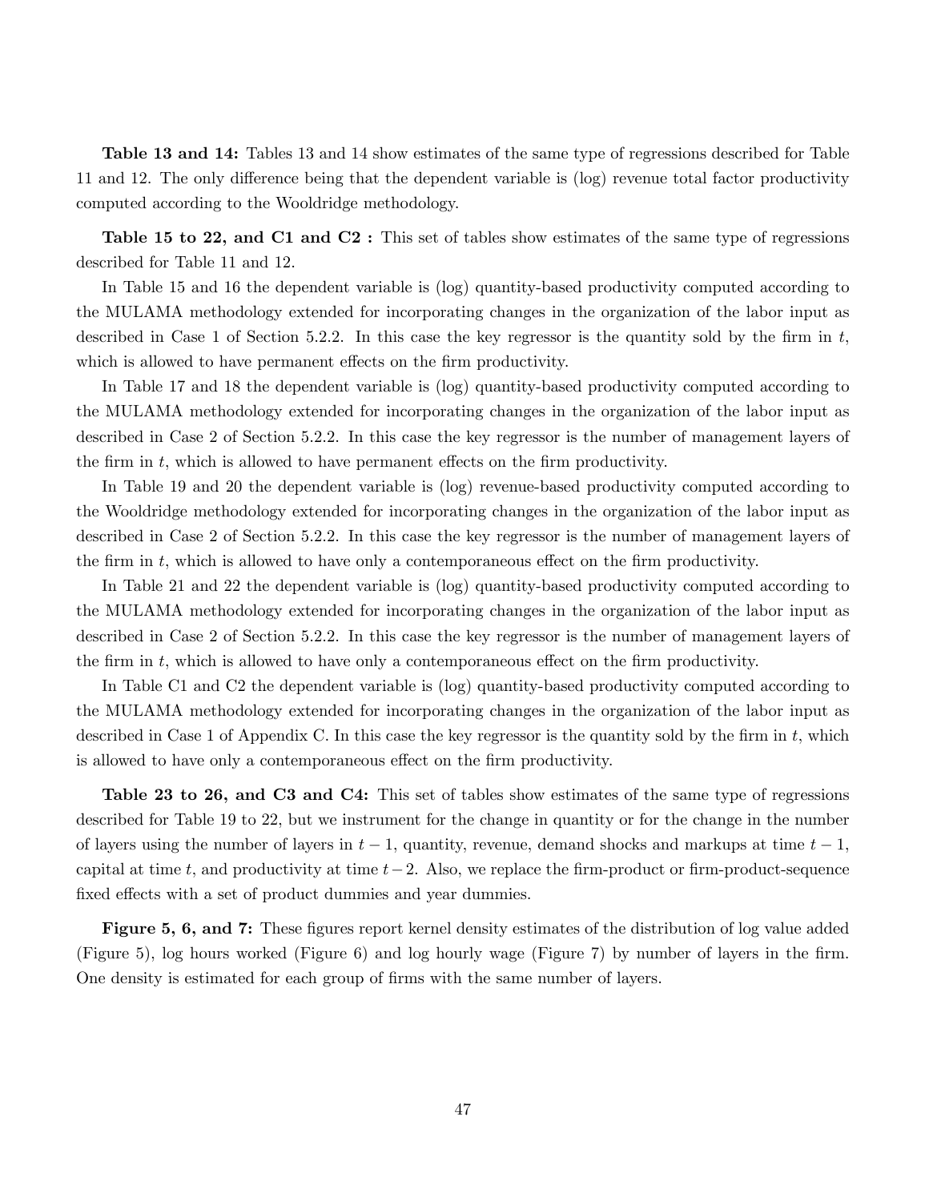**Table 13 and 14:** Tables 13 and 14 show estimates of the same type of regressions described for Table 11 and 12. The only difference being that the dependent variable is (log) revenue total factor productivity computed according to the Wooldridge methodology.

**Table 15 to 22, and C1 and C2 :** This set of tables show estimates of the same type of regressions described for Table 11 and 12.

In Table 15 and 16 the dependent variable is (log) quantity-based productivity computed according to the MULAMA methodology extended for incorporating changes in the organization of the labor input as described in Case 1 of Section 5.2.2. In this case the key regressor is the quantity sold by the firm in $t$, which is allowed to have permanent effects on the firm productivity.

In Table 17 and 18 the dependent variable is (log) quantity-based productivity computed according to the MULAMA methodology extended for incorporating changes in the organization of the labor input as described in Case 2 of Section 5.2.2. In this case the key regressor is the number of management layers of the firm in $t$, which is allowed to have permanent effects on the firm productivity.

In Table 19 and 20 the dependent variable is (log) revenue-based productivity computed according to the Wooldridge methodology extended for incorporating changes in the organization of the labor input as described in Case 2 of Section 5.2.2. In this case the key regressor is the number of management layers of the firm in $t$, which is allowed to have only a contemporaneous effect on the firm productivity.

In Table 21 and 22 the dependent variable is (log) quantity-based productivity computed according to the MULAMA methodology extended for incorporating changes in the organization of the labor input as described in Case 2 of Section 5.2.2. In this case the key regressor is the number of management layers of the firm in $t$, which is allowed to have only a contemporaneous effect on the firm productivity.

In Table C1 and C2 the dependent variable is (log) quantity-based productivity computed according to the MULAMA methodology extended for incorporating changes in the organization of the labor input as described in Case 1 of Appendix C. In this case the key regressor is the quantity sold by the firm in $t$, which is allowed to have only a contemporaneous effect on the firm productivity.

**Table 23 to 26, and C3 and C4:** This set of tables show estimates of the same type of regressions described for Table 19 to 22, but we instrument for the change in quantity or for the change in the number of layers using the number of layers in $t-1$, quantity, revenue, demand shocks and markups at time $t-1$, capital at time $t$, and productivity at time $t-2$. Also, we replace the firm-product or firm-product-sequence fixed effects with a set of product dummies and year dummies.

**Figure 5, 6, and 7:** These figures report kernel density estimates of the distribution of log value added (Figure 5), log hours worked (Figure 6) and log hourly wage (Figure 7) by number of layers in the firm. One density is estimated for each group of firms with the same number of layers.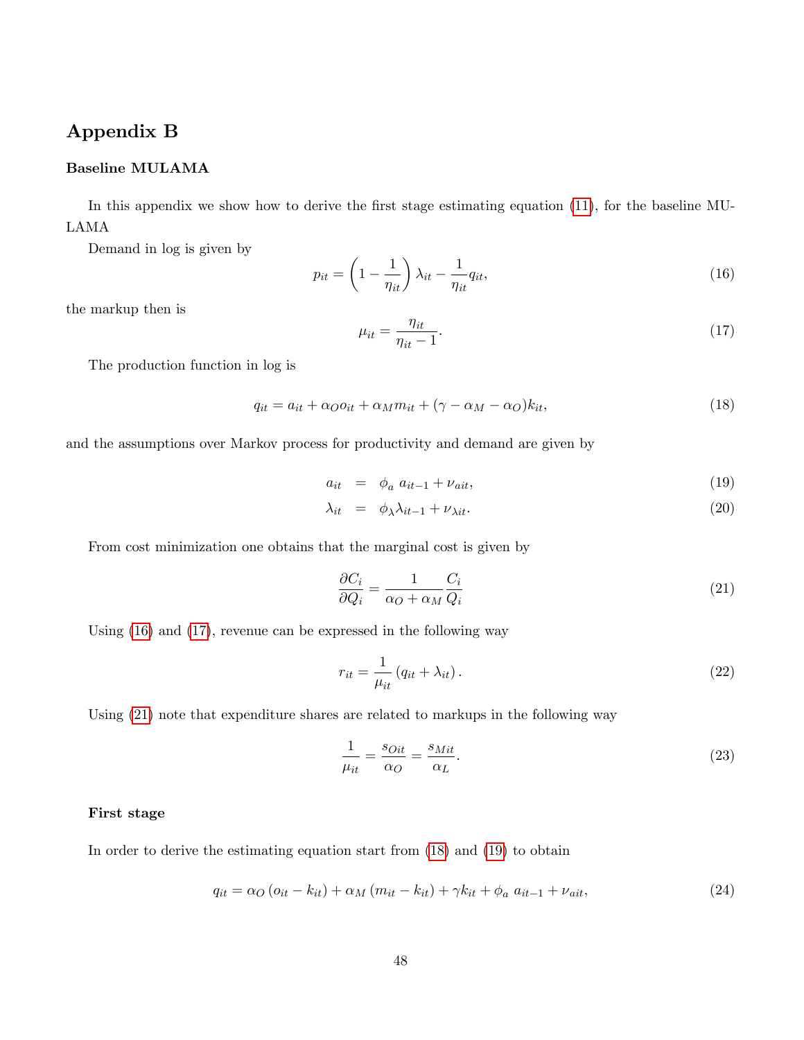# Appendix B

### Baseline MULAMA

In this appendix we show how to derive the first stage estimating equation (11), for the baseline MULAMA

Demand in log is given by

$$p_{it} = \left(1 - \frac{1}{\eta_{it}}\right)\lambda_{it} - \frac{1}{\eta_{it}} q_{it}, \tag{16}$$

the markup then is

$$\mu_{it} = \frac{\eta_{it}}{\eta_{it} - 1}. \tag{17}$$

The production function in log is

$$q_{it} = a_{it} + \alpha_O o_{it} + \alpha_M m_{it} + (\gamma - \alpha_M - \alpha_O) k_{it}, \tag{18}$$

and the assumptions over Markov process for productivity and demand are given by

$$a_{it} = \phi_a \; a_{it-1} + \nu_{ait}, \tag{19}$$

$$\lambda_{it} = \phi_\lambda \lambda_{it-1} + \nu_{\lambda it}. \tag{20}$$

From cost minimization one obtains that the marginal cost is given by

$$\frac{\partial C_i}{\partial Q_i} = \frac{1}{\alpha_O + \alpha_M} \frac{C_i}{Q_i} \tag{21}$$

Using (16) and (17), revenue can be expressed in the following way

$$r_{it} = \frac{1}{\mu_{it}} \left(q_{it} + \lambda_{it}\right). \tag{22}$$

Using (21) note that expenditure shares are related to markups in the following way

$$\frac{1}{\mu_{it}} = \frac{s_{Oit}}{\alpha_O} = \frac{s_{Mit}}{\alpha_L}. \tag{23}$$

#### First stage

In order to derive the estimating equation start from (18) and (19) to obtain

$$q_{it} = \alpha_O \left(o_{it} - k_{it}\right) + \alpha_M \left(m_{it} - k_{it}\right) + \gamma k_{it} + \phi_a \; a_{it-1} + \nu_{ait}, \tag{24}$$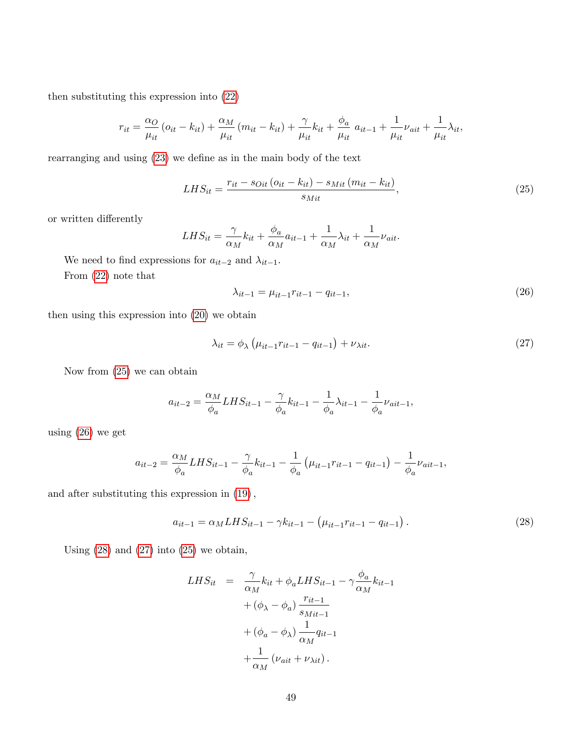then substituting this expression into (22)

$$r_{it} = \frac{\alpha_O}{\mu_{it}}\left(o_{it} - k_{it}\right) + \frac{\alpha_M}{\mu_{it}}\left(m_{it} - k_{it}\right) + \frac{\gamma}{\mu_{it}}k_{it} + \frac{\phi_a}{\mu_{it}}\ a_{it-1} + \frac{1}{\mu_{it}}\nu_{ait} + \frac{1}{\mu_{it}}\lambda_{it},$$

rearranging and using (23) we define as in the main body of the text

$$LHS_{it} = \frac{r_{it} - s_{Oit}\left(o_{it} - k_{it}\right) - s_{Mit}\left(m_{it} - k_{it}\right)}{s_{Mit}}, \tag{25}$$

or written differently

$$LHS_{it} = \frac{\gamma}{\alpha_M}k_{it} + \frac{\phi_a}{\alpha_M}a_{it-1} + \frac{1}{\alpha_M}\lambda_{it} + \frac{1}{\alpha_M}\nu_{ait}.$$

We need to find expressions for $a_{it-2}$ and $\lambda_{it-1}$.

From (22) note that

$$\lambda_{it-1} = \mu_{it-1}r_{it-1} - q_{it-1}, \tag{26}$$

then using this expression into (20) we obtain

$$\lambda_{it} = \phi_\lambda\left(\mu_{it-1}r_{it-1} - q_{it-1}\right) + \nu_{\lambda it}. \tag{27}$$

Now from (25) we can obtain

$$a_{it-2} = \frac{\alpha_M}{\phi_a}LHS_{it-1} - \frac{\gamma}{\phi_a}k_{it-1} - \frac{1}{\phi_a}\lambda_{it-1} - \frac{1}{\phi_a}\nu_{ait-1},$$

using (26) we get

$$a_{it-2} = \frac{\alpha_M}{\phi_a}LHS_{it-1} - \frac{\gamma}{\phi_a}k_{it-1} - \frac{1}{\phi_a}\left(\mu_{it-1}r_{it-1} - q_{it-1}\right) - \frac{1}{\phi_a}\nu_{ait-1},$$

and after substituting this expression in (19),

$$a_{it-1} = \alpha_M LHS_{it-1} - \gamma k_{it-1} - \left(\mu_{it-1}r_{it-1} - q_{it-1}\right). \tag{28}$$

Using (28) and (27) into (25) we obtain,

$$\begin{aligned}
LHS_{it} \quad = \quad & \frac{\gamma}{\alpha_M}k_{it} + \phi_a LHS_{it-1} - \gamma\frac{\phi_a}{\alpha_M}k_{it-1} \\
& + \left(\phi_\lambda - \phi_a\right)\frac{r_{it-1}}{s_{Mit-1}} \\
& + \left(\phi_a - \phi_\lambda\right)\frac{1}{\alpha_M}q_{it-1} \\
& + \frac{1}{\alpha_M}\left(\nu_{ait} + \nu_{\lambda it}\right).
\end{aligned}$$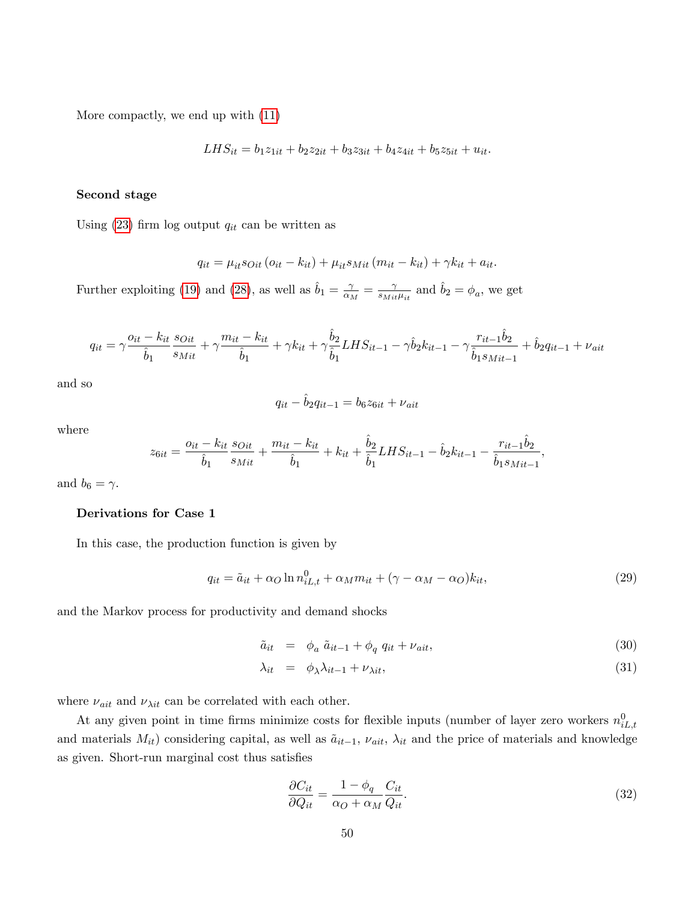More compactly, we end up with (11)

$$LHS_{it} = b_1 z_{1it} + b_2 z_{2it} + b_3 z_{3it} + b_4 z_{4it} + b_5 z_{5it} + u_{it}.$$

**Second stage**

Using (23) firm log output $q_{it}$ can be written as

$$q_{it} = \mu_{it} s_{Oit} (o_{it} - k_{it}) + \mu_{it} s_{Mit} (m_{it} - k_{it}) + \gamma k_{it} + a_{it}.$$

Further exploiting (19) and (28), as well as $\hat{b}_1 = \frac{\gamma}{\alpha_M} = \frac{\gamma}{s_{Mit}\mu_{it}}$ and $\hat{b}_2 = \phi_a$, we get

$$q_{it} = \gamma \frac{o_{it} - k_{it}}{\hat{b}_1} \frac{s_{Oit}}{s_{Mit}} + \gamma \frac{m_{it} - k_{it}}{\hat{b}_1} + \gamma k_{it} + \gamma \frac{\hat{b}_2}{\hat{b}_1} LHS_{it-1} - \gamma \hat{b}_2 k_{it-1} - \gamma \frac{r_{it-1}\hat{b}_2}{\hat{b}_1 s_{Mit-1}} + \hat{b}_2 q_{it-1} + \nu_{ait}$$

and so

$$q_{it} - \hat{b}_2 q_{it-1} = b_6 z_{6it} + \nu_{ait}$$

where

$$z_{6it} = \frac{o_{it} - k_{it}}{\hat{b}_1} \frac{s_{Oit}}{s_{Mit}} + \frac{m_{it} - k_{it}}{\hat{b}_1} + k_{it} + \frac{\hat{b}_2}{\hat{b}_1} LHS_{it-1} - \hat{b}_2 k_{it-1} - \frac{r_{it-1}\hat{b}_2}{\hat{b}_1 s_{Mit-1}},$$

and $b_6 = \gamma$.

**Derivations for Case 1**

In this case, the production function is given by

$$q_{it} = \tilde{a}_{it} + \alpha_O \ln n^0_{iL,t} + \alpha_M m_{it} + (\gamma - \alpha_M - \alpha_O) k_{it}, \tag{29}$$

and the Markov process for productivity and demand shocks

$$\tilde{a}_{it} = \phi_a \, \tilde{a}_{it-1} + \phi_q \, q_{it} + \nu_{ait}, \tag{30}$$

$$\lambda_{it} = \phi_\lambda \lambda_{it-1} + \nu_{\lambda it}, \tag{31}$$

where $\nu_{ait}$ and $\nu_{\lambda it}$ can be correlated with each other.

At any given point in time firms minimize costs for flexible inputs (number of layer zero workers $n^0_{iL,t}$ and materials $M_{it}$) considering capital, as well as $\tilde{a}_{it-1}$, $\nu_{ait}$, $\lambda_{it}$ and the price of materials and knowledge as given. Short-run marginal cost thus satisfies

$$\frac{\partial C_{it}}{\partial Q_{it}} = \frac{1 - \phi_q}{\alpha_O + \alpha_M} \frac{C_{it}}{Q_{it}}. \tag{32}$$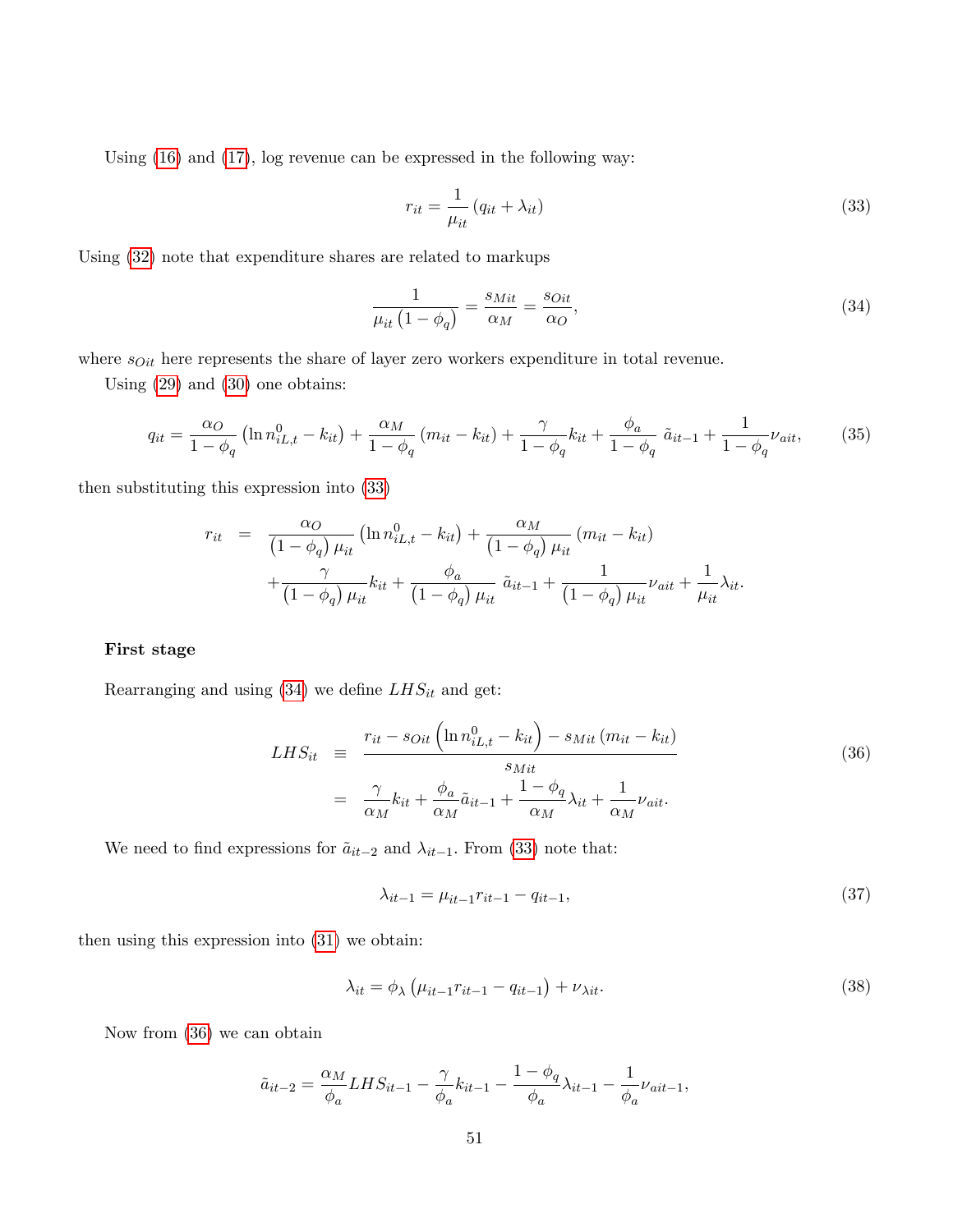Using (16) and (17), log revenue can be expressed in the following way:

$$r_{it} = \frac{1}{\mu_{it}}\left(q_{it} + \lambda_{it}\right) \tag{33}$$

Using (32) note that expenditure shares are related to markups

$$\frac{1}{\mu_{it}\left(1-\phi_q\right)} = \frac{s_{Mit}}{\alpha_M} = \frac{s_{Oit}}{\alpha_O}, \tag{34}$$

where $s_{Oit}$ here represents the share of layer zero workers expenditure in total revenue.

Using (29) and (30) one obtains:

$$q_{it} = \frac{\alpha_O}{1-\phi_q}\left(\ln n^0_{iL,t} - k_{it}\right) + \frac{\alpha_M}{1-\phi_q}\left(m_{it} - k_{it}\right) + \frac{\gamma}{1-\phi_q}k_{it} + \frac{\phi_a}{1-\phi_q}\ \tilde{a}_{it-1} + \frac{1}{1-\phi_q}\nu_{ait}, \tag{35}$$

then substituting this expression into (33)

$$\begin{aligned} r_{it} \;=\; & \frac{\alpha_O}{\left(1-\phi_q\right)\mu_{it}}\left(\ln n^0_{iL,t} - k_{it}\right) + \frac{\alpha_M}{\left(1-\phi_q\right)\mu_{it}}\left(m_{it} - k_{it}\right) \\ & + \frac{\gamma}{\left(1-\phi_q\right)\mu_{it}}k_{it} + \frac{\phi_a}{\left(1-\phi_q\right)\mu_{it}}\ \tilde{a}_{it-1} + \frac{1}{\left(1-\phi_q\right)\mu_{it}}\nu_{ait} + \frac{1}{\mu_{it}}\lambda_{it}. \end{aligned}$$

**First stage**

Rearranging and using (34) we define $LHS_{it}$ and get:

$$\begin{aligned} LHS_{it} \;\equiv\; & \frac{r_{it} - s_{Oit}\left(\ln n^0_{iL,t} - k_{it}\right) - s_{Mit}\left(m_{it} - k_{it}\right)}{s_{Mit}} \\ =\; & \frac{\gamma}{\alpha_M}k_{it} + \frac{\phi_a}{\alpha_M}\tilde{a}_{it-1} + \frac{1-\phi_q}{\alpha_M}\lambda_{it} + \frac{1}{\alpha_M}\nu_{ait}. \end{aligned} \tag{36}$$

We need to find expressions for $\tilde{a}_{it-2}$ and $\lambda_{it-1}$. From (33) note that:

$$\lambda_{it-1} = \mu_{it-1}r_{it-1} - q_{it-1}, \tag{37}$$

then using this expression into (31) we obtain:

$$\lambda_{it} = \phi_\lambda\left(\mu_{it-1}r_{it-1} - q_{it-1}\right) + \nu_{\lambda it}. \tag{38}$$

Now from (36) we can obtain

$$\tilde{a}_{it-2} = \frac{\alpha_M}{\phi_a}LHS_{it-1} - \frac{\gamma}{\phi_a}k_{it-1} - \frac{1-\phi_q}{\phi_a}\lambda_{it-1} - \frac{1}{\phi_a}\nu_{ait-1},$$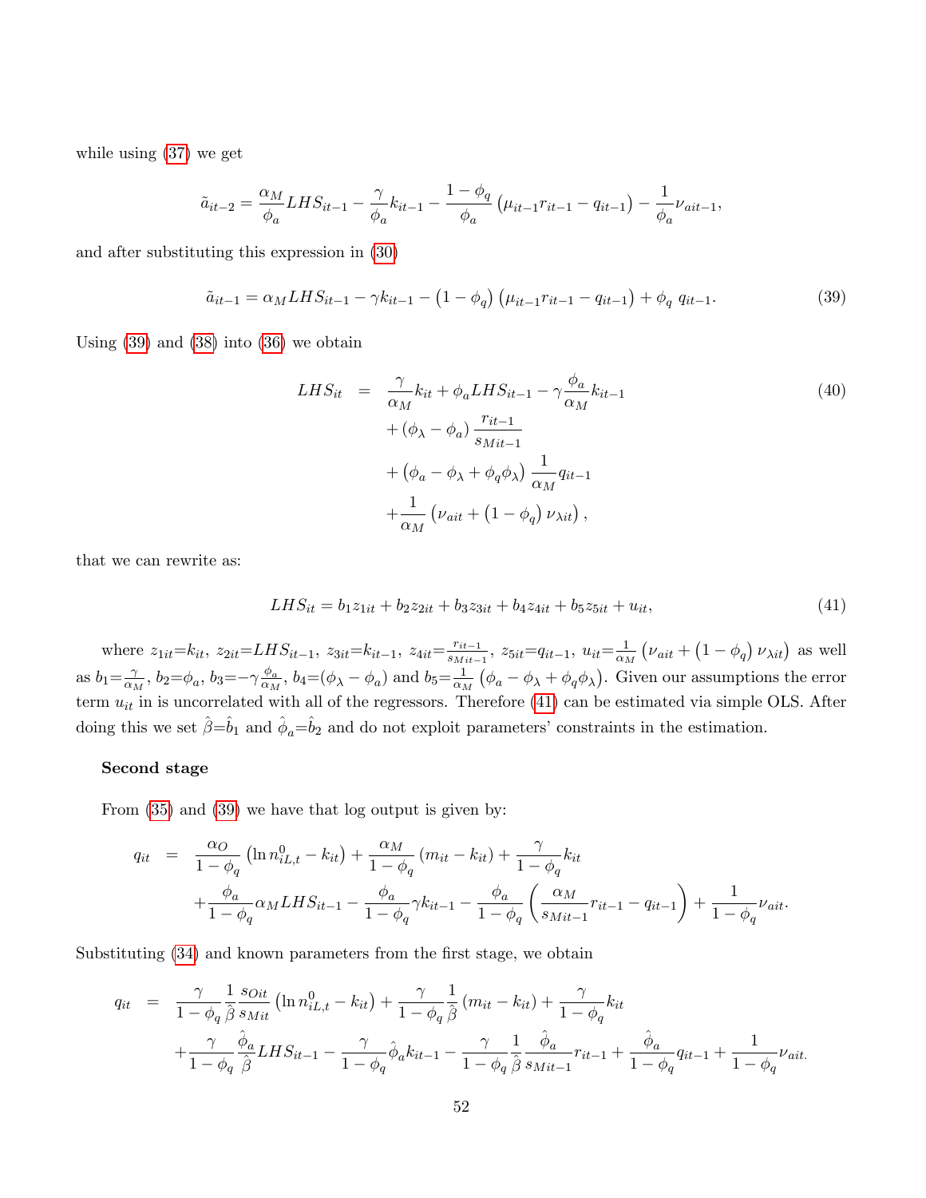while using (37) we get

$$\tilde{a}_{it-2} = \frac{\alpha_M}{\phi_a} LHS_{it-1} - \frac{\gamma}{\phi_a} k_{it-1} - \frac{1-\phi_q}{\phi_a} \left(\mu_{it-1} r_{it-1} - q_{it-1}\right) - \frac{1}{\phi_a} \nu_{ait-1},$$

and after substituting this expression in (30)

$$\tilde{a}_{it-1} = \alpha_M LHS_{it-1} - \gamma k_{it-1} - \left(1-\phi_q\right)\left(\mu_{it-1} r_{it-1} - q_{it-1}\right) + \phi_q \, q_{it-1}. \tag{39}$$

Using (39) and (38) into (36) we obtain

$$\begin{aligned} LHS_{it} \;=\; & \frac{\gamma}{\alpha_M} k_{it} + \phi_a LHS_{it-1} - \gamma \frac{\phi_a}{\alpha_M} k_{it-1} \\ & + \left(\phi_\lambda - \phi_a\right) \frac{r_{it-1}}{s_{Mit-1}} \\ & + \left(\phi_a - \phi_\lambda + \phi_q \phi_\lambda\right) \frac{1}{\alpha_M} q_{it-1} \\ & + \frac{1}{\alpha_M} \left(\nu_{ait} + \left(1-\phi_q\right) \nu_{\lambda it}\right), \end{aligned} \tag{40}$$

that we can rewrite as:

$$LHS_{it} = b_1 z_{1it} + b_2 z_{2it} + b_3 z_{3it} + b_4 z_{4it} + b_5 z_{5it} + u_{it}, \tag{41}$$

where $z_{1it}=k_{it}$, $z_{2it}=LHS_{it-1}$, $z_{3it}=k_{it-1}$, $z_{4it}=\frac{r_{it-1}}{s_{Mit-1}}$, $z_{5it}=q_{it-1}$, $u_{it}=\frac{1}{\alpha_M}\left(\nu_{ait} + \left(1-\phi_q\right)\nu_{\lambda it}\right)$ as well as $b_1=\frac{\gamma}{\alpha_M}$, $b_2=\phi_a$, $b_3=-\gamma\frac{\phi_a}{\alpha_M}$, $b_4=(\phi_\lambda - \phi_a)$ and $b_5=\frac{1}{\alpha_M}\left(\phi_a - \phi_\lambda + \phi_q\phi_\lambda\right)$. Given our assumptions the error term $u_{it}$ in is uncorrelated with all of the regressors. Therefore (41) can be estimated via simple OLS. After doing this we set $\hat{\beta}=\hat{b}_1$ and $\hat{\phi}_a=\hat{b}_2$ and do not exploit parameters' constraints in the estimation.

**Second stage**

From (35) and (39) we have that log output is given by:

$$\begin{aligned} q_{it} \;=\; & \frac{\alpha_O}{1-\phi_q}\left(\ln n^0_{iL,t} - k_{it}\right) + \frac{\alpha_M}{1-\phi_q}\left(m_{it} - k_{it}\right) + \frac{\gamma}{1-\phi_q} k_{it} \\ & + \frac{\phi_a}{1-\phi_q}\alpha_M LHS_{it-1} - \frac{\phi_a}{1-\phi_q}\gamma k_{it-1} - \frac{\phi_a}{1-\phi_q}\left(\frac{\alpha_M}{s_{Mit-1}} r_{it-1} - q_{it-1}\right) + \frac{1}{1-\phi_q}\nu_{ait}. \end{aligned}$$

Substituting (34) and known parameters from the first stage, we obtain

$$\begin{aligned} q_{it} \;=\; & \frac{\gamma}{1-\phi_q}\frac{1}{\hat{\beta}}\frac{s_{Oit}}{s_{Mit}}\left(\ln n^0_{iL,t} - k_{it}\right) + \frac{\gamma}{1-\phi_q}\frac{1}{\hat{\beta}}\left(m_{it} - k_{it}\right) + \frac{\gamma}{1-\phi_q} k_{it} \\ & + \frac{\gamma}{1-\phi_q}\frac{\hat{\phi}_a}{\hat{\beta}} LHS_{it-1} - \frac{\gamma}{1-\phi_q}\hat{\phi}_a k_{it-1} - \frac{\gamma}{1-\phi_q}\frac{1}{\hat{\beta}}\frac{\hat{\phi}_a}{s_{Mit-1}} r_{it-1} + \frac{\hat{\phi}_a}{1-\phi_q} q_{it-1} + \frac{1}{1-\phi_q}\nu_{ait.} \end{aligned}$$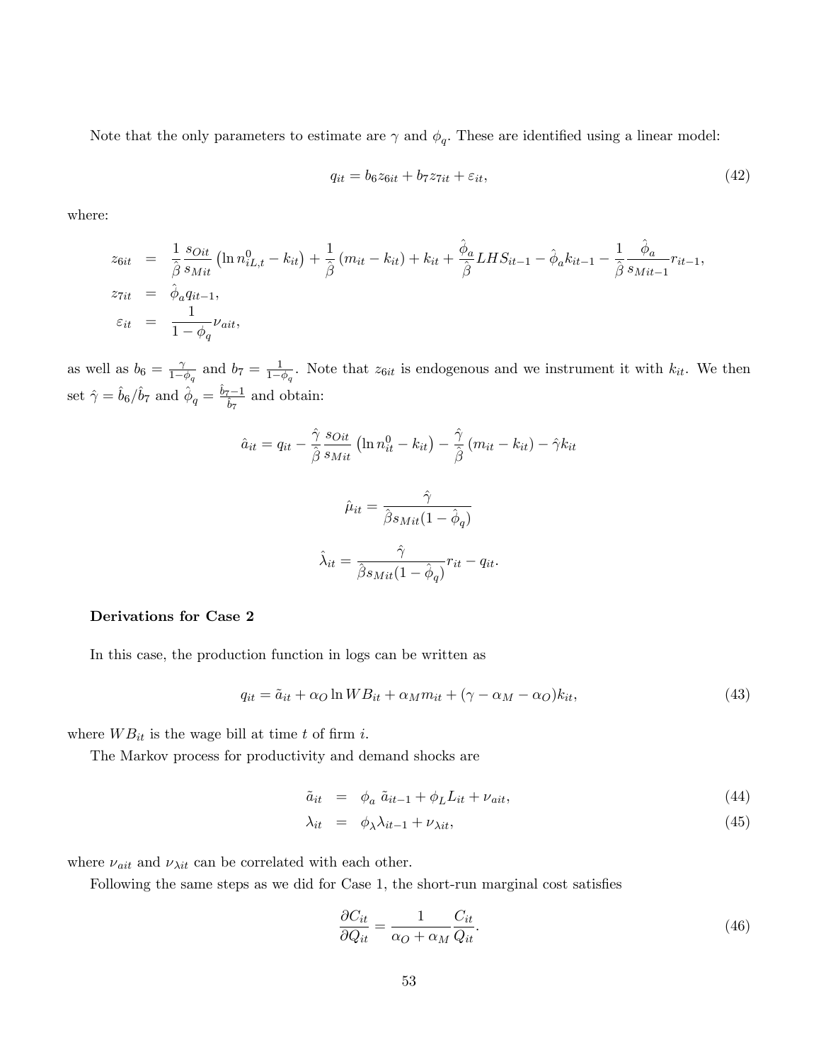Note that the only parameters to estimate are $\gamma$ and $\phi_q$. These are identified using a linear model:

$$q_{it} = b_6 z_{6it} + b_7 z_{7it} + \varepsilon_{it}, \tag{42}$$

where:

$$
\begin{aligned}
z_{6it} &= \frac{1}{\hat{\beta}} \frac{s_{Oit}}{s_{Mit}} \left( \ln n^0_{iL,t} - k_{it} \right) + \frac{1}{\hat{\beta}} \left( m_{it} - k_{it} \right) + k_{it} + \frac{\hat{\phi}_a}{\hat{\beta}} LHS_{it-1} - \hat{\phi}_a k_{it-1} - \frac{1}{\hat{\beta}} \frac{\hat{\phi}_a}{s_{Mit-1}} r_{it-1}, \\
z_{7it} &= \hat{\phi}_a q_{it-1}, \\
\varepsilon_{it} &= \frac{1}{1-\phi_q} \nu_{ait},
\end{aligned}
$$

as well as $b_6 = \frac{\gamma}{1-\phi_q}$ and $b_7 = \frac{1}{1-\phi_q}$. Note that $z_{6it}$ is endogenous and we instrument it with $k_{it}$. We then set $\hat{\gamma} = \hat{b}_6 / \hat{b}_7$ and $\hat{\phi}_q = \frac{\hat{b}_7 - 1}{\hat{b}_7}$ and obtain:

$$\hat{a}_{it} = q_{it} - \frac{\hat{\gamma}}{\hat{\beta}} \frac{s_{Oit}}{s_{Mit}} \left( \ln n^0_{it} - k_{it} \right) - \frac{\hat{\gamma}}{\hat{\beta}} \left( m_{it} - k_{it} \right) - \hat{\gamma} k_{it}$$

$$\hat{\mu}_{it} = \frac{\hat{\gamma}}{\hat{\beta} s_{Mit} (1 - \hat{\phi}_q)}$$

$$\hat{\lambda}_{it} = \frac{\hat{\gamma}}{\hat{\beta} s_{Mit} (1 - \hat{\phi}_q)} r_{it} - q_{it}.$$

**Derivations for Case 2**

In this case, the production function in logs can be written as

$$q_{it} = \tilde{a}_{it} + \alpha_O \ln WB_{it} + \alpha_M m_{it} + (\gamma - \alpha_M - \alpha_O) k_{it}, \tag{43}$$

where $WB_{it}$ is the wage bill at time $t$ of firm $i$.

The Markov process for productivity and demand shocks are

$$
\begin{aligned}
\tilde{a}_{it} &= \phi_a \, \tilde{a}_{it-1} + \phi_L L_{it} + \nu_{ait}, &(44)\\
\lambda_{it} &= \phi_\lambda \lambda_{it-1} + \nu_{\lambda it}, &(45)
\end{aligned}
$$

where $\nu_{ait}$ and $\nu_{\lambda it}$ can be correlated with each other.

Following the same steps as we did for Case 1, the short-run marginal cost satisfies

$$\frac{\partial C_{it}}{\partial Q_{it}} = \frac{1}{\alpha_O + \alpha_M} \frac{C_{it}}{Q_{it}}. \tag{46}$$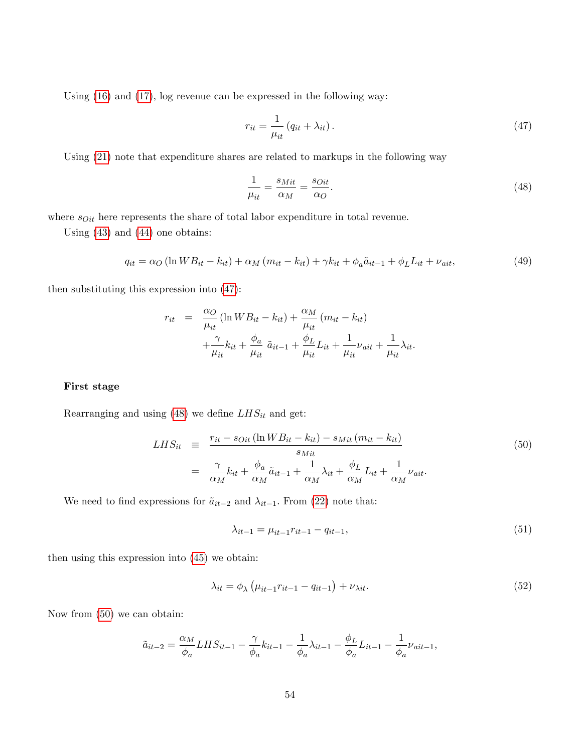Using (16) and (17), log revenue can be expressed in the following way:

$$r_{it} = \frac{1}{\mu_{it}} \left( q_{it} + \lambda_{it} \right). \tag{47}$$

Using (21) note that expenditure shares are related to markups in the following way

$$\frac{1}{\mu_{it}} = \frac{s_{Mit}}{\alpha_M} = \frac{s_{Oit}}{\alpha_O}. \tag{48}$$

where $s_{Oit}$ here represents the share of total labor expenditure in total revenue.

Using (43) and (44) one obtains:

$$q_{it} = \alpha_O \left( \ln WB_{it} - k_{it} \right) + \alpha_M \left( m_{it} - k_{it} \right) + \gamma k_{it} + \phi_a \tilde{a}_{it-1} + \phi_L L_{it} + \nu_{ait}, \tag{49}$$

then substituting this expression into (47):

$$\begin{aligned} r_{it} &= \frac{\alpha_O}{\mu_{it}} \left( \ln WB_{it} - k_{it} \right) + \frac{\alpha_M}{\mu_{it}} \left( m_{it} - k_{it} \right) \\ &\quad + \frac{\gamma}{\mu_{it}} k_{it} + \frac{\phi_a}{\mu_{it}} \tilde{a}_{it-1} + \frac{\phi_L}{\mu_{it}} L_{it} + \frac{1}{\mu_{it}} \nu_{ait} + \frac{1}{\mu_{it}} \lambda_{it}. \end{aligned}$$

**First stage**

Rearranging and using (48) we define $LHS_{it}$ and get:

$$\begin{aligned} LHS_{it} &\equiv \frac{r_{it} - s_{Oit} \left( \ln WB_{it} - k_{it} \right) - s_{Mit} \left( m_{it} - k_{it} \right)}{s_{Mit}} \\ &= \frac{\gamma}{\alpha_M} k_{it} + \frac{\phi_a}{\alpha_M} \tilde{a}_{it-1} + \frac{1}{\alpha_M} \lambda_{it} + \frac{\phi_L}{\alpha_M} L_{it} + \frac{1}{\alpha_M} \nu_{ait}. \end{aligned} \tag{50}$$

We need to find expressions for $\tilde{a}_{it-2}$ and $\lambda_{it-1}$. From (22) note that:

$$\lambda_{it-1} = \mu_{it-1} r_{it-1} - q_{it-1}, \tag{51}$$

then using this expression into (45) we obtain:

$$\lambda_{it} = \phi_\lambda \left( \mu_{it-1} r_{it-1} - q_{it-1} \right) + \nu_{\lambda it}. \tag{52}$$

Now from (50) we can obtain:

$$\tilde{a}_{it-2} = \frac{\alpha_M}{\phi_a} LHS_{it-1} - \frac{\gamma}{\phi_a} k_{it-1} - \frac{1}{\phi_a} \lambda_{it-1} - \frac{\phi_L}{\phi_a} L_{it-1} - \frac{1}{\phi_a} \nu_{ait-1},$$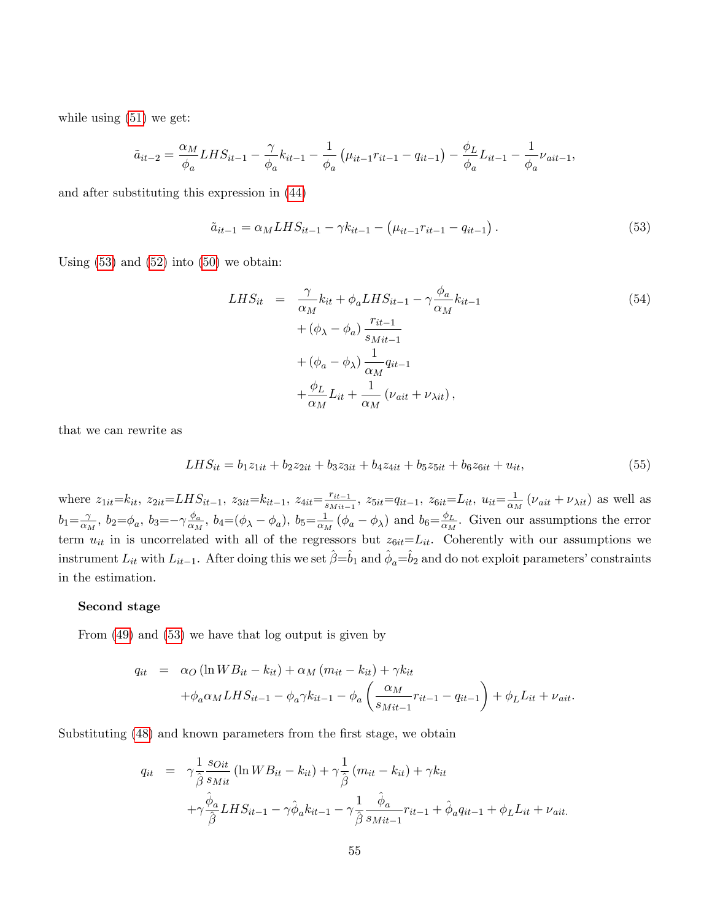while using (51) we get:

$$\tilde{a}_{it-2} = \frac{\alpha_M}{\phi_a} LHS_{it-1} - \frac{\gamma}{\phi_a} k_{it-1} - \frac{1}{\phi_a}\left(\mu_{it-1} r_{it-1} - q_{it-1}\right) - \frac{\phi_L}{\phi_a} L_{it-1} - \frac{1}{\phi_a} \nu_{ait-1},$$

and after substituting this expression in (44)

$$\tilde{a}_{it-1} = \alpha_M LHS_{it-1} - \gamma k_{it-1} - \left(\mu_{it-1} r_{it-1} - q_{it-1}\right). \tag{53}$$

Using (53) and (52) into (50) we obtain:

$$\begin{aligned} LHS_{it} &= \frac{\gamma}{\alpha_M} k_{it} + \phi_a LHS_{it-1} - \gamma \frac{\phi_a}{\alpha_M} k_{it-1} \\ &\quad + \left(\phi_\lambda - \phi_a\right) \frac{r_{it-1}}{s_{Mit-1}} \\ &\quad + \left(\phi_a - \phi_\lambda\right) \frac{1}{\alpha_M} q_{it-1} \\ &\quad + \frac{\phi_L}{\alpha_M} L_{it} + \frac{1}{\alpha_M}\left(\nu_{ait} + \nu_{\lambda it}\right), \end{aligned} \tag{54}$$

that we can rewrite as

$$LHS_{it} = b_1 z_{1it} + b_2 z_{2it} + b_3 z_{3it} + b_4 z_{4it} + b_5 z_{5it} + b_6 z_{6it} + u_{it}, \tag{55}$$

where $z_{1it}=k_{it}$, $z_{2it}=LHS_{it-1}$, $z_{3it}=k_{it-1}$, $z_{4it}=\frac{r_{it-1}}{s_{Mit-1}}$, $z_{5it}=q_{it-1}$, $z_{6it}=L_{it}$, $u_{it}=\frac{1}{\alpha_M}\left(\nu_{ait}+\nu_{\lambda it}\right)$ as well as $b_1=\frac{\gamma}{\alpha_M}$, $b_2=\phi_a$, $b_3=-\gamma\frac{\phi_a}{\alpha_M}$, $b_4=(\phi_\lambda-\phi_a)$, $b_5=\frac{1}{\alpha_M}\left(\phi_a-\phi_\lambda\right)$ and $b_6=\frac{\phi_L}{\alpha_M}$. Given our assumptions the error term $u_{it}$ in is uncorrelated with all of the regressors but $z_{6it}=L_{it}$. Coherently with our assumptions we instrument $L_{it}$ with $L_{it-1}$. After doing this we set $\hat{\beta}=\hat{b}_1$ and $\hat{\phi}_a=\hat{b}_2$ and do not exploit parameters' constraints in the estimation.

**Second stage**

From (49) and (53) we have that log output is given by

$$\begin{aligned} q_{it} &= \alpha_O\left(\ln WB_{it} - k_{it}\right) + \alpha_M\left(m_{it} - k_{it}\right) + \gamma k_{it} \\ &\quad + \phi_a \alpha_M LHS_{it-1} - \phi_a \gamma k_{it-1} - \phi_a\left(\frac{\alpha_M}{s_{Mit-1}} r_{it-1} - q_{it-1}\right) + \phi_L L_{it} + \nu_{ait}. \end{aligned}$$

Substituting (48) and known parameters from the first stage, we obtain

$$\begin{aligned} q_{it} &= \gamma \frac{1}{\hat{\beta}} \frac{s_{Oit}}{s_{Mit}}\left(\ln WB_{it} - k_{it}\right) + \gamma \frac{1}{\hat{\beta}}\left(m_{it} - k_{it}\right) + \gamma k_{it} \\ &\quad + \gamma \frac{\hat{\phi}_a}{\hat{\beta}} LHS_{it-1} - \gamma \hat{\phi}_a k_{it-1} - \gamma \frac{1}{\hat{\beta}} \frac{\hat{\phi}_a}{s_{Mit-1}} r_{it-1} + \hat{\phi}_a q_{it-1} + \phi_L L_{it} + \nu_{ait.} \end{aligned}$$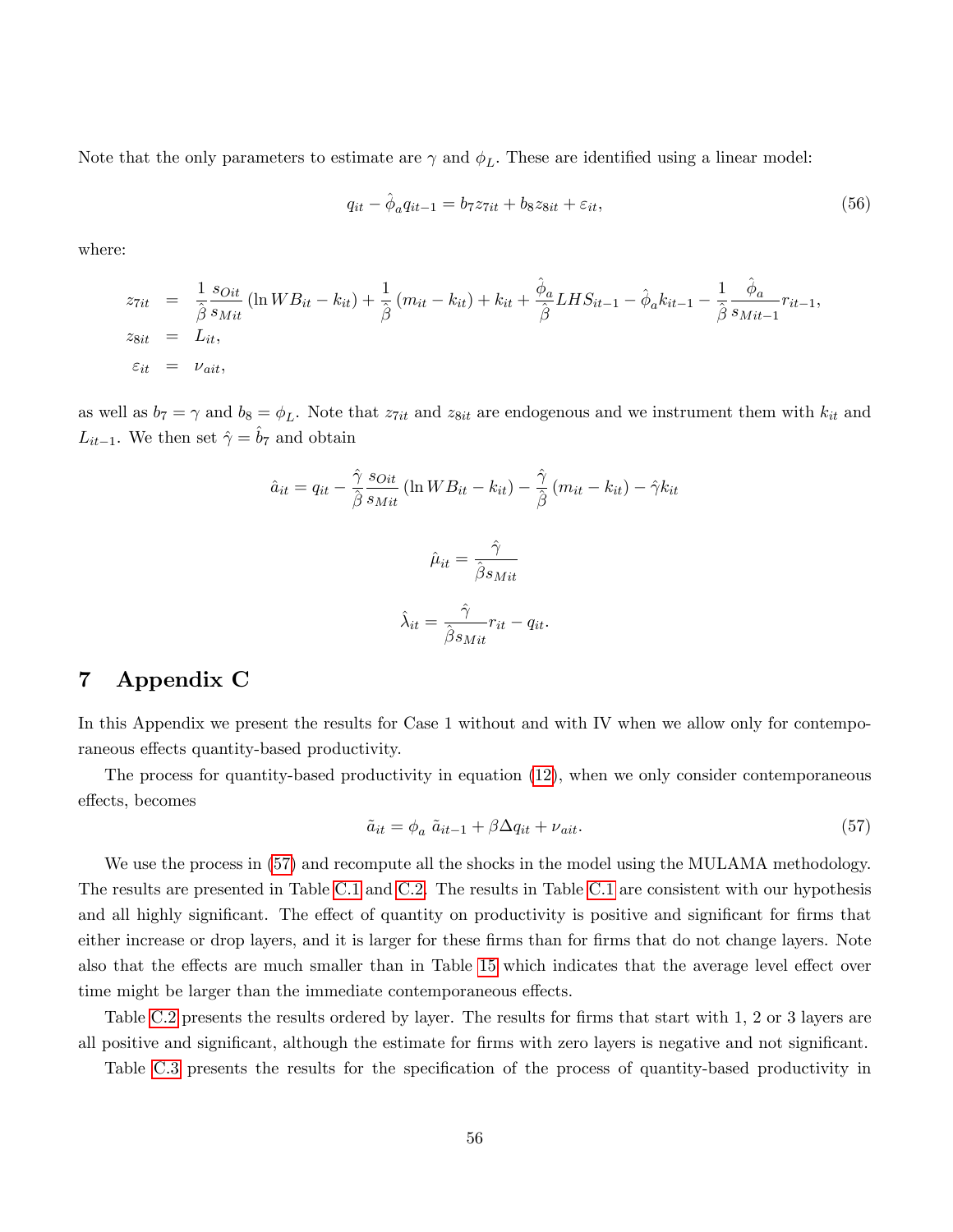Note that the only parameters to estimate are $\gamma$ and $\phi_L$. These are identified using a linear model:

$$q_{it} - \hat{\phi}_a q_{it-1} = b_7 z_{7it} + b_8 z_{8it} + \varepsilon_{it}, \tag{56}$$

where:

$$\begin{aligned}
z_{7it} &= \frac{1}{\hat{\beta}} \frac{s_{Oit}}{s_{Mit}} \left( \ln WB_{it} - k_{it} \right) + \frac{1}{\hat{\beta}} \left( m_{it} - k_{it} \right) + k_{it} + \frac{\hat{\phi}_a}{\hat{\beta}} LHS_{it-1} - \hat{\phi}_a k_{it-1} - \frac{1}{\hat{\beta}} \frac{\hat{\phi}_a}{s_{Mit-1}} r_{it-1}, \\
z_{8it} &= L_{it}, \\
\varepsilon_{it} &= \nu_{ait},
\end{aligned}$$

as well as $b_7 = \gamma$ and $b_8 = \phi_L$. Note that $z_{7it}$ and $z_{8it}$ are endogenous and we instrument them with $k_{it}$ and $L_{it-1}$. We then set $\hat{\gamma} = \hat{b}_7$ and obtain

$$\hat{a}_{it} = q_{it} - \frac{\hat{\gamma}}{\hat{\beta}} \frac{s_{Oit}}{s_{Mit}} \left( \ln WB_{it} - k_{it} \right) - \frac{\hat{\gamma}}{\hat{\beta}} \left( m_{it} - k_{it} \right) - \hat{\gamma} k_{it}$$

$$\hat{\mu}_{it} = \frac{\hat{\gamma}}{\hat{\beta} s_{Mit}}$$

$$\hat{\lambda}_{it} = \frac{\hat{\gamma}}{\hat{\beta} s_{Mit}} r_{it} - q_{it}.$$

# 7 Appendix C

In this Appendix we present the results for Case 1 without and with IV when we allow only for contemporaneous effects quantity-based productivity.

The process for quantity-based productivity in equation (12), when we only consider contemporaneous effects, becomes

$$\tilde{a}_{it} = \phi_a \ \tilde{a}_{it-1} + \beta \Delta q_{it} + \nu_{ait}. \tag{57}$$

We use the process in (57) and recompute all the shocks in the model using the MULAMA methodology. The results are presented in Table C.1 and C.2. The results in Table C.1 are consistent with our hypothesis and all highly significant. The effect of quantity on productivity is positive and significant for firms that either increase or drop layers, and it is larger for these firms than for firms that do not change layers. Note also that the effects are much smaller than in Table 15 which indicates that the average level effect over time might be larger than the immediate contemporaneous effects.

Table C.2 presents the results ordered by layer. The results for firms that start with 1, 2 or 3 layers are all positive and significant, although the estimate for firms with zero layers is negative and not significant.

Table C.3 presents the results for the specification of the process of quantity-based productivity in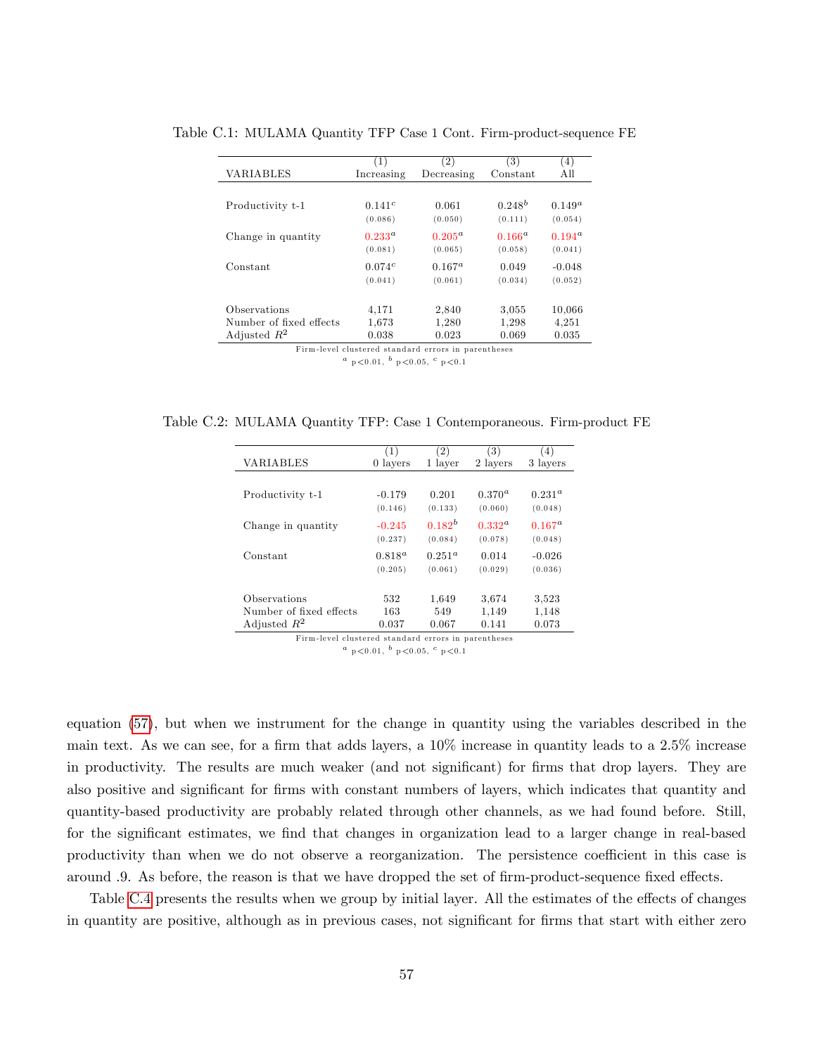Table C.1: MULAMA Quantity TFP Case 1 Cont. Firm-product-sequence FE

| VARIABLES | (1) Increasing | (2) Decreasing | (3) Constant | (4) All |
|---|---|---|---|---|
| Productivity t-1 | 0.141[c] | 0.061 | 0.248[b] | 0.149[a] |
| | (0.086) | (0.050) | (0.111) | (0.054) |
| Change in quantity | 0.233[a] | 0.205[a] | 0.166[a] | 0.194[a] |
| | (0.081) | (0.065) | (0.058) | (0.041) |
| Constant | 0.074[c] | 0.167[a] | 0.049 | -0.048 |
| | (0.041) | (0.061) | (0.034) | (0.052) |
| Observations | 4,171 | 2,840 | 3,055 | 10,066 |
| Number of fixed effects | 1,673 | 1,280 | 1,298 | 4,251 |
| Adjusted $R^2$ | 0.038 | 0.023 | 0.069 | 0.035 |

Firm-level clustered standard errors in parentheses

[a] p<0.01, [b] p<0.05, [c] p<0.1

Table C.2: MULAMA Quantity TFP: Case 1 Contemporaneous. Firm-product FE

| VARIABLES | (1) 0 layers | (2) 1 layer | (3) 2 layers | (4) 3 layers |
|---|---|---|---|---|
| Productivity t-1 | -0.179 | 0.201 | 0.370[a] | 0.231[a] |
| | (0.146) | (0.133) | (0.060) | (0.048) |
| Change in quantity | -0.245 | 0.182[b] | 0.332[a] | 0.167[a] |
| | (0.237) | (0.084) | (0.078) | (0.048) |
| Constant | 0.818[a] | 0.251[a] | 0.014 | -0.026 |
| | (0.205) | (0.061) | (0.029) | (0.036) |
| Observations | 532 | 1,649 | 3,674 | 3,523 |
| Number of fixed effects | 163 | 549 | 1,149 | 1,148 |
| Adjusted $R^2$ | 0.037 | 0.067 | 0.141 | 0.073 |

Firm-level clustered standard errors in parentheses

[a] p<0.01, [b] p<0.05, [c] p<0.1

equation (57), but when we instrument for the change in quantity using the variables described in the main text. As we can see, for a firm that adds layers, a 10% increase in quantity leads to a 2.5% increase in productivity. The results are much weaker (and not significant) for firms that drop layers. They are also positive and significant for firms with constant numbers of layers, which indicates that quantity and quantity-based productivity are probably related through other channels, as we had found before. Still, for the significant estimates, we find that changes in organization lead to a larger change in real-based productivity than when we do not observe a reorganization. The persistence coefficient in this case is around .9. As before, the reason is that we have dropped the set of firm-product-sequence fixed effects.

Table C.4 presents the results when we group by initial layer. All the estimates of the effects of changes in quantity are positive, although as in previous cases, not significant for firms that start with either zero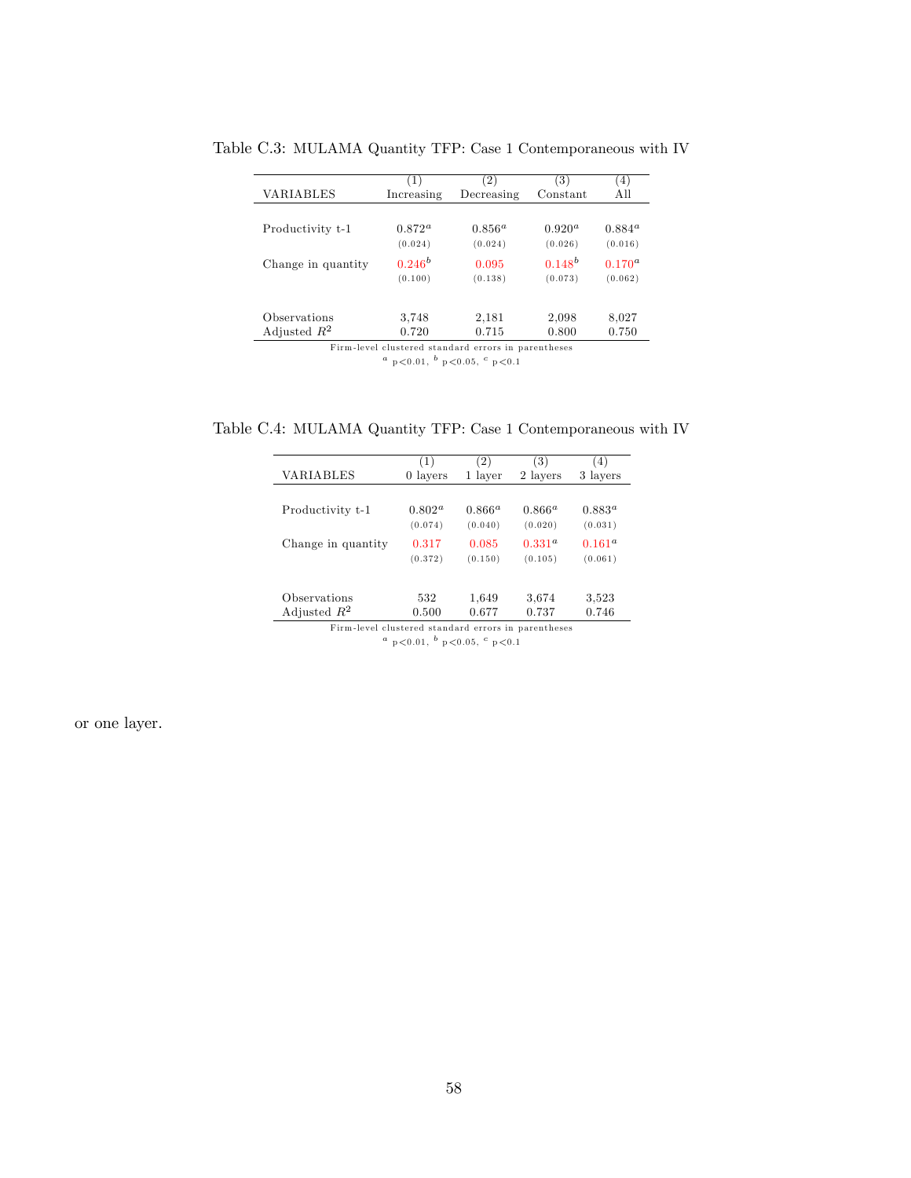Table C.3: MULAMA Quantity TFP: Case 1 Contemporaneous with IV

| VARIABLES | (1) Increasing | (2) Decreasing | (3) Constant | (4) All |
|---|---|---|---|---|
| Productivity t-1 | 0.872[a] | 0.856[a] | 0.920[a] | 0.884[a] |
| | (0.024) | (0.024) | (0.026) | (0.016) |
| Change in quantity | 0.246[b] | 0.095 | 0.148[b] | 0.170[a] |
| | (0.100) | (0.138) | (0.073) | (0.062) |
| Observations | 3,748 | 2,181 | 2,098 | 8,027 |
| Adjusted $R^2$ | 0.720 | 0.715 | 0.800 | 0.750 |

Firm-level clustered standard errors in parentheses
[a] $p<0.01$, [b] $p<0.05$, [c] $p<0.1$

Table C.4: MULAMA Quantity TFP: Case 1 Contemporaneous with IV

| VARIABLES | (1) 0 layers | (2) 1 layer | (3) 2 layers | (4) 3 layers |
|---|---|---|---|---|
| Productivity t-1 | 0.802[a] | 0.866[a] | 0.866[a] | 0.883[a] |
| | (0.074) | (0.040) | (0.020) | (0.031) |
| Change in quantity | 0.317 | 0.085 | 0.331[a] | 0.161[a] |
| | (0.372) | (0.150) | (0.105) | (0.061) |
| Observations | 532 | 1,649 | 3,674 | 3,523 |
| Adjusted $R^2$ | 0.500 | 0.677 | 0.737 | 0.746 |

Firm-level clustered standard errors in parentheses
[a] $p<0.01$, [b] $p<0.05$, [c] $p<0.1$

or one layer.